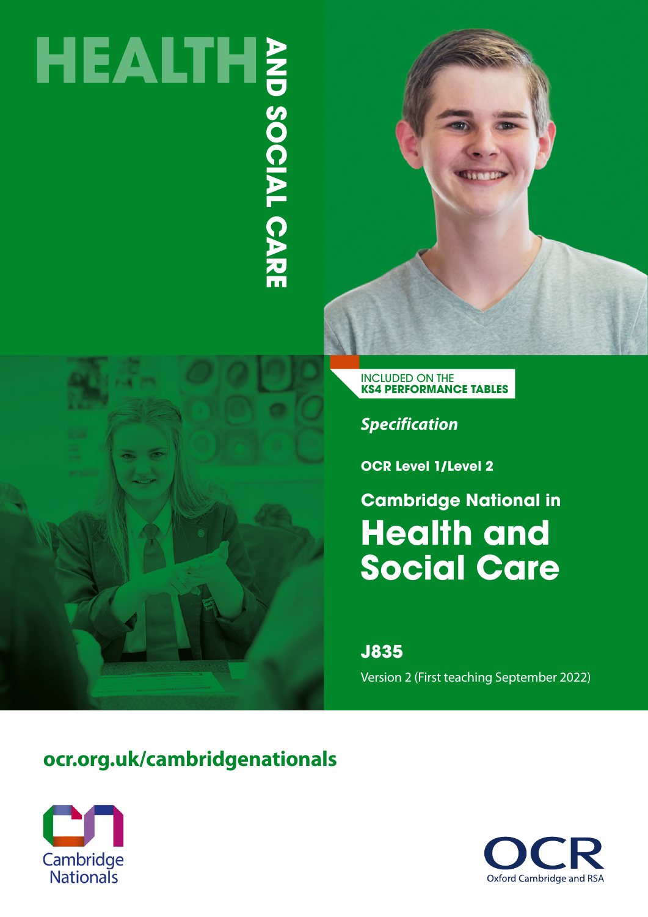# HEALTH AND SOCIAL CARE

INCLUDED ON THE
**KS4 PERFORMANCE TABLES**

***Specification***

**OCR Level 1/Level 2**

## Cambridge National in
# Health and Social Care

**J835**

Version 2 (First teaching September 2022)

**ocr.org.uk/cambridgenationals**

Cambridge Nationals

OCR
Oxford Cambridge and RSA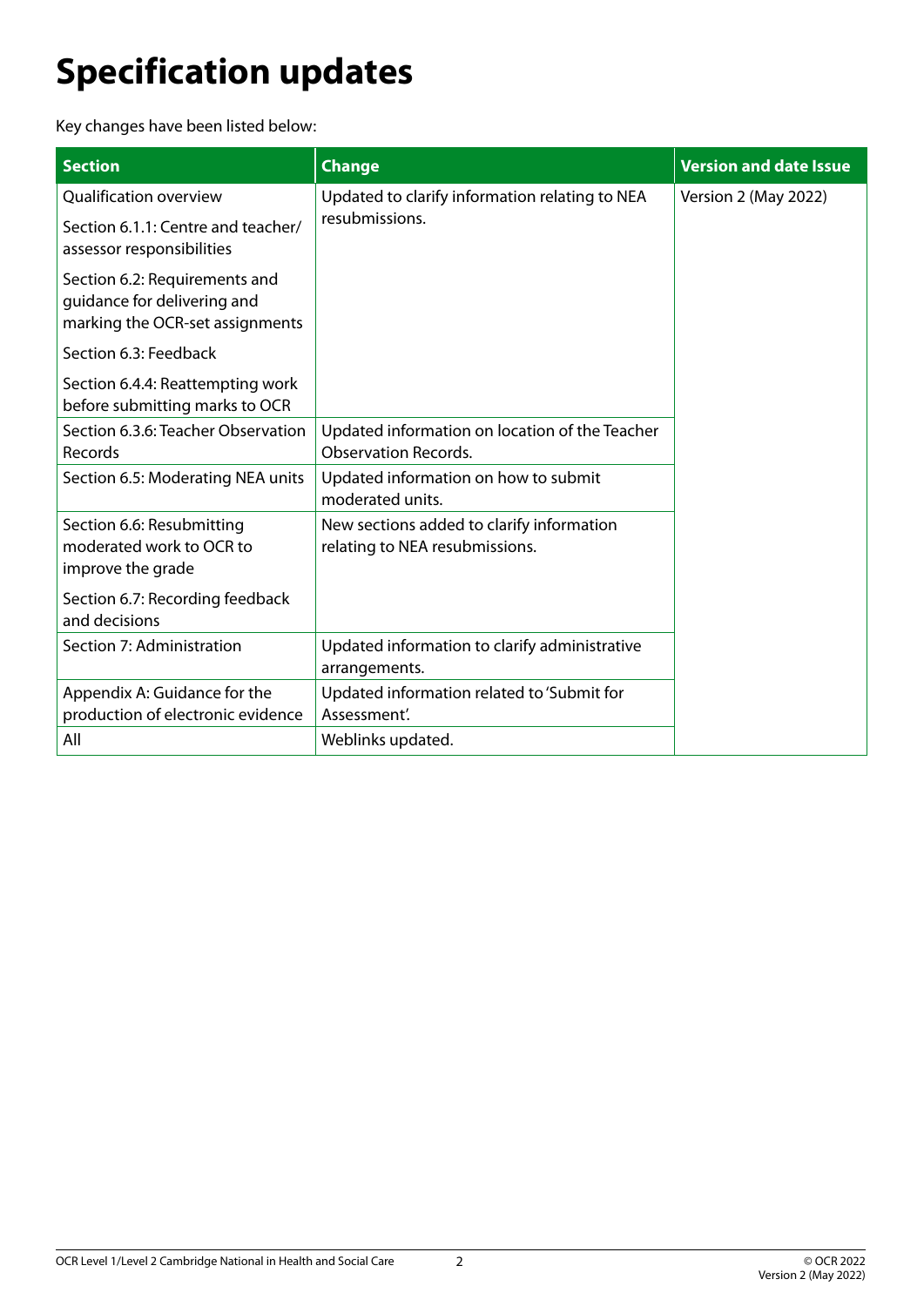# Specification updates

Key changes have been listed below:

| Section | Change | Version and date Issue |
|---|---|---|
| Qualification overview<br>Section 6.1.1: Centre and teacher/ assessor responsibilities<br>Section 6.2: Requirements and guidance for delivering and marking the OCR-set assignments<br>Section 6.3: Feedback<br>Section 6.4.4: Reattempting work before submitting marks to OCR | Updated to clarify information relating to NEA resubmissions. | Version 2 (May 2022) |
| Section 6.3.6: Teacher Observation Records | Updated information on location of the Teacher Observation Records. | |
| Section 6.5: Moderating NEA units | Updated information on how to submit moderated units. | |
| Section 6.6: Resubmitting moderated work to OCR to improve the grade<br>Section 6.7: Recording feedback and decisions | New sections added to clarify information relating to NEA resubmissions. | |
| Section 7: Administration | Updated information to clarify administrative arrangements. | |
| Appendix A: Guidance for the production of electronic evidence | Updated information related to 'Submit for Assessment'. | |
| All | Weblinks updated. | |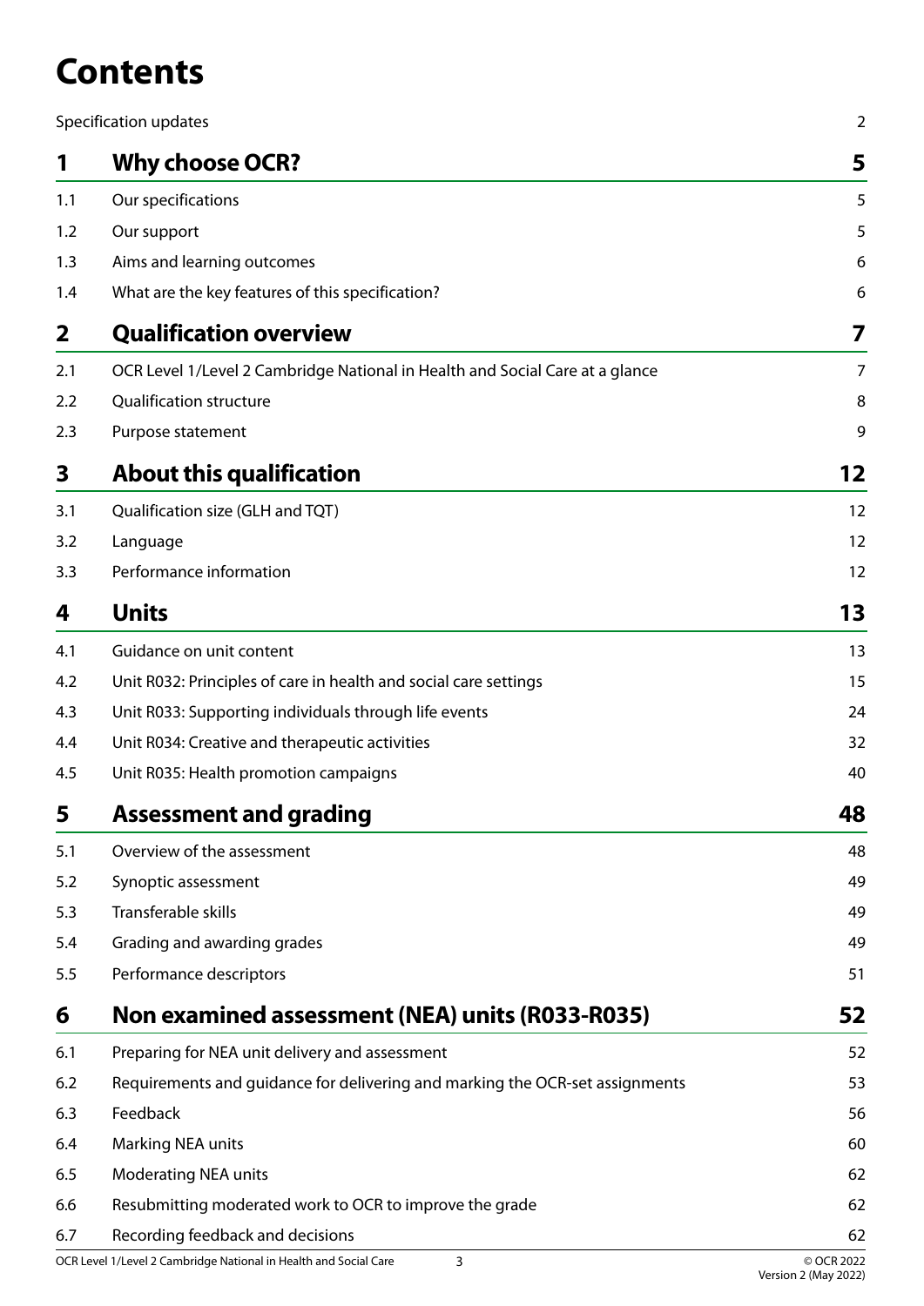# Contents

| | | |
|---|---|---|
| Specification updates | | 2 |
| **1** | **Why choose OCR?** | **5** |
| 1.1 | Our specifications | 5 |
| 1.2 | Our support | 5 |
| 1.3 | Aims and learning outcomes | 6 |
| 1.4 | What are the key features of this specification? | 6 |
| **2** | **Qualification overview** | **7** |
| 2.1 | OCR Level 1/Level 2 Cambridge National in Health and Social Care at a glance | 7 |
| 2.2 | Qualification structure | 8 |
| 2.3 | Purpose statement | 9 |
| **3** | **About this qualification** | **12** |
| 3.1 | Qualification size (GLH and TQT) | 12 |
| 3.2 | Language | 12 |
| 3.3 | Performance information | 12 |
| **4** | **Units** | **13** |
| 4.1 | Guidance on unit content | 13 |
| 4.2 | Unit R032: Principles of care in health and social care settings | 15 |
| 4.3 | Unit R033: Supporting individuals through life events | 24 |
| 4.4 | Unit R034: Creative and therapeutic activities | 32 |
| 4.5 | Unit R035: Health promotion campaigns | 40 |
| **5** | **Assessment and grading** | **48** |
| 5.1 | Overview of the assessment | 48 |
| 5.2 | Synoptic assessment | 49 |
| 5.3 | Transferable skills | 49 |
| 5.4 | Grading and awarding grades | 49 |
| 5.5 | Performance descriptors | 51 |
| **6** | **Non examined assessment (NEA) units (R033-R035)** | **52** |
| 6.1 | Preparing for NEA unit delivery and assessment | 52 |
| 6.2 | Requirements and guidance for delivering and marking the OCR-set assignments | 53 |
| 6.3 | Feedback | 56 |
| 6.4 | Marking NEA units | 60 |
| 6.5 | Moderating NEA units | 62 |
| 6.6 | Resubmitting moderated work to OCR to improve the grade | 62 |
| 6.7 | Recording feedback and decisions | 62 |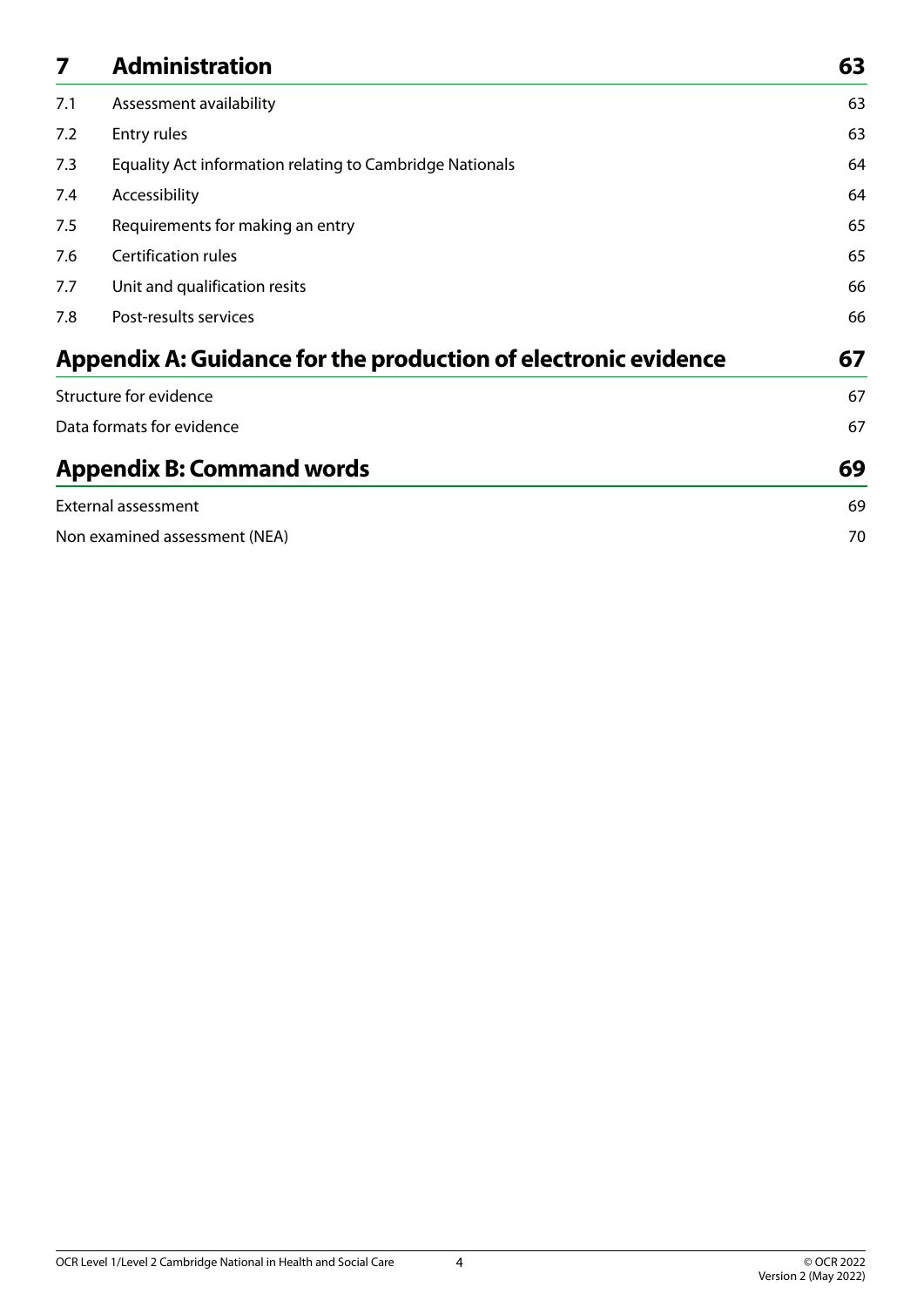| | | |
|---|---|---|
| **7** | **Administration** | **63** |
| 7.1 | Assessment availability | 63 |
| 7.2 | Entry rules | 63 |
| 7.3 | Equality Act information relating to Cambridge Nationals | 64 |
| 7.4 | Accessibility | 64 |
| 7.5 | Requirements for making an entry | 65 |
| 7.6 | Certification rules | 65 |
| 7.7 | Unit and qualification resits | 66 |
| 7.8 | Post-results services | 66 |

| | |
|---|---|
| **Appendix A: Guidance for the production of electronic evidence** | **67** |
| Structure for evidence | 67 |
| Data formats for evidence | 67 |

| | |
|---|---|
| **Appendix B: Command words** | **69** |
| External assessment | 69 |
| Non examined assessment (NEA) | 70 |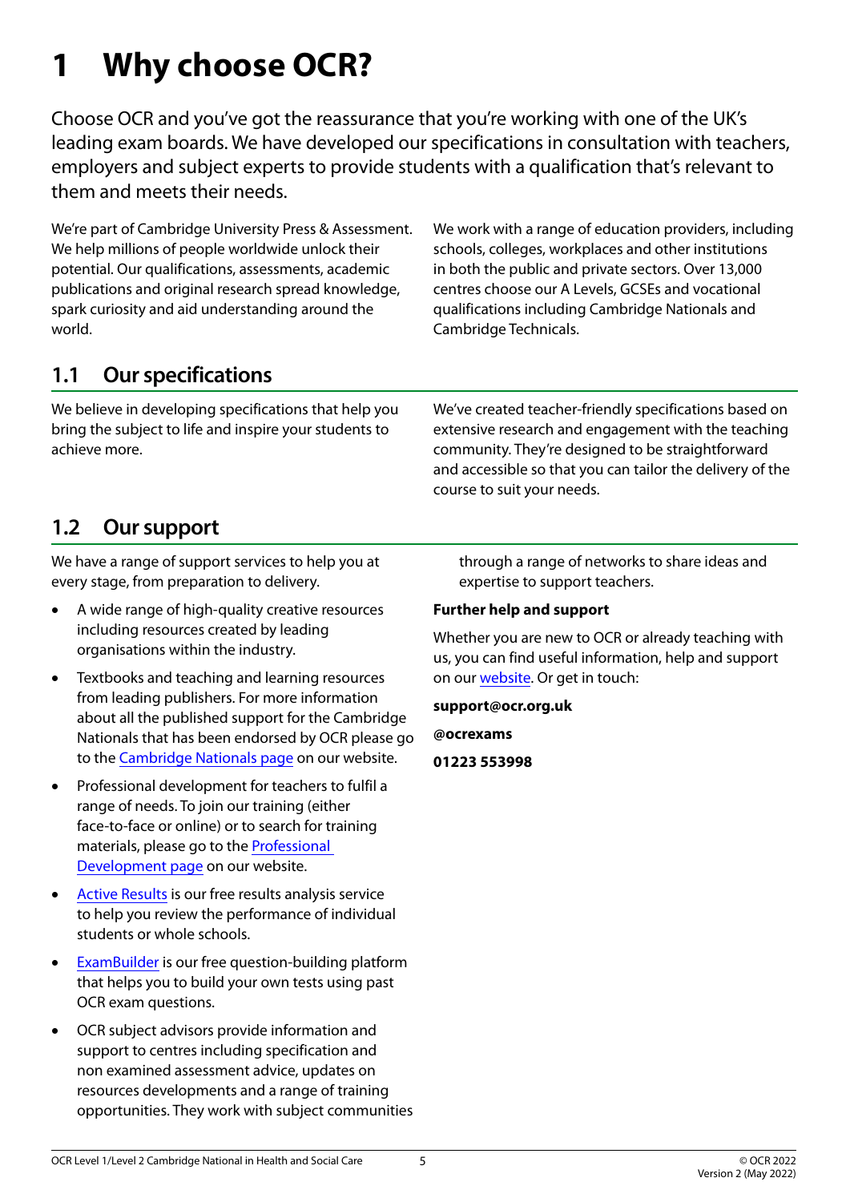# 1 Why choose OCR?

Choose OCR and you've got the reassurance that you're working with one of the UK's leading exam boards. We have developed our specifications in consultation with teachers, employers and subject experts to provide students with a qualification that's relevant to them and meets their needs.

We're part of Cambridge University Press & Assessment. We help millions of people worldwide unlock their potential. Our qualifications, assessments, academic publications and original research spread knowledge, spark curiosity and aid understanding around the world.

We work with a range of education providers, including schools, colleges, workplaces and other institutions in both the public and private sectors. Over 13,000 centres choose our A Levels, GCSEs and vocational qualifications including Cambridge Nationals and Cambridge Technicals.

## 1.1 Our specifications

We believe in developing specifications that help you bring the subject to life and inspire your students to achieve more.

We've created teacher-friendly specifications based on extensive research and engagement with the teaching community. They're designed to be straightforward and accessible so that you can tailor the delivery of the course to suit your needs.

## 1.2 Our support

We have a range of support services to help you at every stage, from preparation to delivery.

- A wide range of high-quality creative resources including resources created by leading organisations within the industry.
- Textbooks and teaching and learning resources from leading publishers. For more information about all the published support for the Cambridge Nationals that has been endorsed by OCR please go to the Cambridge Nationals page on our website.
- Professional development for teachers to fulfil a range of needs. To join our training (either face-to-face or online) or to search for training materials, please go to the Professional Development page on our website.
- Active Results is our free results analysis service to help you review the performance of individual students or whole schools.
- ExamBuilder is our free question-building platform that helps you to build your own tests using past OCR exam questions.
- OCR subject advisors provide information and support to centres including specification and non examined assessment advice, updates on resources developments and a range of training opportunities. They work with subject communities through a range of networks to share ideas and expertise to support teachers.

**Further help and support**

Whether you are new to OCR or already teaching with us, you can find useful information, help and support on our website. Or get in touch:

**support@ocr.org.uk**

**@ocrexams**

**01223 553998**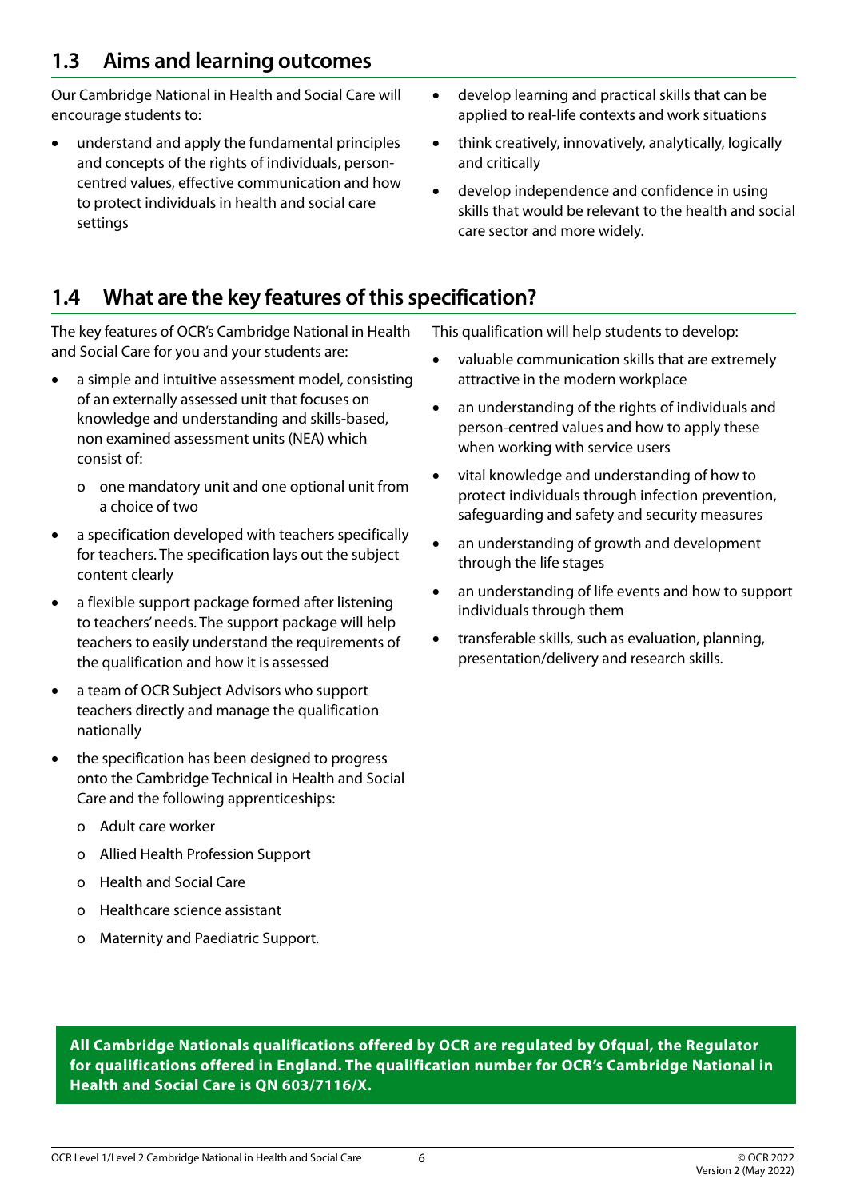## 1.3 Aims and learning outcomes

Our Cambridge National in Health and Social Care will encourage students to:

- understand and apply the fundamental principles and concepts of the rights of individuals, person-centred values, effective communication and how to protect individuals in health and social care settings
- develop learning and practical skills that can be applied to real-life contexts and work situations
- think creatively, innovatively, analytically, logically and critically
- develop independence and confidence in using skills that would be relevant to the health and social care sector and more widely.

## 1.4 What are the key features of this specification?

The key features of OCR's Cambridge National in Health and Social Care for you and your students are:

- a simple and intuitive assessment model, consisting of an externally assessed unit that focuses on knowledge and understanding and skills-based, non examined assessment units (NEA) which consist of:
  - one mandatory unit and one optional unit from a choice of two
- a specification developed with teachers specifically for teachers. The specification lays out the subject content clearly
- a flexible support package formed after listening to teachers' needs. The support package will help teachers to easily understand the requirements of the qualification and how it is assessed
- a team of OCR Subject Advisors who support teachers directly and manage the qualification nationally
- the specification has been designed to progress onto the Cambridge Technical in Health and Social Care and the following apprenticeships:
  - Adult care worker
  - Allied Health Profession Support
  - Health and Social Care
  - Healthcare science assistant
  - Maternity and Paediatric Support.

This qualification will help students to develop:

- valuable communication skills that are extremely attractive in the modern workplace
- an understanding of the rights of individuals and person-centred values and how to apply these when working with service users
- vital knowledge and understanding of how to protect individuals through infection prevention, safeguarding and safety and security measures
- an understanding of growth and development through the life stages
- an understanding of life events and how to support individuals through them
- transferable skills, such as evaluation, planning, presentation/delivery and research skills.

**All Cambridge Nationals qualifications offered by OCR are regulated by Ofqual, the Regulator for qualifications offered in England. The qualification number for OCR's Cambridge National in Health and Social Care is QN 603/7116/X.**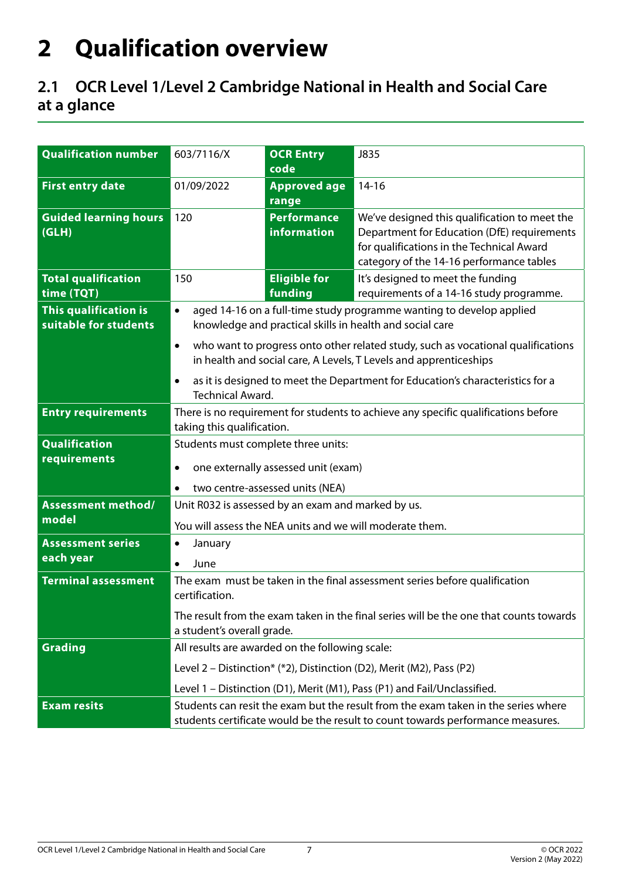# 2 Qualification overview

## 2.1 OCR Level 1/Level 2 Cambridge National in Health and Social Care at a glance

| **Qualification number** | 603/7116/X | **OCR Entry code** | J835 |
|---|---|---|---|
| **First entry date** | 01/09/2022 | **Approved age range** | 14-16 |
| **Guided learning hours (GLH)** | 120 | **Performance information** | We've designed this qualification to meet the Department for Education (DfE) requirements for qualifications in the Technical Award category of the 14-16 performance tables |
| **Total qualification time (TQT)** | 150 | **Eligible for funding** | It's designed to meet the funding requirements of a 14-16 study programme. |
| **This qualification is suitable for students** | • aged 14-16 on a full-time study programme wanting to develop applied knowledge and practical skills in health and social care<br>• who want to progress onto other related study, such as vocational qualifications in health and social care, A Levels, T Levels and apprenticeships<br>• as it is designed to meet the Department for Education's characteristics for a Technical Award. | | |
| **Entry requirements** | There is no requirement for students to achieve any specific qualifications before taking this qualification. | | |
| **Qualification requirements** | Students must complete three units:<br>• one externally assessed unit (exam)<br>• two centre-assessed units (NEA) | | |
| **Assessment method/ model** | Unit R032 is assessed by an exam and marked by us.<br>You will assess the NEA units and we will moderate them. | | |
| **Assessment series each year** | • January<br>• June | | |
| **Terminal assessment** | The exam must be taken in the final assessment series before qualification certification.<br>The result from the exam taken in the final series will be the one that counts towards a student's overall grade. | | |
| **Grading** | All results are awarded on the following scale:<br>Level 2 – Distinction* (*2), Distinction (D2), Merit (M2), Pass (P2)<br>Level 1 – Distinction (D1), Merit (M1), Pass (P1) and Fail/Unclassified. | | |
| **Exam resits** | Students can resit the exam but the result from the exam taken in the series where students certificate would be the result to count towards performance measures. | | |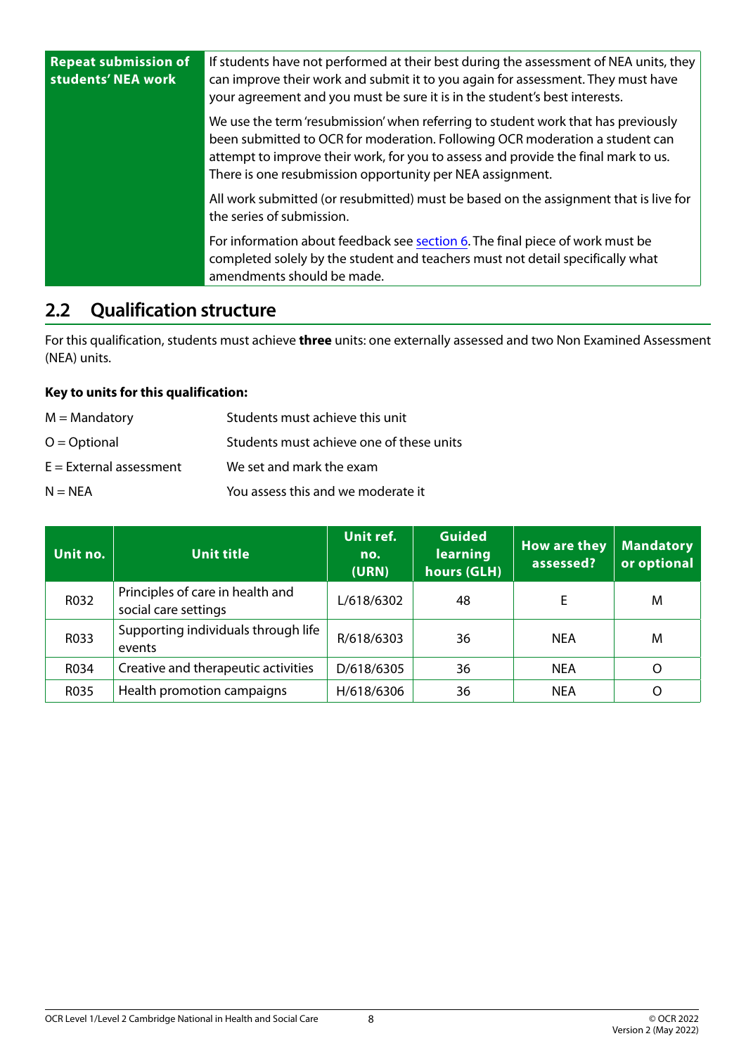| Repeat submission of students' NEA work | If students have not performed at their best during the assessment of NEA units, they can improve their work and submit it to you again for assessment. They must have your agreement and you must be sure it is in the student's best interests.<br><br>We use the term 'resubmission' when referring to student work that has previously been submitted to OCR for moderation. Following OCR moderation a student can attempt to improve their work, for you to assess and provide the final mark to us. There is one resubmission opportunity per NEA assignment.<br><br>All work submitted (or resubmitted) must be based on the assignment that is live for the series of submission.<br><br>For information about feedback see section 6. The final piece of work must be completed solely by the student and teachers must not detail specifically what amendments should be made. |
|---|---|

## 2.2 Qualification structure

For this qualification, students must achieve **three** units: one externally assessed and two Non Examined Assessment (NEA) units.

**Key to units for this qualification:**

M = Mandatory — Students must achieve this unit

O = Optional — Students must achieve one of these units

E = External assessment — We set and mark the exam

N = NEA — You assess this and we moderate it

| Unit no. | Unit title | Unit ref. no. (URN) | Guided learning hours (GLH) | How are they assessed? | Mandatory or optional |
|---|---|---|---|---|---|
| R032 | Principles of care in health and social care settings | L/618/6302 | 48 | E | M |
| R033 | Supporting individuals through life events | R/618/6303 | 36 | NEA | M |
| R034 | Creative and therapeutic activities | D/618/6305 | 36 | NEA | O |
| R035 | Health promotion campaigns | H/618/6306 | 36 | NEA | O |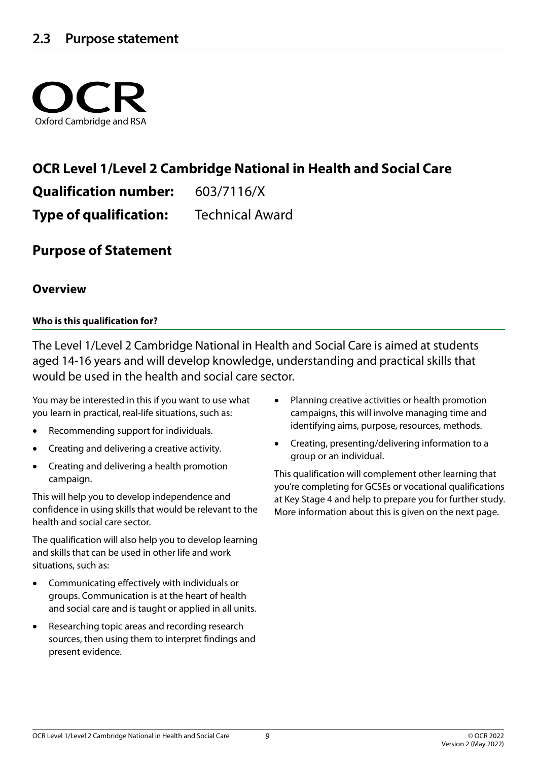## 2.3 Purpose statement

OCR
Oxford Cambridge and RSA

### OCR Level 1/Level 2 Cambridge National in Health and Social Care

**Qualification number:** 603/7116/X

**Type of qualification:** Technical Award

### Purpose of Statement

#### Overview

**Who is this qualification for?**

The Level 1/Level 2 Cambridge National in Health and Social Care is aimed at students aged 14-16 years and will develop knowledge, understanding and practical skills that would be used in the health and social care sector.

You may be interested in this if you want to use what you learn in practical, real-life situations, such as:

- Recommending support for individuals.
- Creating and delivering a creative activity.
- Creating and delivering a health promotion campaign.

This will help you to develop independence and confidence in using skills that would be relevant to the health and social care sector.

The qualification will also help you to develop learning and skills that can be used in other life and work situations, such as:

- Communicating effectively with individuals or groups. Communication is at the heart of health and social care and is taught or applied in all units.
- Researching topic areas and recording research sources, then using them to interpret findings and present evidence.
- Planning creative activities or health promotion campaigns, this will involve managing time and identifying aims, purpose, resources, methods.
- Creating, presenting/delivering information to a group or an individual.

This qualification will complement other learning that you're completing for GCSEs or vocational qualifications at Key Stage 4 and help to prepare you for further study. More information about this is given on the next page.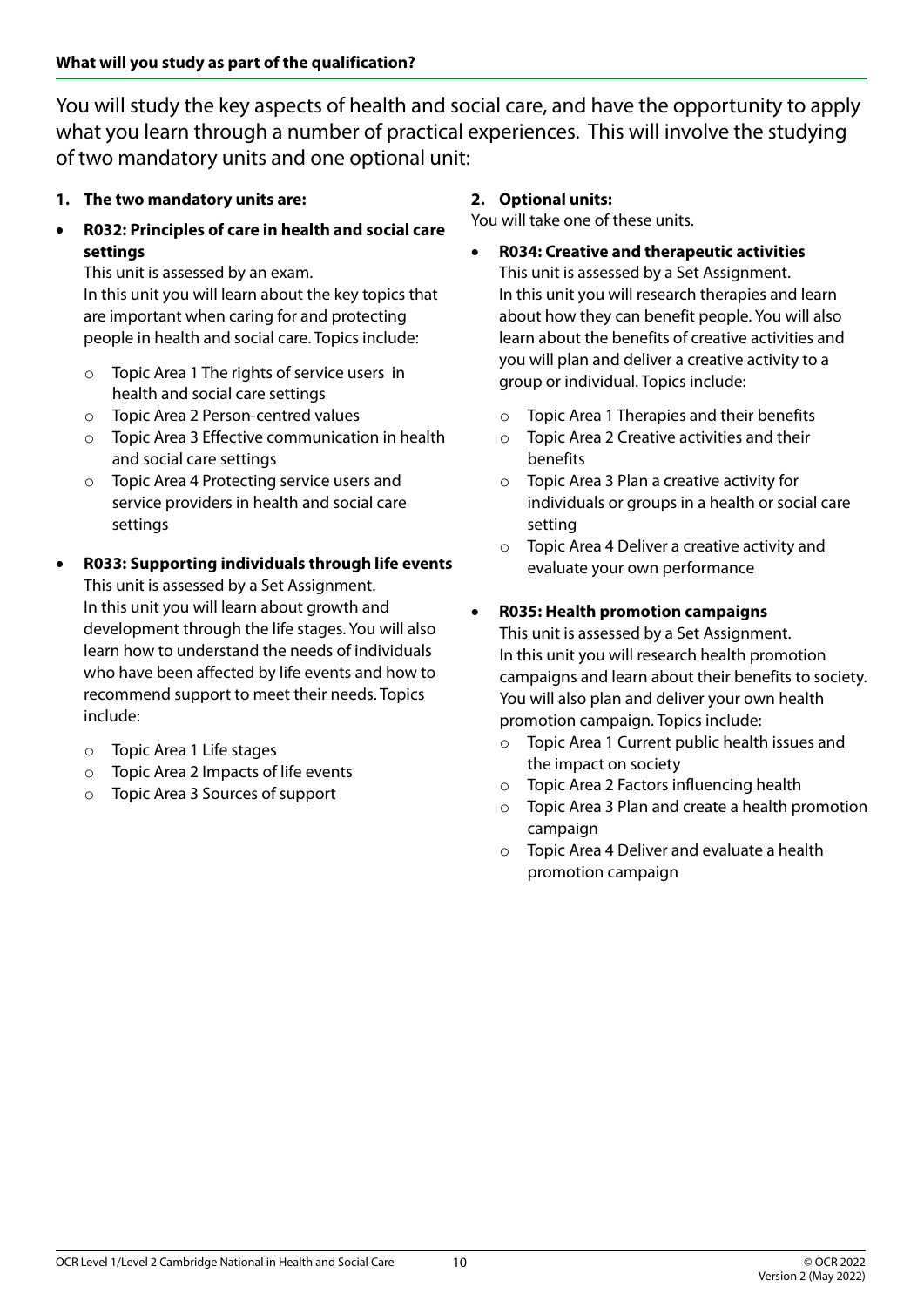**What will you study as part of the qualification?**

You will study the key aspects of health and social care, and have the opportunity to apply what you learn through a number of practical experiences. This will involve the studying of two mandatory units and one optional unit:

**1. The two mandatory units are:**

- **R032: Principles of care in health and social care settings**
  This unit is assessed by an exam.
  In this unit you will learn about the key topics that are important when caring for and protecting people in health and social care. Topics include:
  - Topic Area 1 The rights of service users in health and social care settings
  - Topic Area 2 Person-centred values
  - Topic Area 3 Effective communication in health and social care settings
  - Topic Area 4 Protecting service users and service providers in health and social care settings

- **R033: Supporting individuals through life events**
  This unit is assessed by a Set Assignment.
  In this unit you will learn about growth and development through the life stages. You will also learn how to understand the needs of individuals who have been affected by life events and how to recommend support to meet their needs. Topics include:
  - Topic Area 1 Life stages
  - Topic Area 2 Impacts of life events
  - Topic Area 3 Sources of support

**2. Optional units:**

You will take one of these units.

- **R034: Creative and therapeutic activities**
  This unit is assessed by a Set Assignment.
  In this unit you will research therapies and learn about how they can benefit people. You will also learn about the benefits of creative activities and you will plan and deliver a creative activity to a group or individual. Topics include:
  - Topic Area 1 Therapies and their benefits
  - Topic Area 2 Creative activities and their benefits
  - Topic Area 3 Plan a creative activity for individuals or groups in a health or social care setting
  - Topic Area 4 Deliver a creative activity and evaluate your own performance

- **R035: Health promotion campaigns**
  This unit is assessed by a Set Assignment.
  In this unit you will research health promotion campaigns and learn about their benefits to society. You will also plan and deliver your own health promotion campaign. Topics include:
  - Topic Area 1 Current public health issues and the impact on society
  - Topic Area 2 Factors influencing health
  - Topic Area 3 Plan and create a health promotion campaign
  - Topic Area 4 Deliver and evaluate a health promotion campaign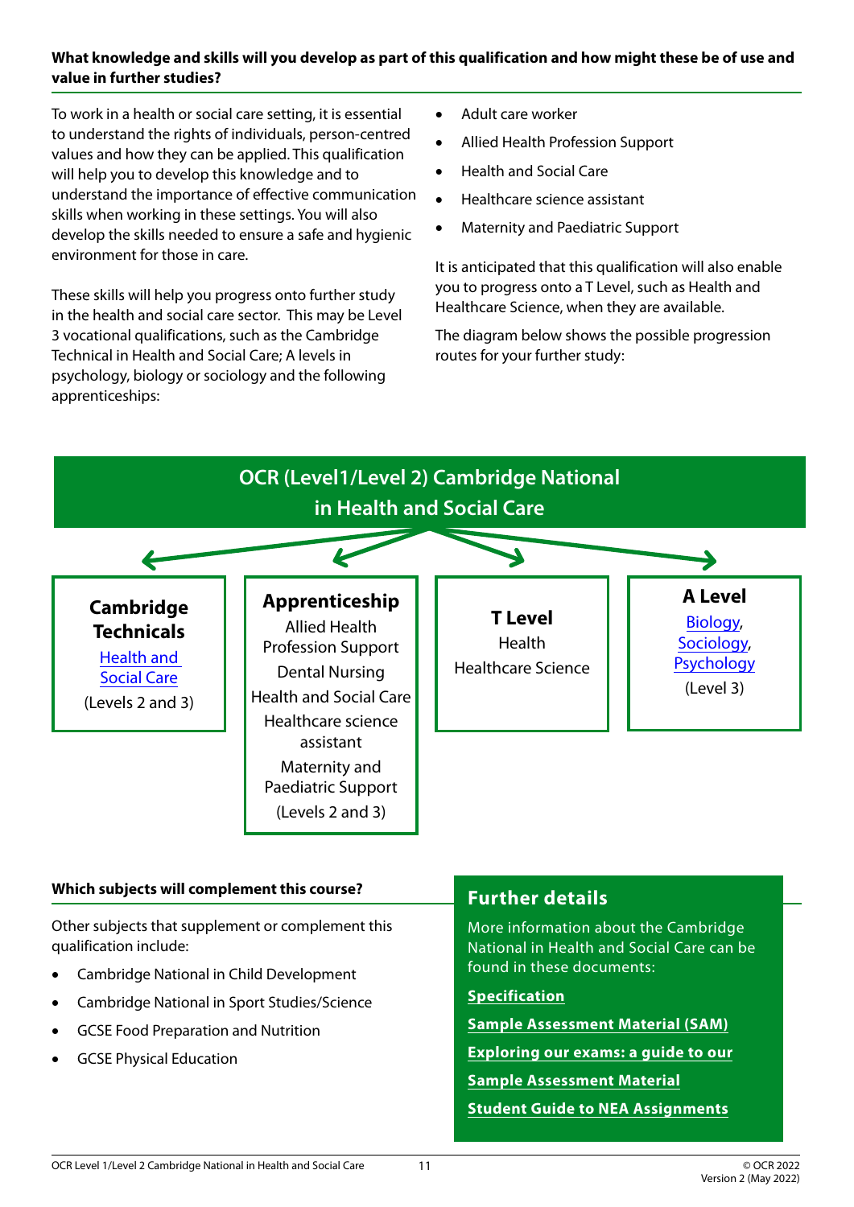**What knowledge and skills will you develop as part of this qualification and how might these be of use and value in further studies?**

To work in a health or social care setting, it is essential to understand the rights of individuals, person-centred values and how they can be applied. This qualification will help you to develop this knowledge and to understand the importance of effective communication skills when working in these settings. You will also develop the skills needed to ensure a safe and hygienic environment for those in care.

These skills will help you progress onto further study in the health and social care sector. This may be Level 3 vocational qualifications, such as the Cambridge Technical in Health and Social Care; A levels in psychology, biology or sociology and the following apprenticeships:

- Adult care worker
- Allied Health Profession Support
- Health and Social Care
- Healthcare science assistant
- Maternity and Paediatric Support

It is anticipated that this qualification will also enable you to progress onto a T Level, such as Health and Healthcare Science, when they are available.

The diagram below shows the possible progression routes for your further study:

**OCR (Level1/Level 2) Cambridge National in Health and Social Care**

| Cambridge Technicals | Apprenticeship | T Level | A Level |
|---|---|---|---|
| Health and Social Care (Levels 2 and 3) | Allied Health Profession Support<br>Dental Nursing<br>Health and Social Care<br>Healthcare science assistant<br>Maternity and Paediatric Support<br>(Levels 2 and 3) | Health<br>Healthcare Science | Biology, Sociology, Psychology (Level 3) |

**Which subjects will complement this course?**

Other subjects that supplement or complement this qualification include:

- Cambridge National in Child Development
- Cambridge National in Sport Studies/Science
- GCSE Food Preparation and Nutrition
- GCSE Physical Education

## Further details

More information about the Cambridge National in Health and Social Care can be found in these documents:

**Specification**

**Sample Assessment Material (SAM)**

**Exploring our exams: a guide to our Sample Assessment Material**

**Student Guide to NEA Assignments**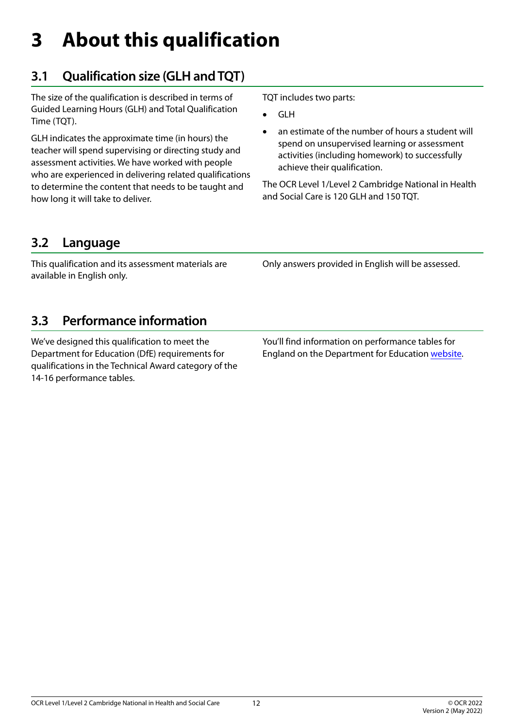# 3 About this qualification

## 3.1 Qualification size (GLH and TQT)

The size of the qualification is described in terms of Guided Learning Hours (GLH) and Total Qualification Time (TQT).

GLH indicates the approximate time (in hours) the teacher will spend supervising or directing study and assessment activities. We have worked with people who are experienced in delivering related qualifications to determine the content that needs to be taught and how long it will take to deliver.

TQT includes two parts:

- GLH
- an estimate of the number of hours a student will spend on unsupervised learning or assessment activities (including homework) to successfully achieve their qualification.

The OCR Level 1/Level 2 Cambridge National in Health and Social Care is 120 GLH and 150 TQT.

## 3.2 Language

This qualification and its assessment materials are available in English only.

Only answers provided in English will be assessed.

## 3.3 Performance information

We've designed this qualification to meet the Department for Education (DfE) requirements for qualifications in the Technical Award category of the 14-16 performance tables.

You'll find information on performance tables for England on the Department for Education website.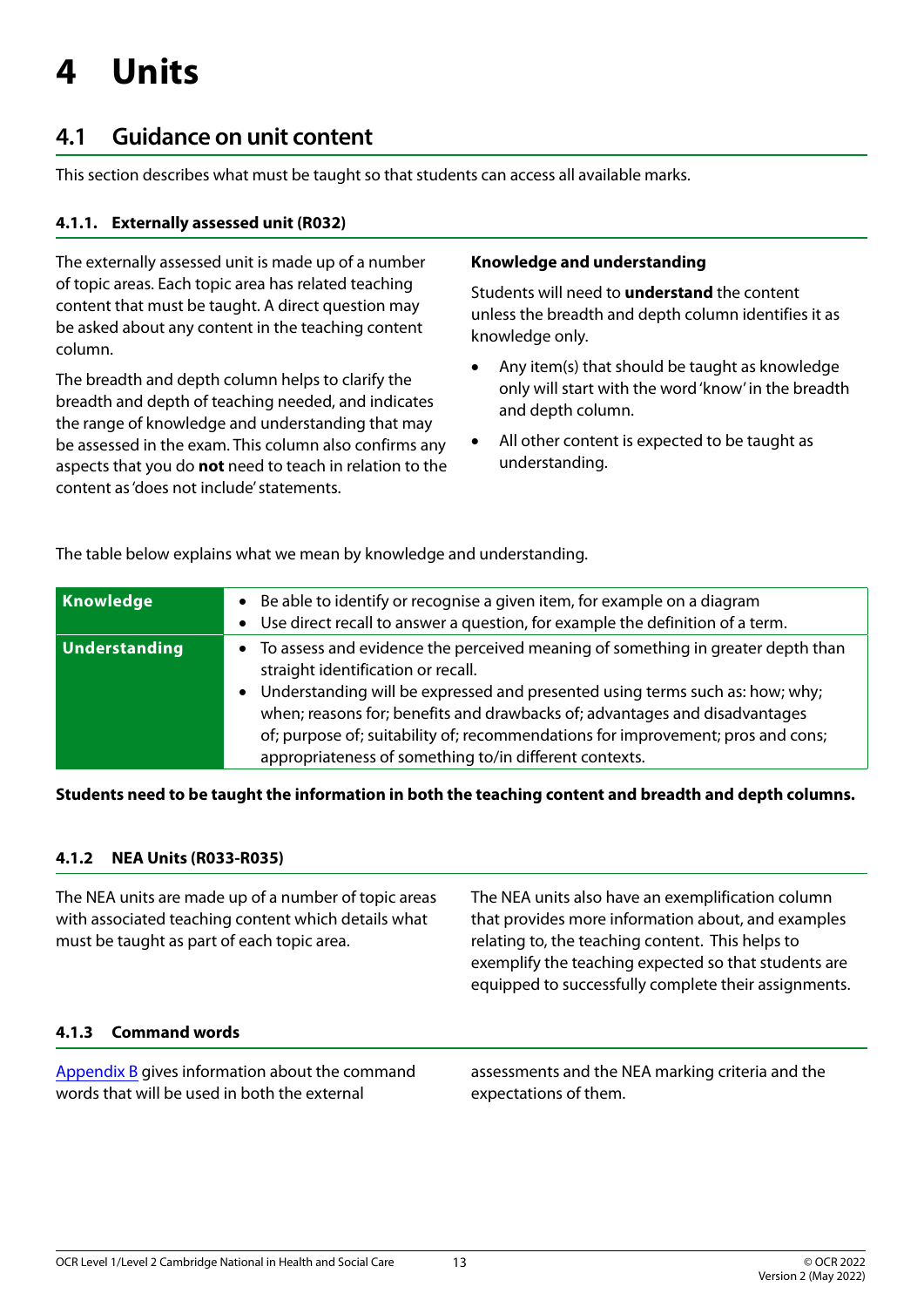# 4 Units

## 4.1 Guidance on unit content

This section describes what must be taught so that students can access all available marks.

### 4.1.1. Externally assessed unit (R032)

The externally assessed unit is made up of a number of topic areas. Each topic area has related teaching content that must be taught. A direct question may be asked about any content in the teaching content column.

The breadth and depth column helps to clarify the breadth and depth of teaching needed, and indicates the range of knowledge and understanding that may be assessed in the exam. This column also confirms any aspects that you do **not** need to teach in relation to the content as 'does not include' statements.

**Knowledge and understanding**

Students will need to **understand** the content unless the breadth and depth column identifies it as knowledge only.

- Any item(s) that should be taught as knowledge only will start with the word 'know' in the breadth and depth column.
- All other content is expected to be taught as understanding.

The table below explains what we mean by knowledge and understanding.

| | |
|---|---|
| **Knowledge** | • Be able to identify or recognise a given item, for example on a diagram<br>• Use direct recall to answer a question, for example the definition of a term. |
| **Understanding** | • To assess and evidence the perceived meaning of something in greater depth than straight identification or recall.<br>• Understanding will be expressed and presented using terms such as: how; why; when; reasons for; benefits and drawbacks of; advantages and disadvantages of; purpose of; suitability of; recommendations for improvement; pros and cons; appropriateness of something to/in different contexts. |

**Students need to be taught the information in both the teaching content and breadth and depth columns.**

### 4.1.2 NEA Units (R033-R035)

The NEA units are made up of a number of topic areas with associated teaching content which details what must be taught as part of each topic area.

The NEA units also have an exemplification column that provides more information about, and examples relating to, the teaching content. This helps to exemplify the teaching expected so that students are equipped to successfully complete their assignments.

### 4.1.3 Command words

Appendix B gives information about the command words that will be used in both the external assessments and the NEA marking criteria and the expectations of them.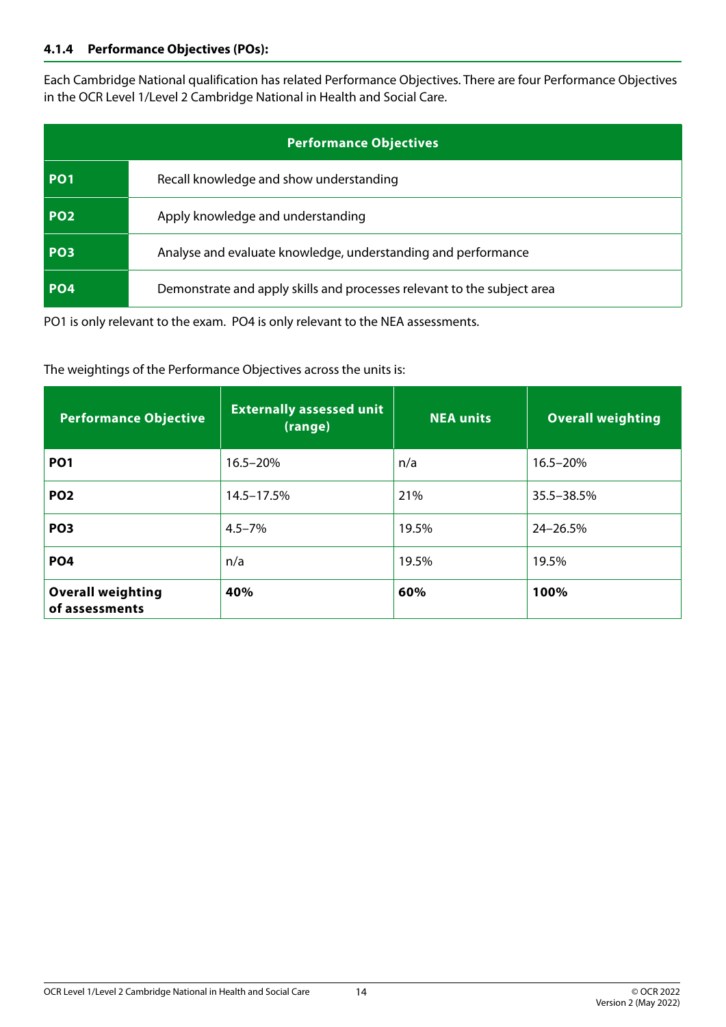#### 4.1.4 Performance Objectives (POs):

Each Cambridge National qualification has related Performance Objectives. There are four Performance Objectives in the OCR Level 1/Level 2 Cambridge National in Health and Social Care.

| Performance Objectives | |
|---|---|
| **PO1** | Recall knowledge and show understanding |
| **PO2** | Apply knowledge and understanding |
| **PO3** | Analyse and evaluate knowledge, understanding and performance |
| **PO4** | Demonstrate and apply skills and processes relevant to the subject area |

PO1 is only relevant to the exam. PO4 is only relevant to the NEA assessments.

The weightings of the Performance Objectives across the units is:

| Performance Objective | Externally assessed unit (range) | NEA units | Overall weighting |
|---|---|---|---|
| **PO1** | 16.5–20% | n/a | 16.5–20% |
| **PO2** | 14.5–17.5% | 21% | 35.5–38.5% |
| **PO3** | 4.5–7% | 19.5% | 24–26.5% |
| **PO4** | n/a | 19.5% | 19.5% |
| **Overall weighting of assessments** | **40%** | **60%** | **100%** |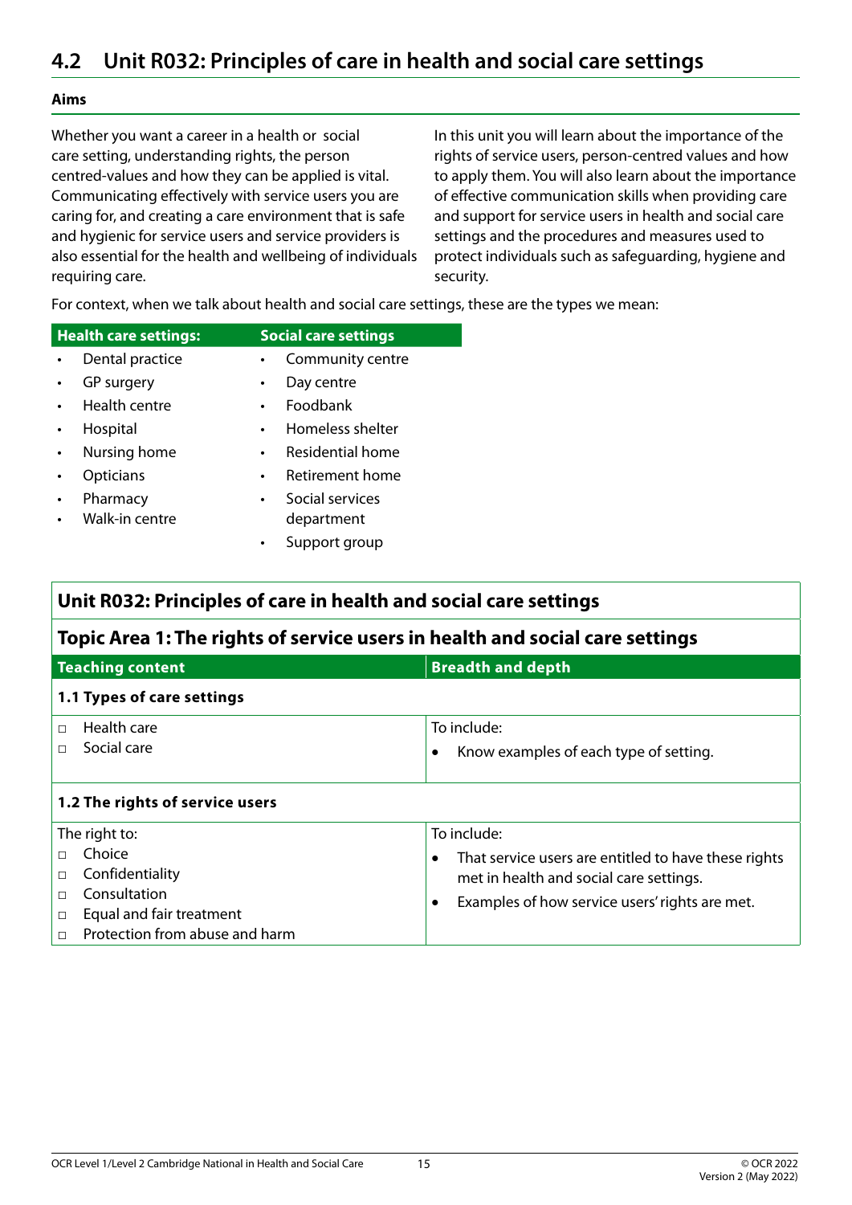## 4.2 Unit R032: Principles of care in health and social care settings

**Aims**

Whether you want a career in a health or social care setting, understanding rights, the person centred-values and how they can be applied is vital. Communicating effectively with service users you are caring for, and creating a care environment that is safe and hygienic for service users and service providers is also essential for the health and wellbeing of individuals requiring care.

In this unit you will learn about the importance of the rights of service users, person-centred values and how to apply them. You will also learn about the importance of effective communication skills when providing care and support for service users in health and social care settings and the procedures and measures used to protect individuals such as safeguarding, hygiene and security.

For context, when we talk about health and social care settings, these are the types we mean:

| Health care settings: | Social care settings |
|---|---|
| • Dental practice | • Community centre |
| • GP surgery | • Day centre |
| • Health centre | • Foodbank |
| • Hospital | • Homeless shelter |
| • Nursing home | • Residential home |
| • Opticians | • Retirement home |
| • Pharmacy | • Social services department |
| • Walk-in centre | • Support group |

### Unit R032: Principles of care in health and social care settings

#### Topic Area 1: The rights of service users in health and social care settings

| Teaching content | Breadth and depth |
|---|---|
| **1.1 Types of care settings** | |
| □ Health care<br>□ Social care | To include:<br>• Know examples of each type of setting. |
| **1.2 The rights of service users** | |
| The right to:<br>□ Choice<br>□ Confidentiality<br>□ Consultation<br>□ Equal and fair treatment<br>□ Protection from abuse and harm | To include:<br>• That service users are entitled to have these rights met in health and social care settings.<br>• Examples of how service users' rights are met. |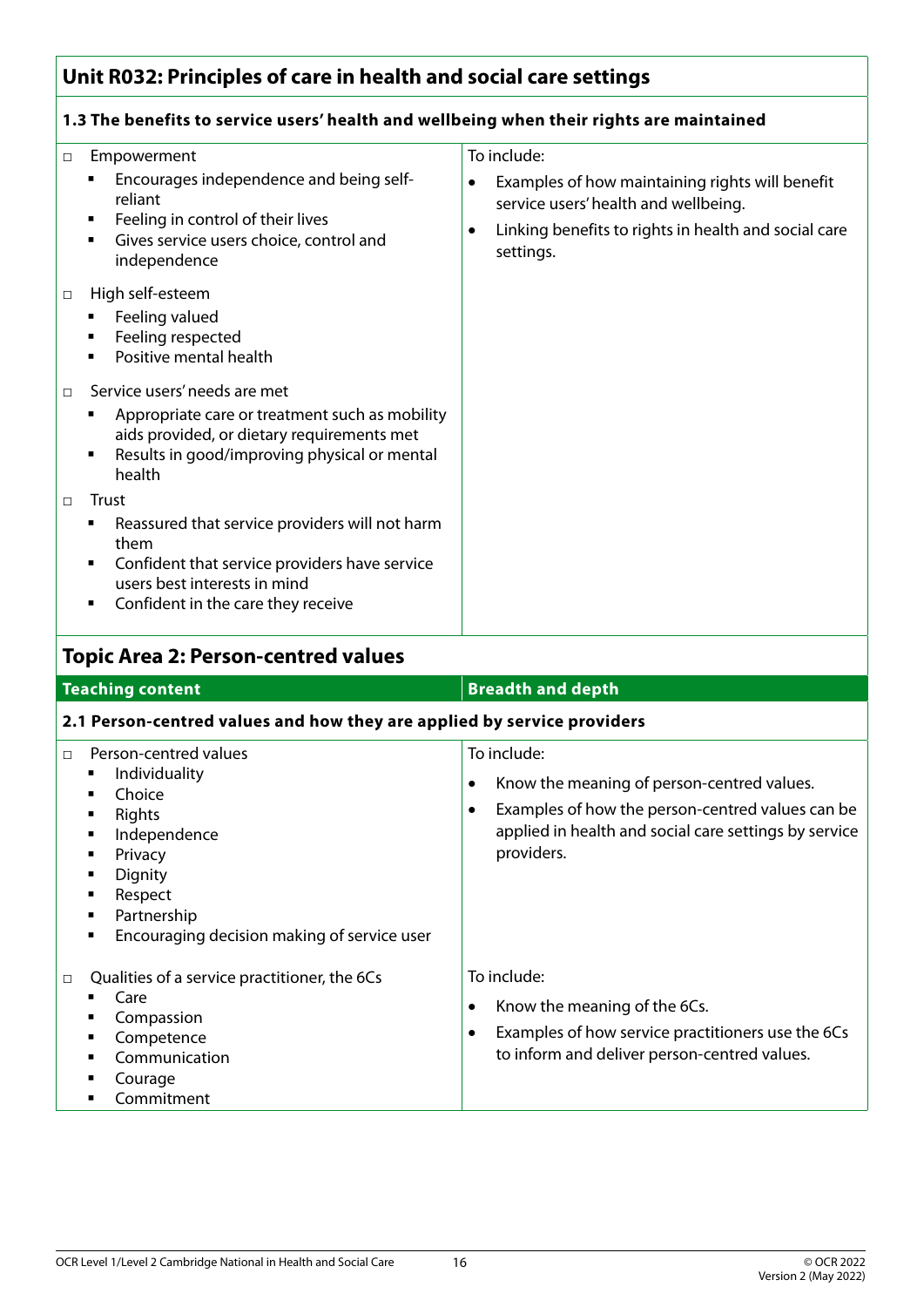## Unit R032: Principles of care in health and social care settings

| 1.3 The benefits to service users' health and wellbeing when their rights are maintained | |
|---|---|
| □ Empowerment<br>▪ Encourages independence and being self-reliant<br>▪ Feeling in control of their lives<br>▪ Gives service users choice, control and independence<br><br>□ High self-esteem<br>▪ Feeling valued<br>▪ Feeling respected<br>▪ Positive mental health<br><br>□ Service users' needs are met<br>▪ Appropriate care or treatment such as mobility aids provided, or dietary requirements met<br>▪ Results in good/improving physical or mental health<br><br>□ Trust<br>▪ Reassured that service providers will not harm them<br>▪ Confident that service providers have service users best interests in mind<br>▪ Confident in the care they receive | To include:<br>• Examples of how maintaining rights will benefit service users' health and wellbeing.<br>• Linking benefits to rights in health and social care settings. |

## Topic Area 2: Person-centred values

| Teaching content | Breadth and depth |
|---|---|
| **2.1 Person-centred values and how they are applied by service providers** | |
| □ Person-centred values<br>▪ Individuality<br>▪ Choice<br>▪ Rights<br>▪ Independence<br>▪ Privacy<br>▪ Dignity<br>▪ Respect<br>▪ Partnership<br>▪ Encouraging decision making of service user | To include:<br>• Know the meaning of person-centred values.<br>• Examples of how the person-centred values can be applied in health and social care settings by service providers. |
| □ Qualities of a service practitioner, the 6Cs<br>▪ Care<br>▪ Compassion<br>▪ Competence<br>▪ Communication<br>▪ Courage<br>▪ Commitment | To include:<br>• Know the meaning of the 6Cs.<br>• Examples of how service practitioners use the 6Cs to inform and deliver person-centred values. |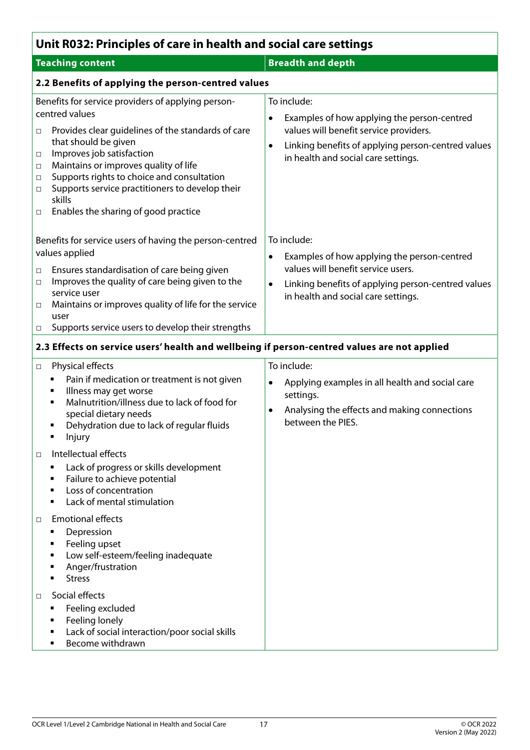## Unit R032: Principles of care in health and social care settings

| Teaching content | Breadth and depth |
|---|---|
| **2.2 Benefits of applying the person-centred values** | |
| Benefits for service providers of applying person-centred values<br>□ Provides clear guidelines of the standards of care that should be given<br>□ Improves job satisfaction<br>□ Maintains or improves quality of life<br>□ Supports rights to choice and consultation<br>□ Supports service practitioners to develop their skills<br>□ Enables the sharing of good practice | To include:<br>• Examples of how applying the person-centred values will benefit service providers.<br>• Linking benefits of applying person-centred values in health and social care settings. |
| Benefits for service users of having the person-centred values applied<br>□ Ensures standardisation of care being given<br>□ Improves the quality of care being given to the service user<br>□ Maintains or improves quality of life for the service user<br>□ Supports service users to develop their strengths | To include:<br>• Examples of how applying the person-centred values will benefit service users.<br>• Linking benefits of applying person-centred values in health and social care settings. |
| **2.3 Effects on service users' health and wellbeing if person-centred values are not applied** | |
| □ Physical effects<br>▪ Pain if medication or treatment is not given<br>▪ Illness may get worse<br>▪ Malnutrition/illness due to lack of food for special dietary needs<br>▪ Dehydration due to lack of regular fluids<br>▪ Injury<br>□ Intellectual effects<br>▪ Lack of progress or skills development<br>▪ Failure to achieve potential<br>▪ Loss of concentration<br>▪ Lack of mental stimulation<br>□ Emotional effects<br>▪ Depression<br>▪ Feeling upset<br>▪ Low self-esteem/feeling inadequate<br>▪ Anger/frustration<br>▪ Stress<br>□ Social effects<br>▪ Feeling excluded<br>▪ Feeling lonely<br>▪ Lack of social interaction/poor social skills<br>▪ Become withdrawn | To include:<br>• Applying examples in all health and social care settings.<br>• Analysing the effects and making connections between the PIES. |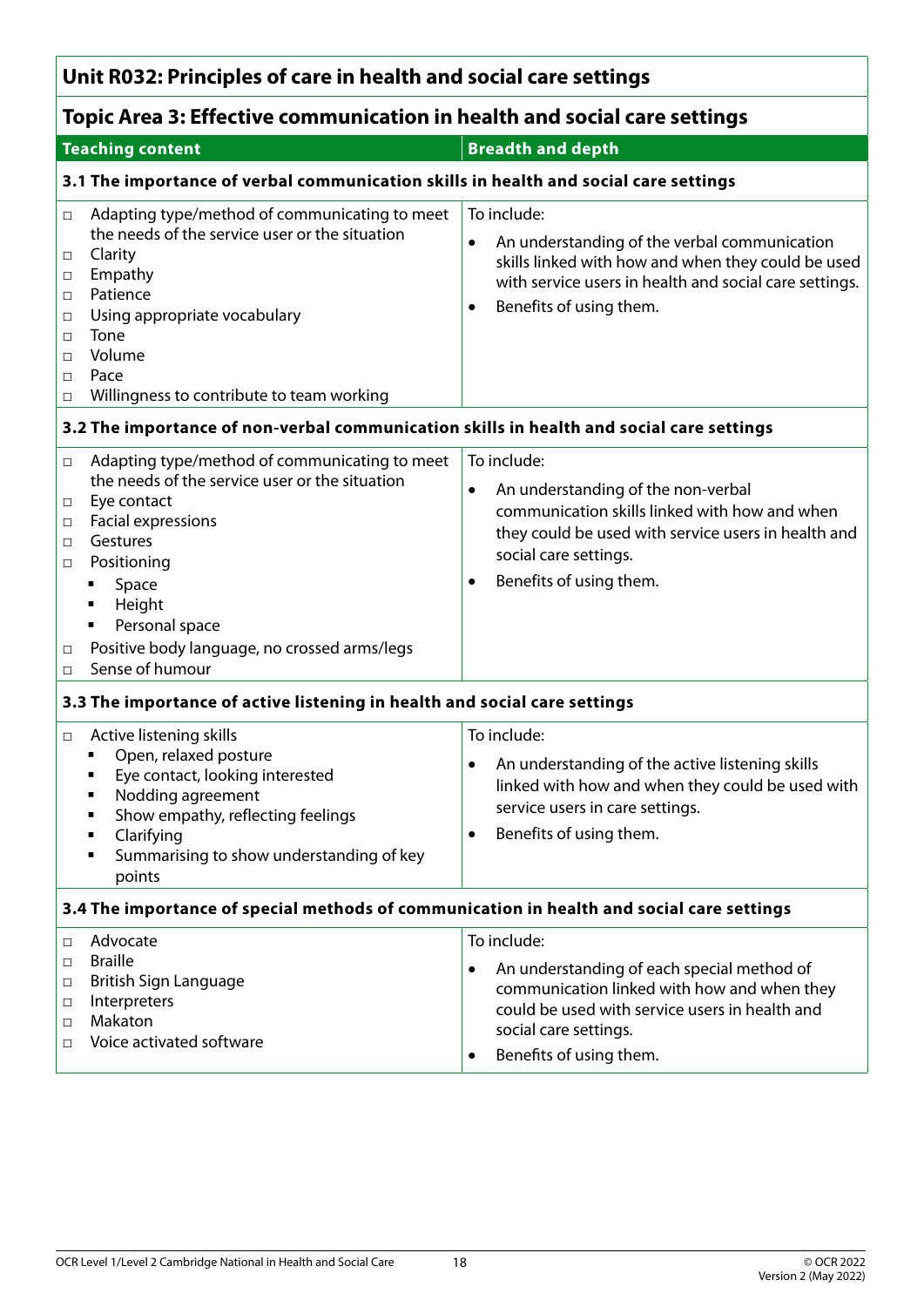## Unit R032: Principles of care in health and social care settings

## Topic Area 3: Effective communication in health and social care settings

| Teaching content | Breadth and depth |
| --- | --- |
| **3.1 The importance of verbal communication skills in health and social care settings** | |
| □ Adapting type/method of communicating to meet the needs of the service user or the situation<br>□ Clarity<br>□ Empathy<br>□ Patience<br>□ Using appropriate vocabulary<br>□ Tone<br>□ Volume<br>□ Pace<br>□ Willingness to contribute to team working | To include:<br>• An understanding of the verbal communication skills linked with how and when they could be used with service users in health and social care settings.<br>• Benefits of using them. |
| **3.2 The importance of non-verbal communication skills in health and social care settings** | |
| □ Adapting type/method of communicating to meet the needs of the service user or the situation<br>□ Eye contact<br>□ Facial expressions<br>□ Gestures<br>□ Positioning<br>▪ Space<br>▪ Height<br>▪ Personal space<br>□ Positive body language, no crossed arms/legs<br>□ Sense of humour | To include:<br>• An understanding of the non-verbal communication skills linked with how and when they could be used with service users in health and social care settings.<br>• Benefits of using them. |
| **3.3 The importance of active listening in health and social care settings** | |
| □ Active listening skills<br>▪ Open, relaxed posture<br>▪ Eye contact, looking interested<br>▪ Nodding agreement<br>▪ Show empathy, reflecting feelings<br>▪ Clarifying<br>▪ Summarising to show understanding of key points | To include:<br>• An understanding of the active listening skills linked with how and when they could be used with service users in care settings.<br>• Benefits of using them. |
| **3.4 The importance of special methods of communication in health and social care settings** | |
| □ Advocate<br>□ Braille<br>□ British Sign Language<br>□ Interpreters<br>□ Makaton<br>□ Voice activated software | To include:<br>• An understanding of each special method of communication linked with how and when they could be used with service users in health and social care settings.<br>• Benefits of using them. |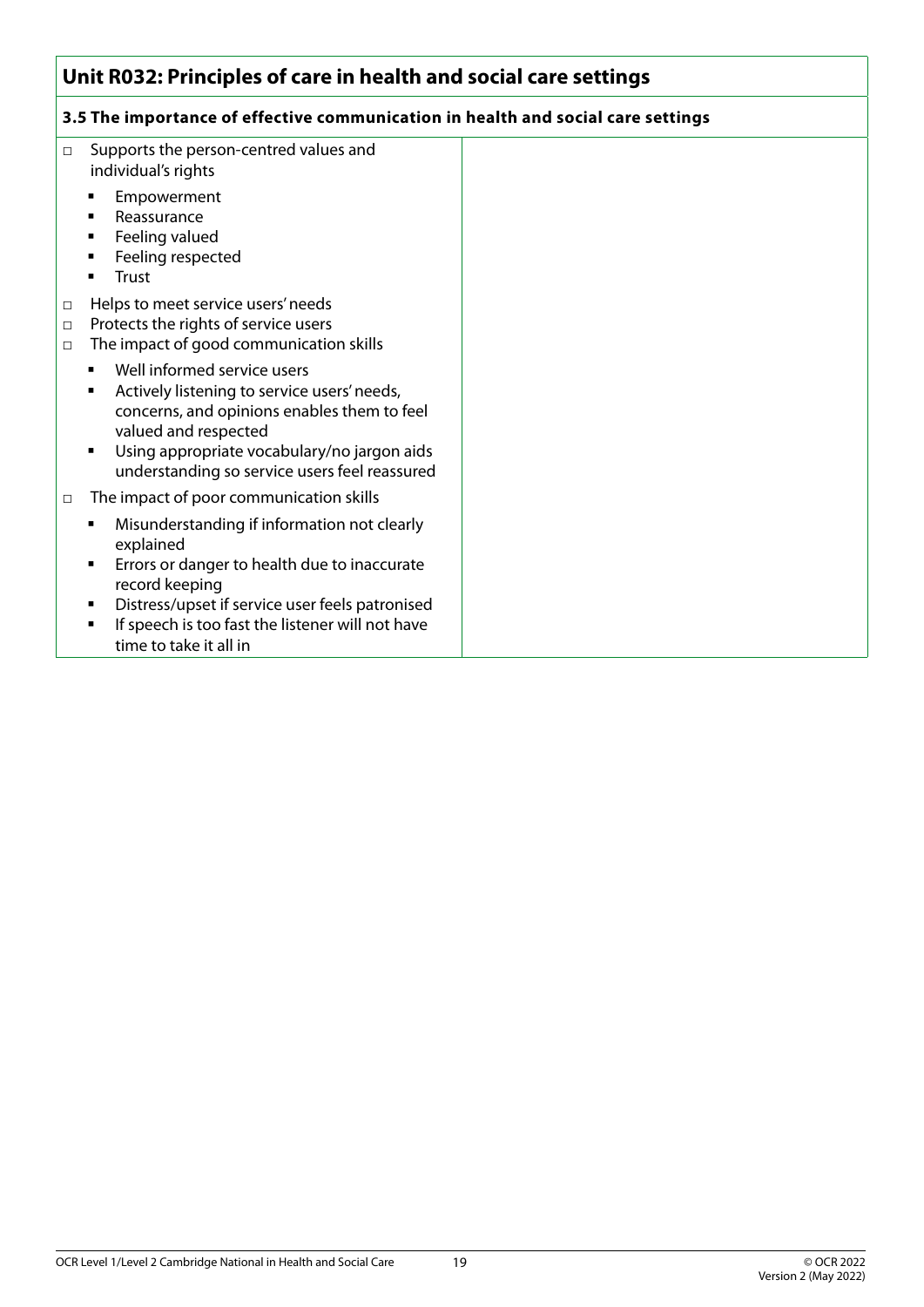## Unit R032: Principles of care in health and social care settings

### 3.5 The importance of effective communication in health and social care settings

- Supports the person-centred values and individual's rights
  - Empowerment
  - Reassurance
  - Feeling valued
  - Feeling respected
  - Trust
- Helps to meet service users' needs
- Protects the rights of service users
- The impact of good communication skills
  - Well informed service users
  - Actively listening to service users' needs, concerns, and opinions enables them to feel valued and respected
  - Using appropriate vocabulary/no jargon aids understanding so service users feel reassured
- The impact of poor communication skills
  - Misunderstanding if information not clearly explained
  - Errors or danger to health due to inaccurate record keeping
  - Distress/upset if service user feels patronised
  - If speech is too fast the listener will not have time to take it all in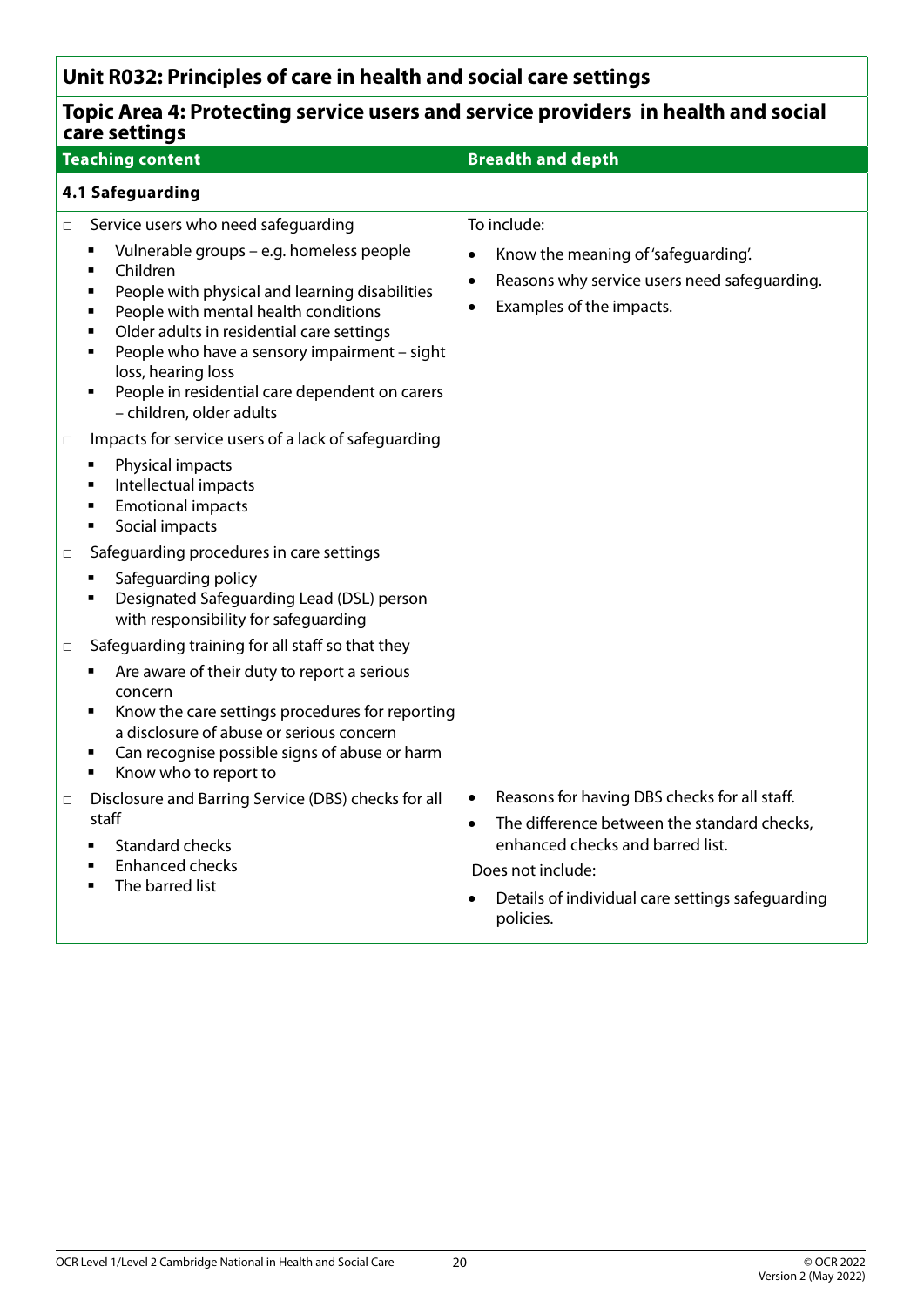## Unit R032: Principles of care in health and social care settings

### Topic Area 4: Protecting service users and service providers in health and social care settings

| Teaching content | Breadth and depth |
|---|---|
| **4.1 Safeguarding** | |
| □ Service users who need safeguarding<br>▪ Vulnerable groups – e.g. homeless people<br>▪ Children<br>▪ People with physical and learning disabilities<br>▪ People with mental health conditions<br>▪ Older adults in residential care settings<br>▪ People who have a sensory impairment – sight loss, hearing loss<br>▪ People in residential care dependent on carers – children, older adults<br>□ Impacts for service users of a lack of safeguarding<br>▪ Physical impacts<br>▪ Intellectual impacts<br>▪ Emotional impacts<br>▪ Social impacts<br>□ Safeguarding procedures in care settings<br>▪ Safeguarding policy<br>▪ Designated Safeguarding Lead (DSL) person with responsibility for safeguarding<br>□ Safeguarding training for all staff so that they<br>▪ Are aware of their duty to report a serious concern<br>▪ Know the care settings procedures for reporting a disclosure of abuse or serious concern<br>▪ Can recognise possible signs of abuse or harm<br>▪ Know who to report to | To include:<br>• Know the meaning of 'safeguarding'.<br>• Reasons why service users need safeguarding.<br>• Examples of the impacts. |
| □ Disclosure and Barring Service (DBS) checks for all staff<br>▪ Standard checks<br>▪ Enhanced checks<br>▪ The barred list | • Reasons for having DBS checks for all staff.<br>• The difference between the standard checks, enhanced checks and barred list.<br>Does not include:<br>• Details of individual care settings safeguarding policies. |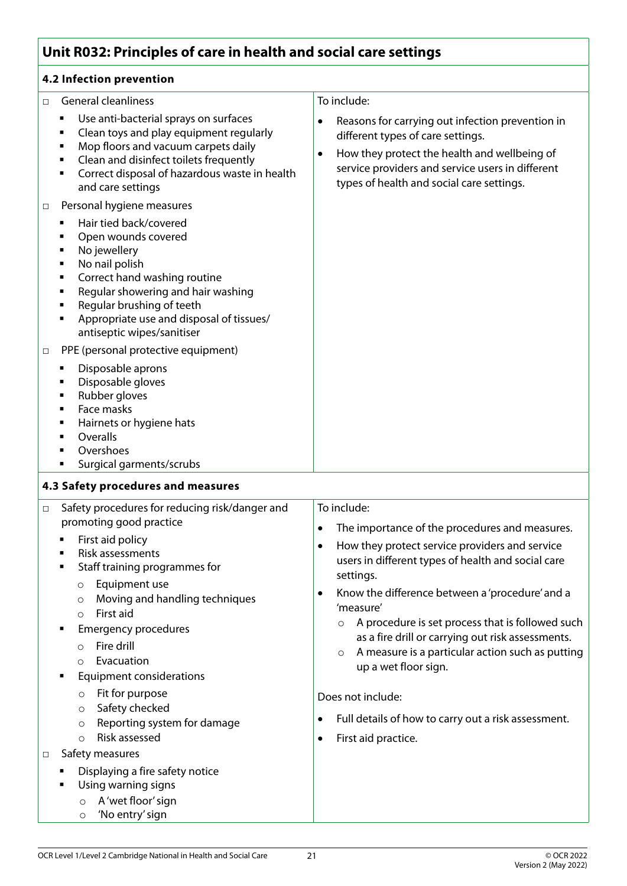## Unit R032: Principles of care in health and social care settings

### 4.2 Infection prevention

| | |
|---|---|
| ☐ General cleanliness<br>▪ Use anti-bacterial sprays on surfaces<br>▪ Clean toys and play equipment regularly<br>▪ Mop floors and vacuum carpets daily<br>▪ Clean and disinfect toilets frequently<br>▪ Correct disposal of hazardous waste in health and care settings<br>☐ Personal hygiene measures<br>▪ Hair tied back/covered<br>▪ Open wounds covered<br>▪ No jewellery<br>▪ No nail polish<br>▪ Correct hand washing routine<br>▪ Regular showering and hair washing<br>▪ Regular brushing of teeth<br>▪ Appropriate use and disposal of tissues/antiseptic wipes/sanitiser<br>☐ PPE (personal protective equipment)<br>▪ Disposable aprons<br>▪ Disposable gloves<br>▪ Rubber gloves<br>▪ Face masks<br>▪ Hairnets or hygiene hats<br>▪ Overalls<br>▪ Overshoes<br>▪ Surgical garments/scrubs | To include:<br>• Reasons for carrying out infection prevention in different types of care settings.<br>• How they protect the health and wellbeing of service providers and service users in different types of health and social care settings. |

### 4.3 Safety procedures and measures

| | |
|---|---|
| ☐ Safety procedures for reducing risk/danger and promoting good practice<br>▪ First aid policy<br>▪ Risk assessments<br>▪ Staff training programmes for<br>  ○ Equipment use<br>  ○ Moving and handling techniques<br>  ○ First aid<br>▪ Emergency procedures<br>  ○ Fire drill<br>  ○ Evacuation<br>▪ Equipment considerations<br>  ○ Fit for purpose<br>  ○ Safety checked<br>  ○ Reporting system for damage<br>  ○ Risk assessed<br>☐ Safety measures<br>▪ Displaying a fire safety notice<br>▪ Using warning signs<br>  ○ A 'wet floor' sign<br>  ○ 'No entry' sign | To include:<br>• The importance of the procedures and measures.<br>• How they protect service providers and service users in different types of health and social care settings.<br>• Know the difference between a 'procedure' and a 'measure'<br>  ○ A procedure is set process that is followed such as a fire drill or carrying out risk assessments.<br>  ○ A measure is a particular action such as putting up a wet floor sign.<br><br>Does not include:<br>• Full details of how to carry out a risk assessment.<br>• First aid practice. |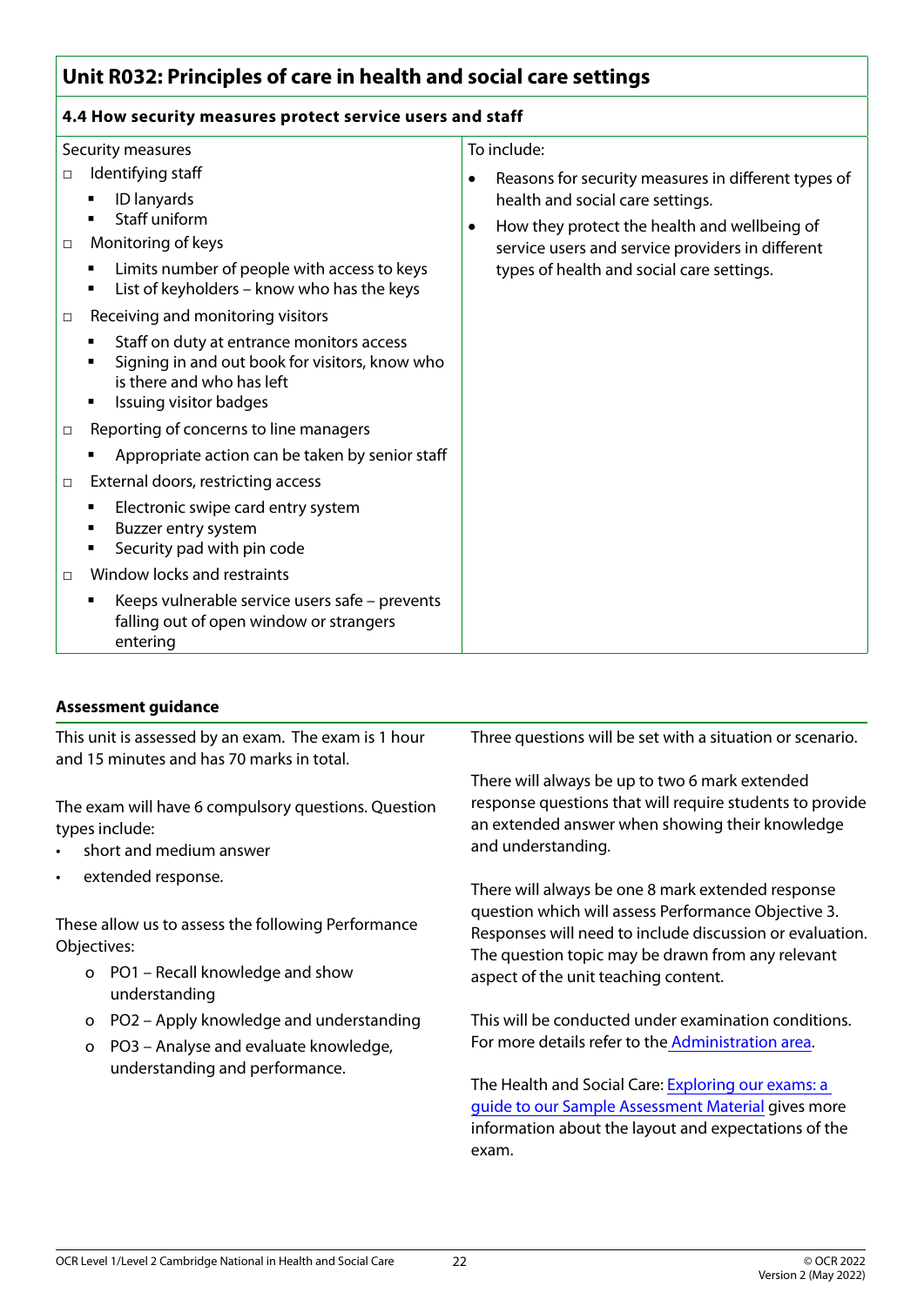## Unit R032: Principles of care in health and social care settings

### 4.4 How security measures protect service users and staff

| Security measures | To include: |
|---|---|
| ◻ Identifying staff<br>▪ ID lanyards<br>▪ Staff uniform<br>◻ Monitoring of keys<br>▪ Limits number of people with access to keys<br>▪ List of keyholders – know who has the keys<br>◻ Receiving and monitoring visitors<br>▪ Staff on duty at entrance monitors access<br>▪ Signing in and out book for visitors, know who is there and who has left<br>▪ Issuing visitor badges<br>◻ Reporting of concerns to line managers<br>▪ Appropriate action can be taken by senior staff<br>◻ External doors, restricting access<br>▪ Electronic swipe card entry system<br>▪ Buzzer entry system<br>▪ Security pad with pin code<br>◻ Window locks and restraints<br>▪ Keeps vulnerable service users safe – prevents falling out of open window or strangers entering | • Reasons for security measures in different types of health and social care settings.<br>• How they protect the health and wellbeing of service users and service providers in different types of health and social care settings. |

### Assessment guidance

This unit is assessed by an exam. The exam is 1 hour and 15 minutes and has 70 marks in total.

The exam will have 6 compulsory questions. Question types include:

- short and medium answer
- extended response.

These allow us to assess the following Performance Objectives:

- PO1 – Recall knowledge and show understanding
- PO2 – Apply knowledge and understanding
- PO3 – Analyse and evaluate knowledge, understanding and performance.

Three questions will be set with a situation or scenario.

There will always be up to two 6 mark extended response questions that will require students to provide an extended answer when showing their knowledge and understanding.

There will always be one 8 mark extended response question which will assess Performance Objective 3. Responses will need to include discussion or evaluation. The question topic may be drawn from any relevant aspect of the unit teaching content.

This will be conducted under examination conditions. For more details refer to the Administration area.

The Health and Social Care: Exploring our exams: a guide to our Sample Assessment Material gives more information about the layout and expectations of the exam.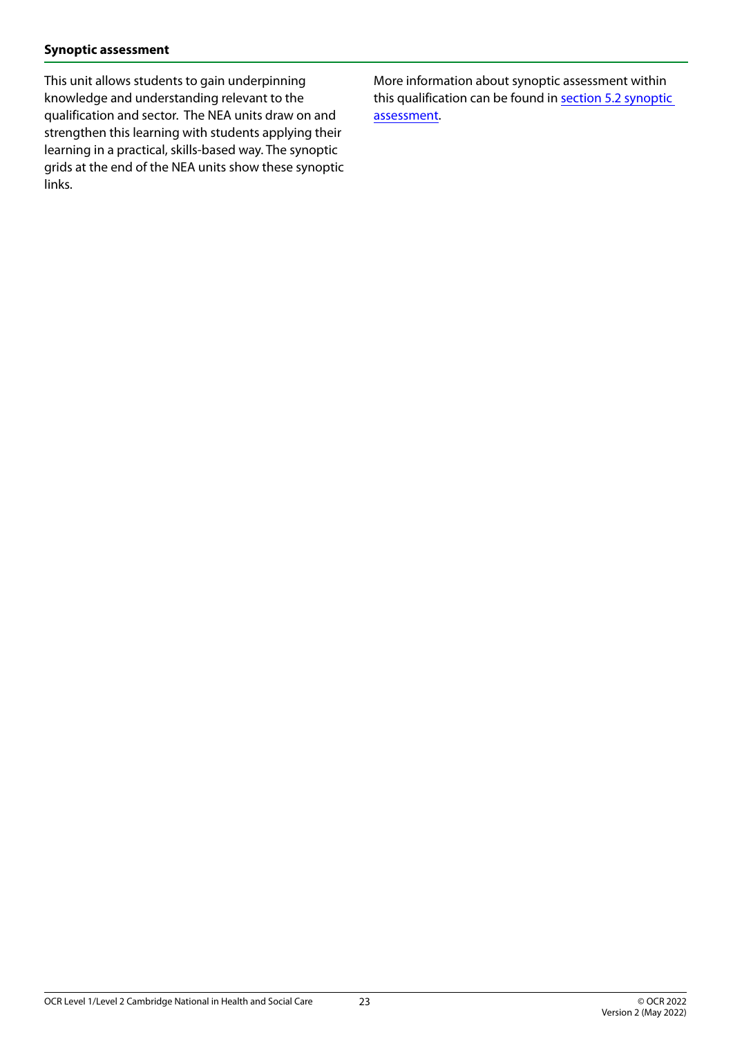### Synoptic assessment

This unit allows students to gain underpinning knowledge and understanding relevant to the qualification and sector. The NEA units draw on and strengthen this learning with students applying their learning in a practical, skills-based way. The synoptic grids at the end of the NEA units show these synoptic links.

More information about synoptic assessment within this qualification can be found in section 5.2 synoptic assessment.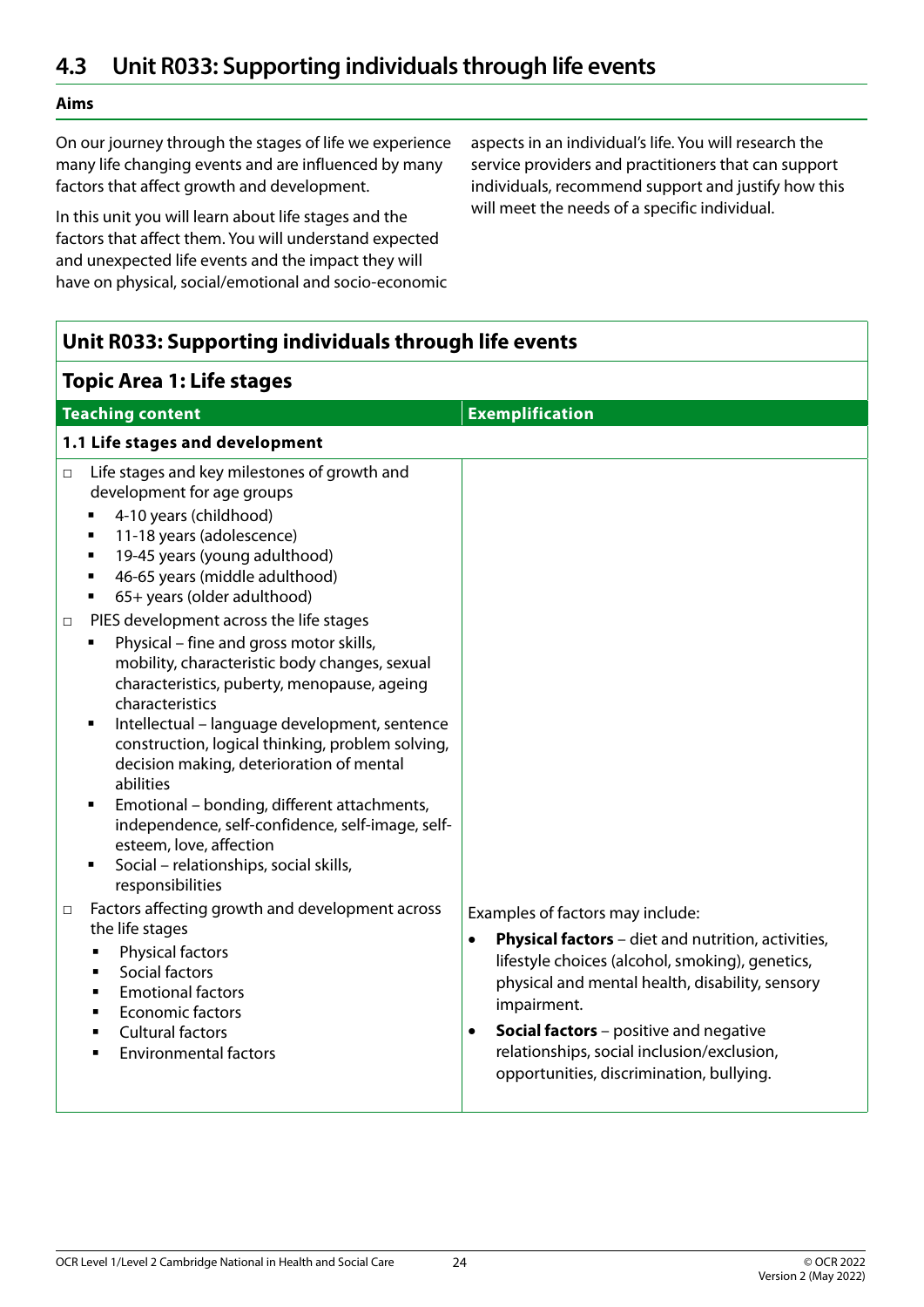## 4.3 Unit R033: Supporting individuals through life events

### Aims

On our journey through the stages of life we experience many life changing events and are influenced by many factors that affect growth and development.

In this unit you will learn about life stages and the factors that affect them. You will understand expected and unexpected life events and the impact they will have on physical, social/emotional and socio-economic aspects in an individual's life. You will research the service providers and practitioners that can support individuals, recommend support and justify how this will meet the needs of a specific individual.

### Unit R033: Supporting individuals through life events

#### Topic Area 1: Life stages

| Teaching content | Exemplification |
|---|---|
| **1.1 Life stages and development** | |
| □ Life stages and key milestones of growth and development for age groups<br>▪ 4-10 years (childhood)<br>▪ 11-18 years (adolescence)<br>▪ 19-45 years (young adulthood)<br>▪ 46-65 years (middle adulthood)<br>▪ 65+ years (older adulthood)<br>□ PIES development across the life stages<br>▪ Physical – fine and gross motor skills, mobility, characteristic body changes, sexual characteristics, puberty, menopause, ageing characteristics<br>▪ Intellectual – language development, sentence construction, logical thinking, problem solving, decision making, deterioration of mental abilities<br>▪ Emotional – bonding, different attachments, independence, self-confidence, self-image, self-esteem, love, affection<br>▪ Social – relationships, social skills, responsibilities | |
| □ Factors affecting growth and development across the life stages<br>▪ Physical factors<br>▪ Social factors<br>▪ Emotional factors<br>▪ Economic factors<br>▪ Cultural factors<br>▪ Environmental factors | Examples of factors may include:<br>• **Physical factors** – diet and nutrition, activities, lifestyle choices (alcohol, smoking), genetics, physical and mental health, disability, sensory impairment.<br>• **Social factors** – positive and negative relationships, social inclusion/exclusion, opportunities, discrimination, bullying. |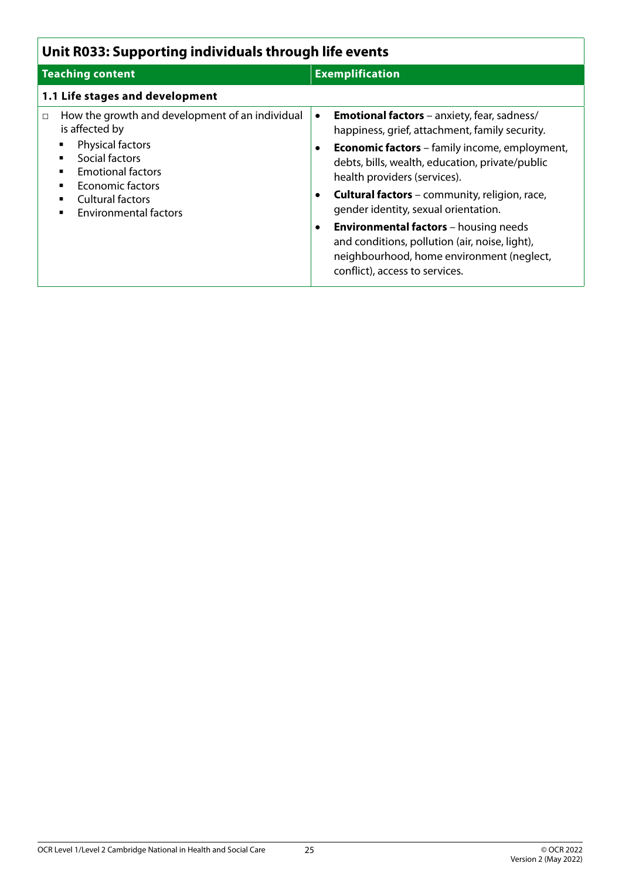## Unit R033: Supporting individuals through life events

| Teaching content | Exemplification |
|---|---|
| **1.1 Life stages and development** | |
| □ How the growth and development of an individual is affected by <br>▪ Physical factors <br>▪ Social factors <br>▪ Emotional factors <br>▪ Economic factors <br>▪ Cultural factors <br>▪ Environmental factors | • **Emotional factors** – anxiety, fear, sadness/happiness, grief, attachment, family security. <br>• **Economic factors** – family income, employment, debts, bills, wealth, education, private/public health providers (services). <br>• **Cultural factors** – community, religion, race, gender identity, sexual orientation. <br>• **Environmental factors** – housing needs and conditions, pollution (air, noise, light), neighbourhood, home environment (neglect, conflict), access to services. |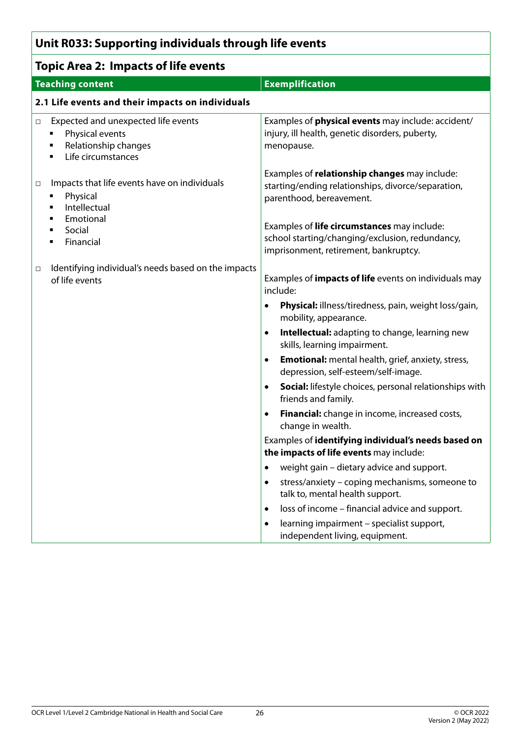# Unit R033: Supporting individuals through life events

## Topic Area 2: Impacts of life events

| Teaching content | Exemplification |
|---|---|
| **2.1 Life events and their impacts on individuals** | |
| □ Expected and unexpected life events<br>▪ Physical events<br>▪ Relationship changes<br>▪ Life circumstances<br><br>□ Impacts that life events have on individuals<br>▪ Physical<br>▪ Intellectual<br>▪ Emotional<br>▪ Social<br>▪ Financial<br><br>□ Identifying individual's needs based on the impacts of life events | Examples of **physical events** may include: accident/injury, ill health, genetic disorders, puberty, menopause.<br><br>Examples of **relationship changes** may include: starting/ending relationships, divorce/separation, parenthood, bereavement.<br><br>Examples of **life circumstances** may include: school starting/changing/exclusion, redundancy, imprisonment, retirement, bankruptcy.<br><br>Examples of **impacts of life** events on individuals may include:<br>• **Physical:** illness/tiredness, pain, weight loss/gain, mobility, appearance.<br>• **Intellectual:** adapting to change, learning new skills, learning impairment.<br>• **Emotional:** mental health, grief, anxiety, stress, depression, self-esteem/self-image.<br>• **Social:** lifestyle choices, personal relationships with friends and family.<br>• **Financial:** change in income, increased costs, change in wealth.<br><br>Examples of **identifying individual's needs based on the impacts of life events** may include:<br>• weight gain – dietary advice and support.<br>• stress/anxiety – coping mechanisms, someone to talk to, mental health support.<br>• loss of income – financial advice and support.<br>• learning impairment – specialist support, independent living, equipment. |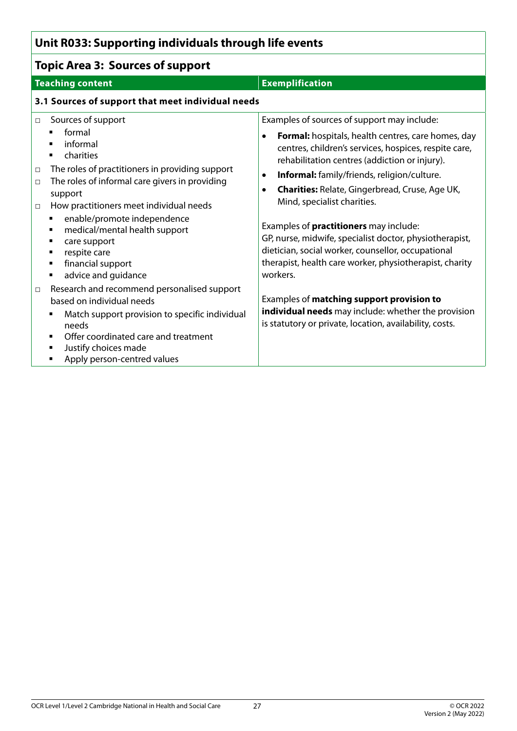## Unit R033: Supporting individuals through life events

### Topic Area 3: Sources of support

| Teaching content | Exemplification |
|---|---|
| **3.1 Sources of support that meet individual needs** | |
| □ Sources of support<br>▪ formal<br>▪ informal<br>▪ charities<br>□ The roles of practitioners in providing support<br>□ The roles of informal care givers in providing support<br>□ How practitioners meet individual needs<br>▪ enable/promote independence<br>▪ medical/mental health support<br>▪ care support<br>▪ respite care<br>▪ financial support<br>▪ advice and guidance<br>□ Research and recommend personalised support based on individual needs<br>▪ Match support provision to specific individual needs<br>▪ Offer coordinated care and treatment<br>▪ Justify choices made<br>▪ Apply person-centred values | Examples of sources of support may include:<br>• **Formal:** hospitals, health centres, care homes, day centres, children's services, hospices, respite care, rehabilitation centres (addiction or injury).<br>• **Informal:** family/friends, religion/culture.<br>• **Charities:** Relate, Gingerbread, Cruse, Age UK, Mind, specialist charities.<br><br>Examples of **practitioners** may include:<br>GP, nurse, midwife, specialist doctor, physiotherapist, dietician, social worker, counsellor, occupational therapist, health care worker, physiotherapist, charity workers.<br><br>Examples of **matching support provision to individual needs** may include: whether the provision is statutory or private, location, availability, costs. |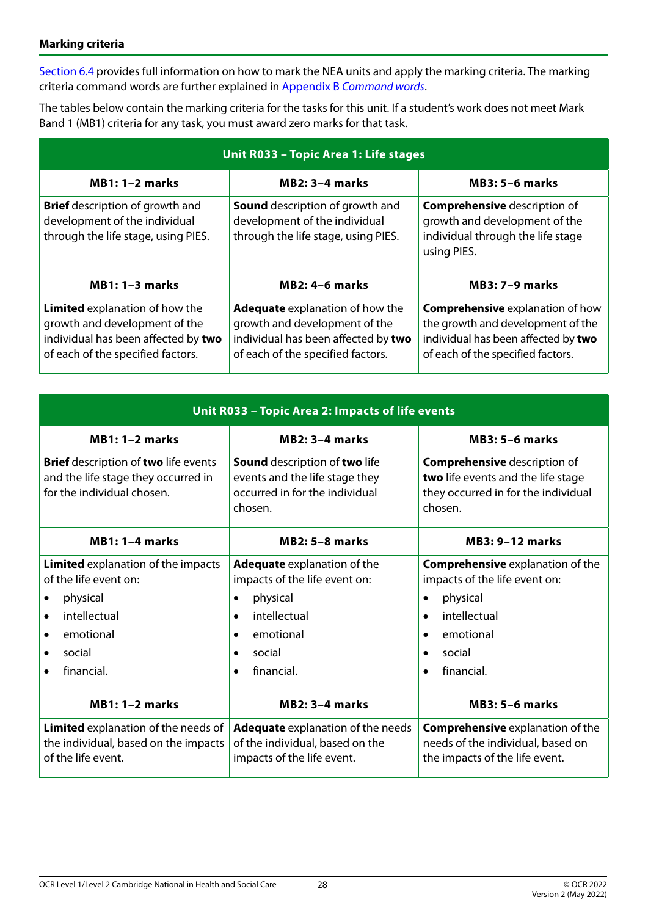#### Marking criteria

Section 6.4 provides full information on how to mark the NEA units and apply the marking criteria. The marking criteria command words are further explained in Appendix B *Command words*.

The tables below contain the marking criteria for the tasks for this unit. If a student's work does not meet Mark Band 1 (MB1) criteria for any task, you must award zero marks for that task.

| Unit R033 – Topic Area 1: Life stages | | |
|---|---|---|
| **MB1: 1–2 marks** | **MB2: 3–4 marks** | **MB3: 5–6 marks** |
| **Brief** description of growth and development of the individual through the life stage, using PIES. | **Sound** description of growth and development of the individual through the life stage, using PIES. | **Comprehensive** description of growth and development of the individual through the life stage using PIES. |
| **MB1: 1–3 marks** | **MB2: 4–6 marks** | **MB3: 7–9 marks** |
| **Limited** explanation of how the growth and development of the individual has been affected by **two** of each of the specified factors. | **Adequate** explanation of how the growth and development of the individual has been affected by **two** of each of the specified factors. | **Comprehensive** explanation of how the growth and development of the individual has been affected by **two** of each of the specified factors. |

| Unit R033 – Topic Area 2: Impacts of life events | | |
|---|---|---|
| **MB1: 1–2 marks** | **MB2: 3–4 marks** | **MB3: 5–6 marks** |
| **Brief** description of **two** life events and the life stage they occurred in for the individual chosen. | **Sound** description of **two** life events and the life stage they occurred in for the individual chosen. | **Comprehensive** description of **two** life events and the life stage they occurred in for the individual chosen. |
| **MB1: 1–4 marks** | **MB2: 5–8 marks** | **MB3: 9–12 marks** |
| **Limited** explanation of the impacts of the life event on:<br>• physical<br>• intellectual<br>• emotional<br>• social<br>• financial. | **Adequate** explanation of the impacts of the life event on:<br>• physical<br>• intellectual<br>• emotional<br>• social<br>• financial. | **Comprehensive** explanation of the impacts of the life event on:<br>• physical<br>• intellectual<br>• emotional<br>• social<br>• financial. |
| **MB1: 1–2 marks** | **MB2: 3–4 marks** | **MB3: 5–6 marks** |
| **Limited** explanation of the needs of the individual, based on the impacts of the life event. | **Adequate** explanation of the needs of the individual, based on the impacts of the life event. | **Comprehensive** explanation of the needs of the individual, based on the impacts of the life event. |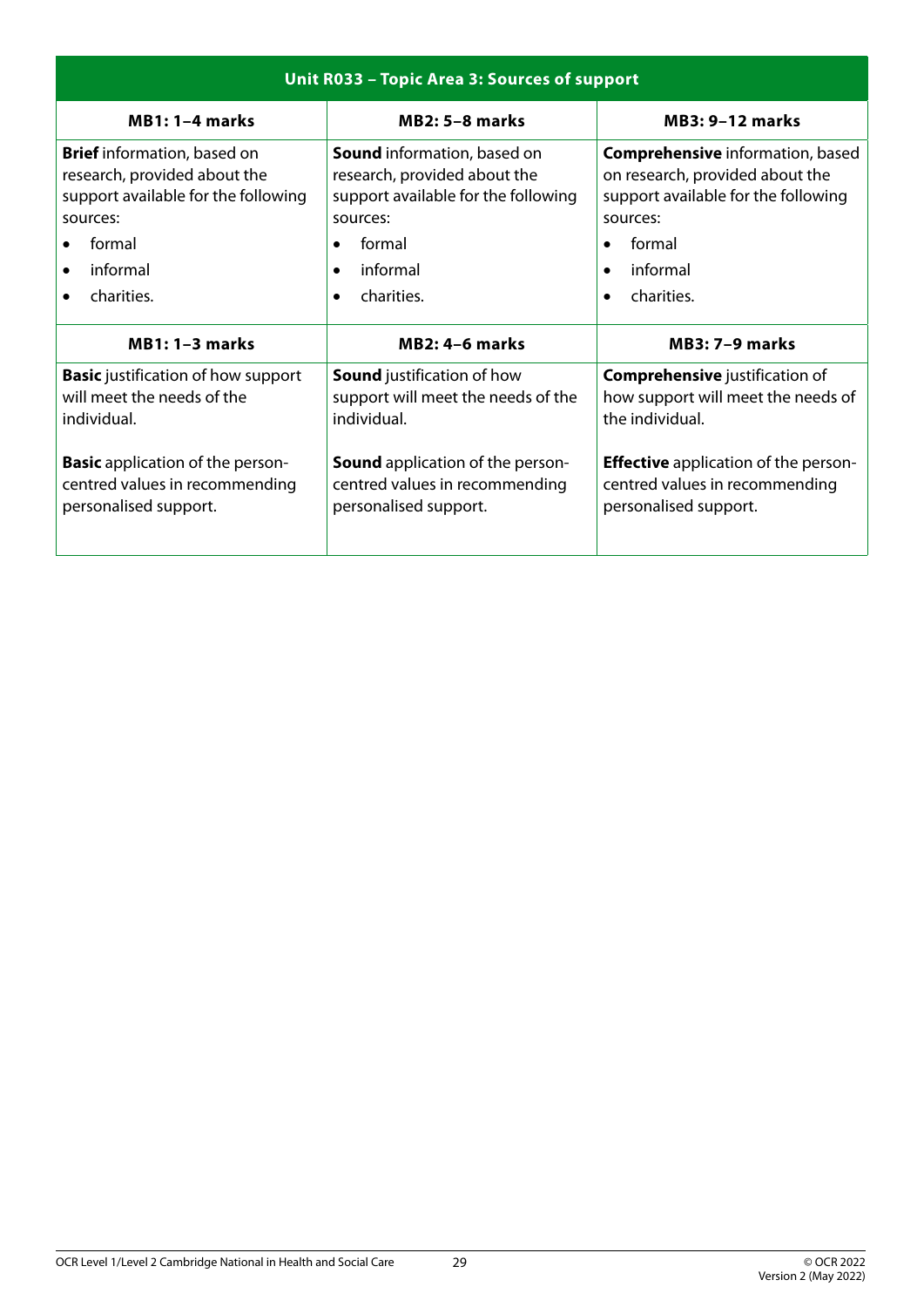| Unit R033 – Topic Area 3: Sources of support | | |
|---|---|---|
| **MB1: 1–4 marks** | **MB2: 5–8 marks** | **MB3: 9–12 marks** |
| **Brief** information, based on research, provided about the support available for the following sources:<br>• formal<br>• informal<br>• charities. | **Sound** information, based on research, provided about the support available for the following sources:<br>• formal<br>• informal<br>• charities. | **Comprehensive** information, based on research, provided about the support available for the following sources:<br>• formal<br>• informal<br>• charities. |
| **MB1: 1–3 marks** | **MB2: 4–6 marks** | **MB3: 7–9 marks** |
| **Basic** justification of how support will meet the needs of the individual.<br><br>**Basic** application of the person-centred values in recommending personalised support. | **Sound** justification of how support will meet the needs of the individual.<br><br>**Sound** application of the person-centred values in recommending personalised support. | **Comprehensive** justification of how support will meet the needs of the individual.<br><br>**Effective** application of the person-centred values in recommending personalised support. |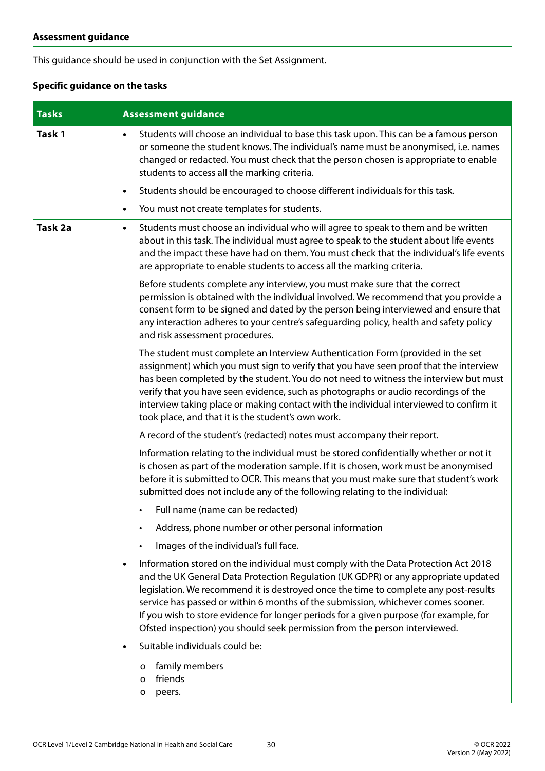**Assessment guidance**

This guidance should be used in conjunction with the Set Assignment.

**Specific guidance on the tasks**

| Tasks | Assessment guidance |
|---|---|
| **Task 1** | • Students will choose an individual to base this task upon. This can be a famous person or someone the student knows. The individual's name must be anonymised, i.e. names changed or redacted. You must check that the person chosen is appropriate to enable students to access all the marking criteria.<br>• Students should be encouraged to choose different individuals for this task.<br>• You must not create templates for students. |
| **Task 2a** | • Students must choose an individual who will agree to speak to them and be written about in this task. The individual must agree to speak to the student about life events and the impact these have had on them. You must check that the individual's life events are appropriate to enable students to access all the marking criteria.<br><br>Before students complete any interview, you must make sure that the correct permission is obtained with the individual involved. We recommend that you provide a consent form to be signed and dated by the person being interviewed and ensure that any interaction adheres to your centre's safeguarding policy, health and safety policy and risk assessment procedures.<br><br>The student must complete an Interview Authentication Form (provided in the set assignment) which you must sign to verify that you have seen proof that the interview has been completed by the student. You do not need to witness the interview but must verify that you have seen evidence, such as photographs or audio recordings of the interview taking place or making contact with the individual interviewed to confirm it took place, and that it is the student's own work.<br><br>A record of the student's (redacted) notes must accompany their report.<br><br>Information relating to the individual must be stored confidentially whether or not it is chosen as part of the moderation sample. If it is chosen, work must be anonymised before it is submitted to OCR. This means that you must make sure that student's work submitted does not include any of the following relating to the individual:<br>  • Full name (name can be redacted)<br>  • Address, phone number or other personal information<br>  • Images of the individual's full face.<br><br>• Information stored on the individual must comply with the Data Protection Act 2018 and the UK General Data Protection Regulation (UK GDPR) or any appropriate updated legislation. We recommend it is destroyed once the time to complete any post-results service has passed or within 6 months of the submission, whichever comes sooner. If you wish to store evidence for longer periods for a given purpose (for example, for Ofsted inspection) you should seek permission from the person interviewed.<br>• Suitable individuals could be:<br>  o family members<br>  o friends<br>  o peers. |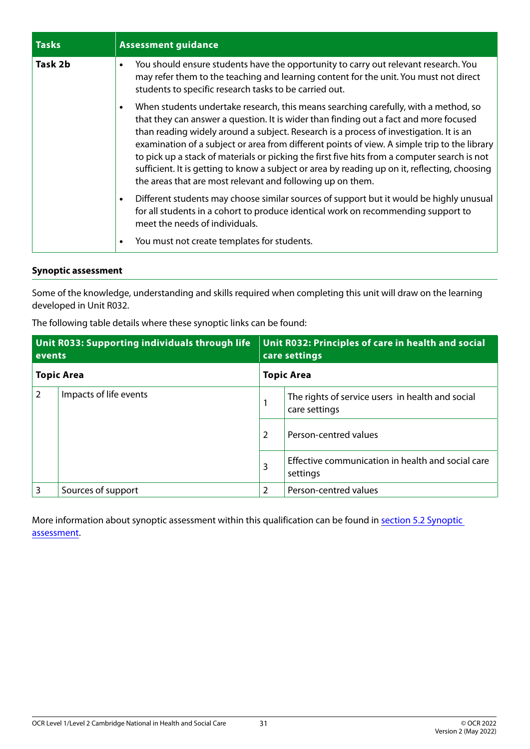| Tasks | Assessment guidance |
|---|---|
| **Task 2b** | • You should ensure students have the opportunity to carry out relevant research. You may refer them to the teaching and learning content for the unit. You must not direct students to specific research tasks to be carried out.<br>• When students undertake research, this means searching carefully, with a method, so that they can answer a question. It is wider than finding out a fact and more focused than reading widely around a subject. Research is a process of investigation. It is an examination of a subject or area from different points of view. A simple trip to the library to pick up a stack of materials or picking the first five hits from a computer search is not sufficient. It is getting to know a subject or area by reading up on it, reflecting, choosing the areas that are most relevant and following up on them.<br>• Different students may choose similar sources of support but it would be highly unusual for all students in a cohort to produce identical work on recommending support to meet the needs of individuals.<br>• You must not create templates for students. |

**Synoptic assessment**

Some of the knowledge, understanding and skills required when completing this unit will draw on the learning developed in Unit R032.

The following table details where these synoptic links can be found:

| Unit R033: Supporting individuals through life events | | Unit R032: Principles of care in health and social care settings | |
|---|---|---|---|
| **Topic Area** | | **Topic Area** | |
| 2 | Impacts of life events | 1 | The rights of service users in health and social care settings |
| | | 2 | Person-centred values |
| | | 3 | Effective communication in health and social care settings |
| 3 | Sources of support | 2 | Person-centred values |

More information about synoptic assessment within this qualification can be found in section 5.2 Synoptic assessment.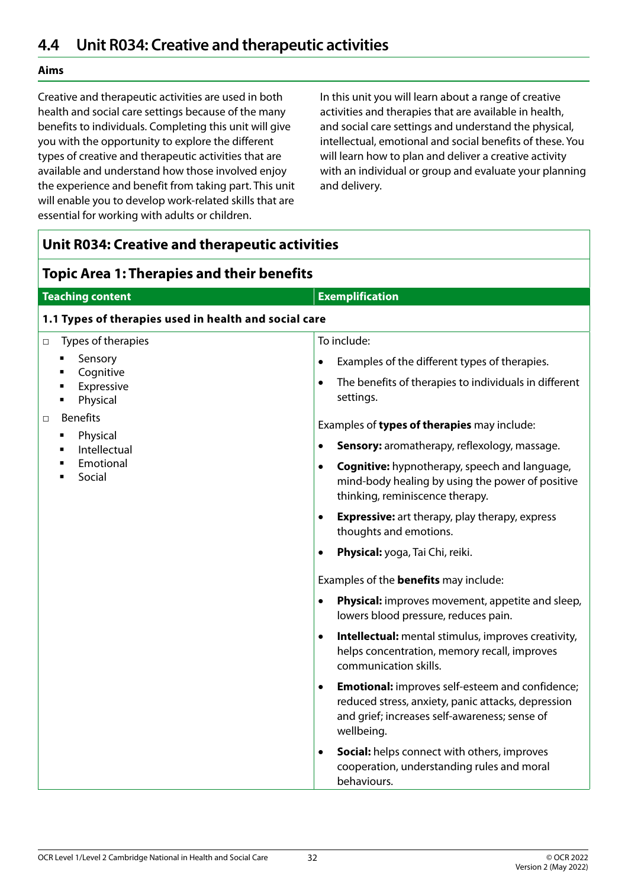## 4.4 Unit R034: Creative and therapeutic activities

**Aims**

Creative and therapeutic activities are used in both health and social care settings because of the many benefits to individuals. Completing this unit will give you with the opportunity to explore the different types of creative and therapeutic activities that are available and understand how those involved enjoy the experience and benefit from taking part. This unit will enable you to develop work-related skills that are essential for working with adults or children.

In this unit you will learn about a range of creative activities and therapies that are available in health, and social care settings and understand the physical, intellectual, emotional and social benefits of these. You will learn how to plan and deliver a creative activity with an individual or group and evaluate your planning and delivery.

### Unit R034: Creative and therapeutic activities

#### Topic Area 1: Therapies and their benefits

| Teaching content | Exemplification |
| --- | --- |
| **1.1 Types of therapies used in health and social care** | |
| □ Types of therapies<br>▪ Sensory<br>▪ Cognitive<br>▪ Expressive<br>▪ Physical<br>□ Benefits<br>▪ Physical<br>▪ Intellectual<br>▪ Emotional<br>▪ Social | To include:<br>• Examples of the different types of therapies.<br>• The benefits of therapies to individuals in different settings.<br><br>Examples of **types of therapies** may include:<br>• **Sensory:** aromatherapy, reflexology, massage.<br>• **Cognitive:** hypnotherapy, speech and language, mind-body healing by using the power of positive thinking, reminiscence therapy.<br>• **Expressive:** art therapy, play therapy, express thoughts and emotions.<br>• **Physical:** yoga, Tai Chi, reiki.<br><br>Examples of the **benefits** may include:<br>• **Physical:** improves movement, appetite and sleep, lowers blood pressure, reduces pain.<br>• **Intellectual:** mental stimulus, improves creativity, helps concentration, memory recall, improves communication skills.<br>• **Emotional:** improves self-esteem and confidence; reduced stress, anxiety, panic attacks, depression and grief; increases self-awareness; sense of wellbeing.<br>• **Social:** helps connect with others, improves cooperation, understanding rules and moral behaviours. |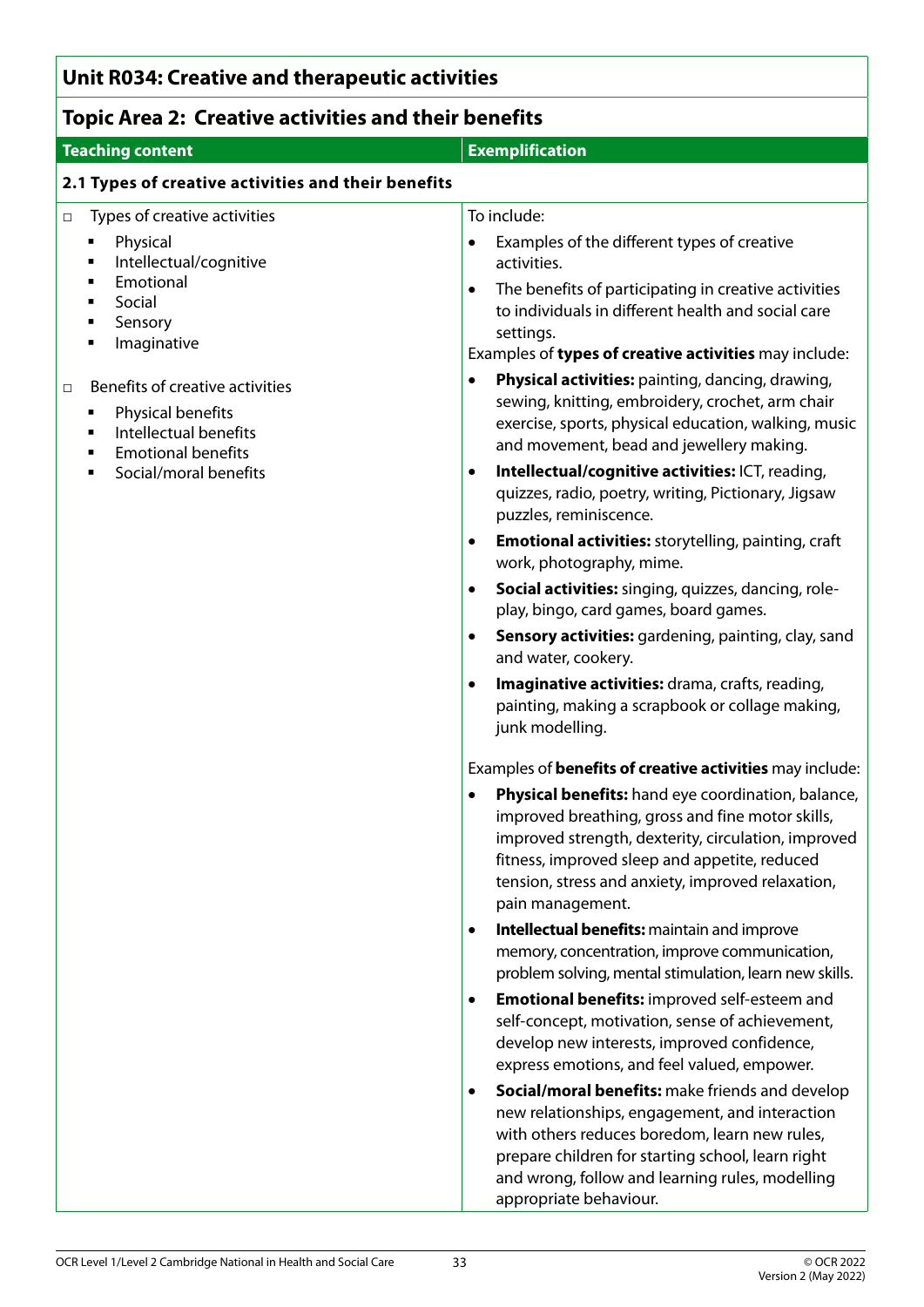## Unit R034: Creative and therapeutic activities

### Topic Area 2: Creative activities and their benefits

| Teaching content | Exemplification |
|---|---|
| **2.1 Types of creative activities and their benefits** | |
| □ Types of creative activities<br>▪ Physical<br>▪ Intellectual/cognitive<br>▪ Emotional<br>▪ Social<br>▪ Sensory<br>▪ Imaginative<br><br>□ Benefits of creative activities<br>▪ Physical benefits<br>▪ Intellectual benefits<br>▪ Emotional benefits<br>▪ Social/moral benefits | To include:<br>• Examples of the different types of creative activities.<br>• The benefits of participating in creative activities to individuals in different health and social care settings.<br>Examples of **types of creative activities** may include:<br>• **Physical activities:** painting, dancing, drawing, sewing, knitting, embroidery, crochet, arm chair exercise, sports, physical education, walking, music and movement, bead and jewellery making.<br>• **Intellectual/cognitive activities:** ICT, reading, quizzes, radio, poetry, writing, Pictionary, Jigsaw puzzles, reminiscence.<br>• **Emotional activities:** storytelling, painting, craft work, photography, mime.<br>• **Social activities:** singing, quizzes, dancing, role-play, bingo, card games, board games.<br>• **Sensory activities:** gardening, painting, clay, sand and water, cookery.<br>• **Imaginative activities:** drama, crafts, reading, painting, making a scrapbook or collage making, junk modelling.<br><br>Examples of **benefits of creative activities** may include:<br>• **Physical benefits:** hand eye coordination, balance, improved breathing, gross and fine motor skills, improved strength, dexterity, circulation, improved fitness, improved sleep and appetite, reduced tension, stress and anxiety, improved relaxation, pain management.<br>• **Intellectual benefits:** maintain and improve memory, concentration, improve communication, problem solving, mental stimulation, learn new skills.<br>• **Emotional benefits:** improved self-esteem and self-concept, motivation, sense of achievement, develop new interests, improved confidence, express emotions, and feel valued, empower.<br>• **Social/moral benefits:** make friends and develop new relationships, engagement, and interaction with others reduces boredom, learn new rules, prepare children for starting school, learn right and wrong, follow and learning rules, modelling appropriate behaviour. |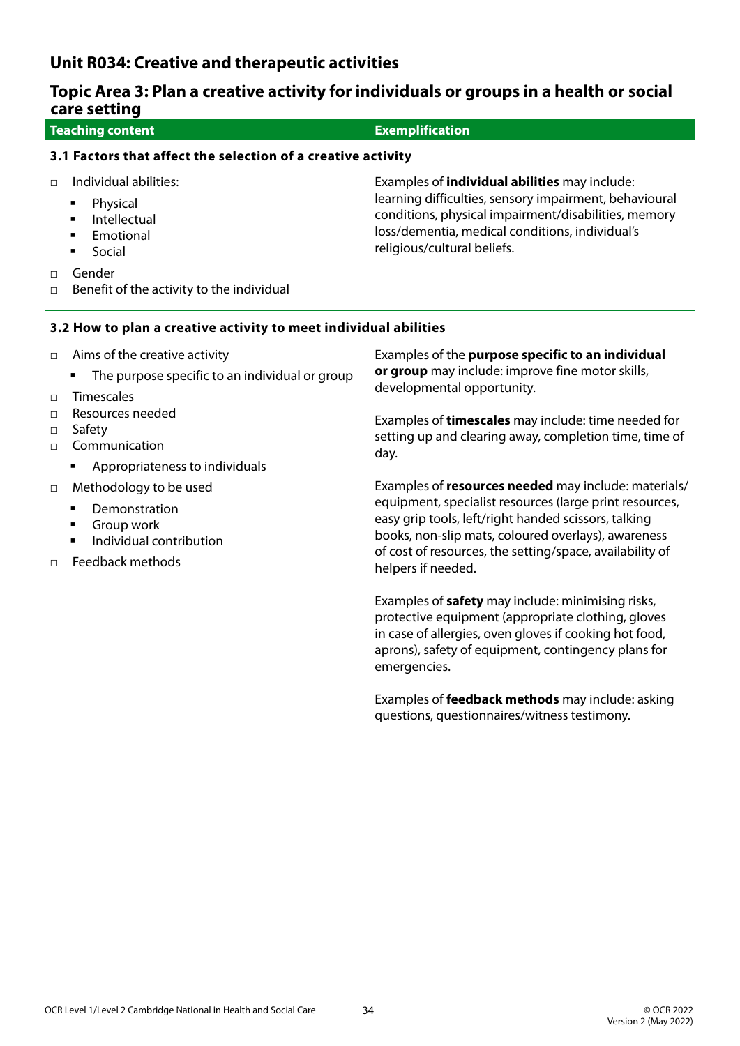## Unit R034: Creative and therapeutic activities

### Topic Area 3: Plan a creative activity for individuals or groups in a health or social care setting

| Teaching content | Exemplification |
|---|---|
| **3.1 Factors that affect the selection of a creative activity** | |
| □ Individual abilities:<br>▪ Physical<br>▪ Intellectual<br>▪ Emotional<br>▪ Social<br>□ Gender<br>□ Benefit of the activity to the individual | Examples of **individual abilities** may include: learning difficulties, sensory impairment, behavioural conditions, physical impairment/disabilities, memory loss/dementia, medical conditions, individual's religious/cultural beliefs. |
| **3.2 How to plan a creative activity to meet individual abilities** | |
| □ Aims of the creative activity<br>▪ The purpose specific to an individual or group<br>□ Timescales<br>□ Resources needed<br>□ Safety<br>□ Communication<br>▪ Appropriateness to individuals<br>□ Methodology to be used<br>▪ Demonstration<br>▪ Group work<br>▪ Individual contribution<br>□ Feedback methods | Examples of the **purpose specific to an individual or group** may include: improve fine motor skills, developmental opportunity.<br><br>Examples of **timescales** may include: time needed for setting up and clearing away, completion time, time of day.<br><br>Examples of **resources needed** may include: materials/equipment, specialist resources (large print resources, easy grip tools, left/right handed scissors, talking books, non-slip mats, coloured overlays), awareness of cost of resources, the setting/space, availability of helpers if needed.<br><br>Examples of **safety** may include: minimising risks, protective equipment (appropriate clothing, gloves in case of allergies, oven gloves if cooking hot food, aprons), safety of equipment, contingency plans for emergencies.<br><br>Examples of **feedback methods** may include: asking questions, questionnaires/witness testimony. |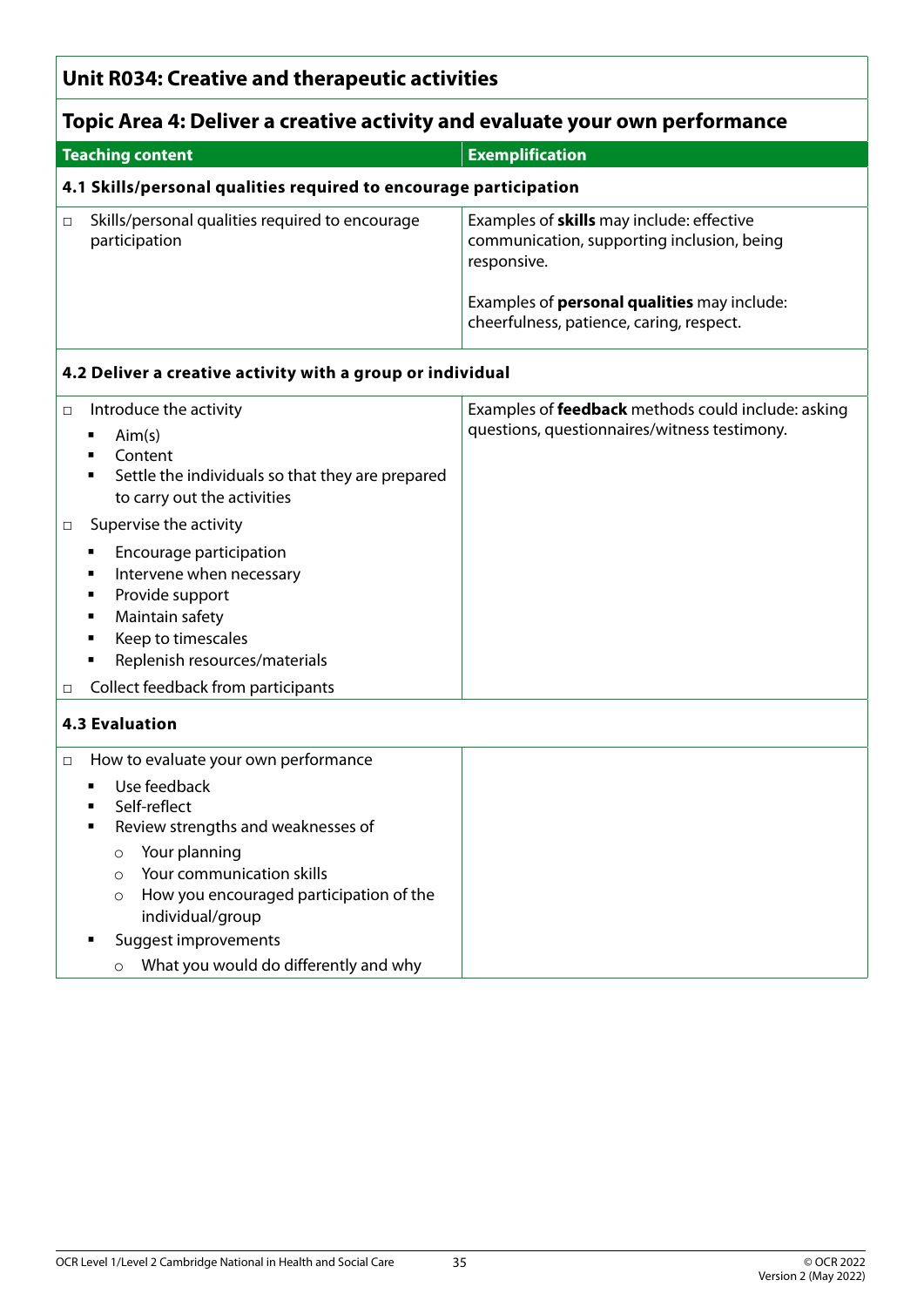## Unit R034: Creative and therapeutic activities

### Topic Area 4: Deliver a creative activity and evaluate your own performance

| Teaching content | Exemplification |
|---|---|
| **4.1 Skills/personal qualities required to encourage participation** | |
| □ Skills/personal qualities required to encourage participation | Examples of **skills** may include: effective communication, supporting inclusion, being responsive.<br><br>Examples of **personal qualities** may include: cheerfulness, patience, caring, respect. |
| **4.2 Deliver a creative activity with a group or individual** | |
| □ Introduce the activity<br>▪ Aim(s)<br>▪ Content<br>▪ Settle the individuals so that they are prepared to carry out the activities<br>□ Supervise the activity<br>▪ Encourage participation<br>▪ Intervene when necessary<br>▪ Provide support<br>▪ Maintain safety<br>▪ Keep to timescales<br>▪ Replenish resources/materials<br>□ Collect feedback from participants | Examples of **feedback** methods could include: asking questions, questionnaires/witness testimony. |
| **4.3 Evaluation** | |
| □ How to evaluate your own performance<br>▪ Use feedback<br>▪ Self-reflect<br>▪ Review strengths and weaknesses of<br>○ Your planning<br>○ Your communication skills<br>○ How you encouraged participation of the individual/group<br>▪ Suggest improvements<br>○ What you would do differently and why | |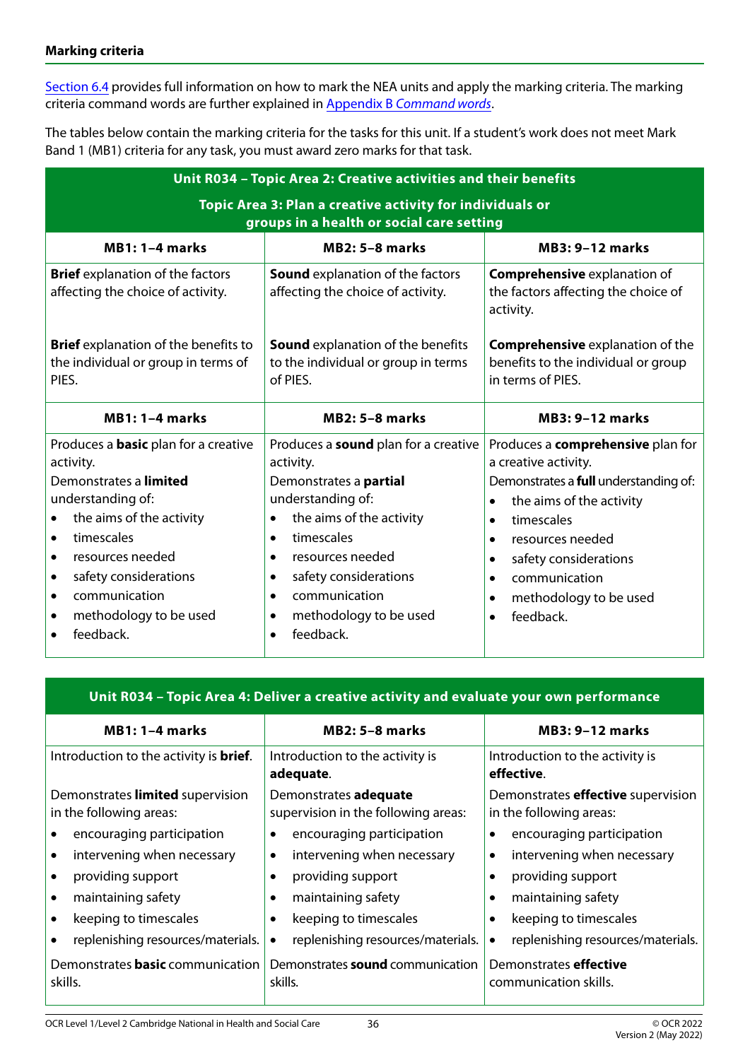**Marking criteria**

Section 6.4 provides full information on how to mark the NEA units and apply the marking criteria. The marking criteria command words are further explained in Appendix B *Command words*.

The tables below contain the marking criteria for the tasks for this unit. If a student's work does not meet Mark Band 1 (MB1) criteria for any task, you must award zero marks for that task.

| Unit R034 – Topic Area 2: Creative activities and their benefits | | |
|---|---|---|
| **Topic Area 3: Plan a creative activity for individuals or groups in a health or social care setting** | | |
| **MB1: 1–4 marks** | **MB2: 5–8 marks** | **MB3: 9–12 marks** |
| **Brief** explanation of the factors affecting the choice of activity.<br><br>**Brief** explanation of the benefits to the individual or group in terms of PIES. | **Sound** explanation of the factors affecting the choice of activity.<br><br>**Sound** explanation of the benefits to the individual or group in terms of PIES. | **Comprehensive** explanation of the factors affecting the choice of activity.<br><br>**Comprehensive** explanation of the benefits to the individual or group in terms of PIES. |
| **MB1: 1–4 marks** | **MB2: 5–8 marks** | **MB3: 9–12 marks** |
| Produces a **basic** plan for a creative activity.<br>Demonstrates a **limited** understanding of:<br>• the aims of the activity<br>• timescales<br>• resources needed<br>• safety considerations<br>• communication<br>• methodology to be used<br>• feedback. | Produces a **sound** plan for a creative activity.<br>Demonstrates a **partial** understanding of:<br>• the aims of the activity<br>• timescales<br>• resources needed<br>• safety considerations<br>• communication<br>• methodology to be used<br>• feedback. | Produces a **comprehensive** plan for a creative activity.<br>Demonstrates a **full** understanding of:<br>• the aims of the activity<br>• timescales<br>• resources needed<br>• safety considerations<br>• communication<br>• methodology to be used<br>• feedback. |

| Unit R034 – Topic Area 4: Deliver a creative activity and evaluate your own performance | | |
|---|---|---|
| **MB1: 1–4 marks** | **MB2: 5–8 marks** | **MB3: 9–12 marks** |
| Introduction to the activity is **brief**.<br><br>Demonstrates **limited** supervision in the following areas:<br>• encouraging participation<br>• intervening when necessary<br>• providing support<br>• maintaining safety<br>• keeping to timescales<br>• replenishing resources/materials.<br><br>Demonstrates **basic** communication skills. | Introduction to the activity is **adequate**.<br><br>Demonstrates **adequate** supervision in the following areas:<br>• encouraging participation<br>• intervening when necessary<br>• providing support<br>• maintaining safety<br>• keeping to timescales<br>• replenishing resources/materials.<br><br>Demonstrates **sound** communication skills. | Introduction to the activity is **effective**.<br><br>Demonstrates **effective** supervision in the following areas:<br>• encouraging participation<br>• intervening when necessary<br>• providing support<br>• maintaining safety<br>• keeping to timescales<br>• replenishing resources/materials.<br><br>Demonstrates **effective** communication skills. |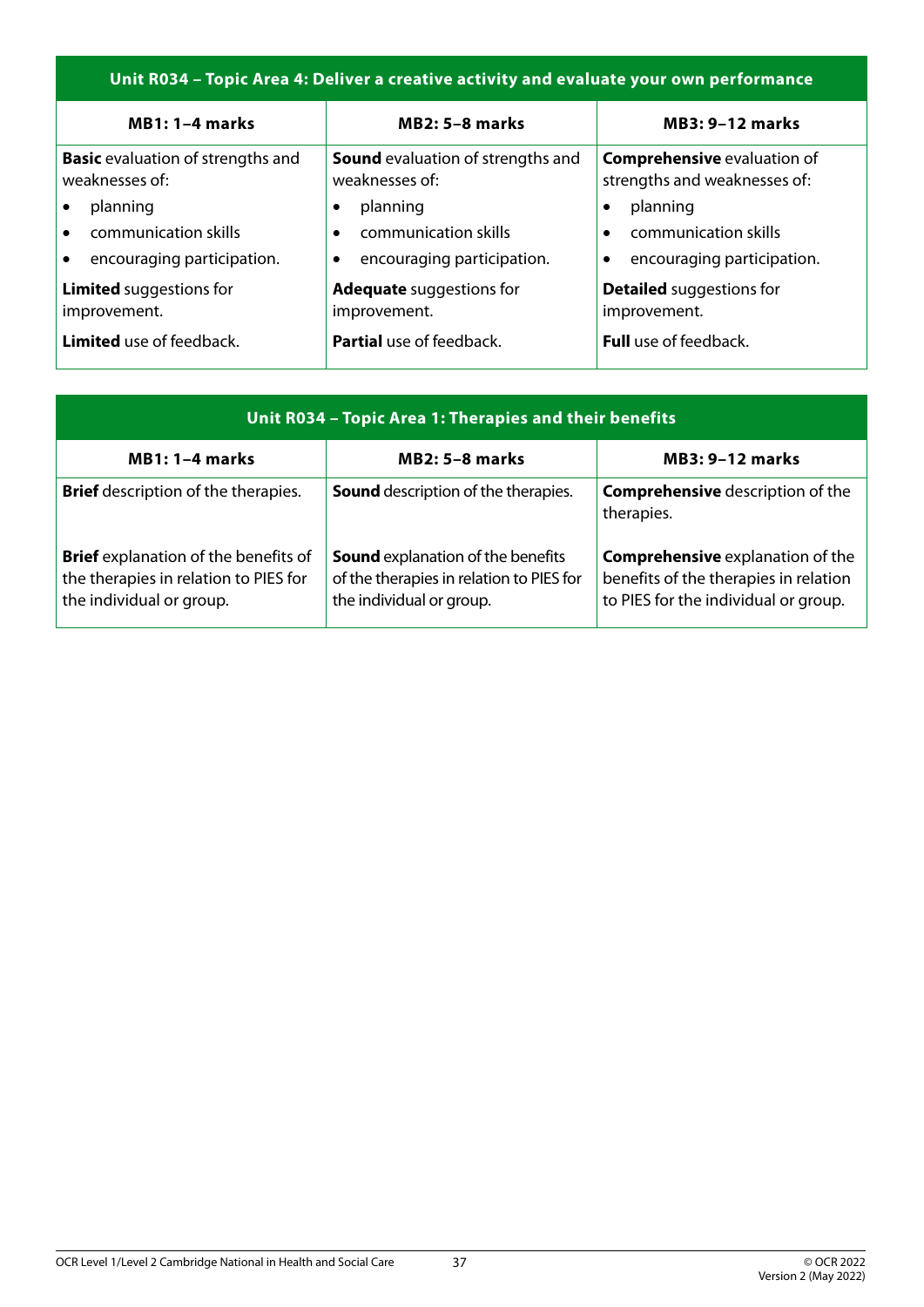| Unit R034 – Topic Area 4: Deliver a creative activity and evaluate your own performance | | |
|---|---|---|
| **MB1: 1–4 marks** | **MB2: 5–8 marks** | **MB3: 9–12 marks** |
| **Basic** evaluation of strengths and weaknesses of:<br>• planning<br>• communication skills<br>• encouraging participation. | **Sound** evaluation of strengths and weaknesses of:<br>• planning<br>• communication skills<br>• encouraging participation. | **Comprehensive** evaluation of strengths and weaknesses of:<br>• planning<br>• communication skills<br>• encouraging participation. |
| **Limited** suggestions for improvement. | **Adequate** suggestions for improvement. | **Detailed** suggestions for improvement. |
| **Limited** use of feedback. | **Partial** use of feedback. | **Full** use of feedback. |

| Unit R034 – Topic Area 1: Therapies and their benefits | | |
|---|---|---|
| **MB1: 1–4 marks** | **MB2: 5–8 marks** | **MB3: 9–12 marks** |
| **Brief** description of the therapies. | **Sound** description of the therapies. | **Comprehensive** description of the therapies. |
| **Brief** explanation of the benefits of the therapies in relation to PIES for the individual or group. | **Sound** explanation of the benefits of the therapies in relation to PIES for the individual or group. | **Comprehensive** explanation of the benefits of the therapies in relation to PIES for the individual or group. |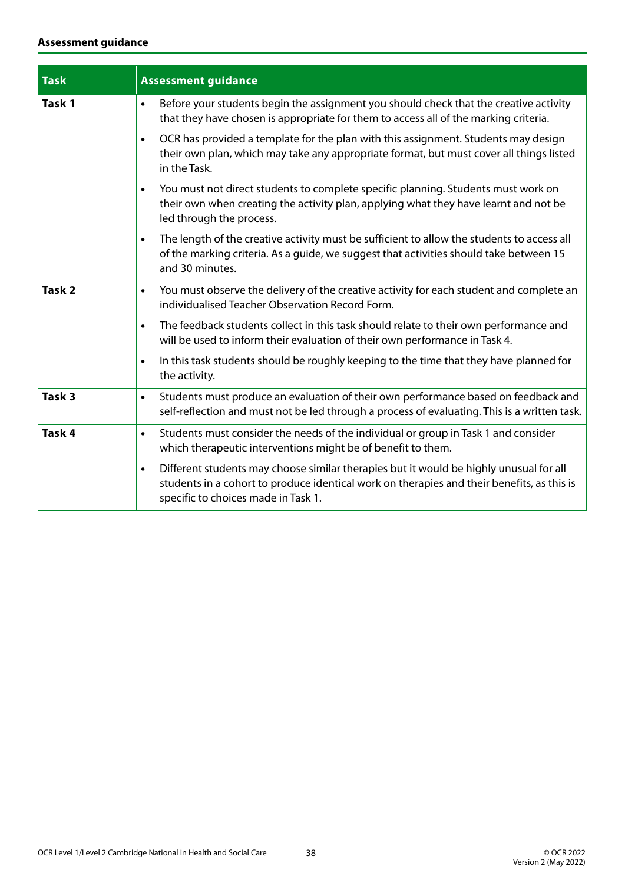**Assessment guidance**

| Task | Assessment guidance |
|---|---|
| **Task 1** | • Before your students begin the assignment you should check that the creative activity that they have chosen is appropriate for them to access all of the marking criteria.<br>• OCR has provided a template for the plan with this assignment. Students may design their own plan, which may take any appropriate format, but must cover all things listed in the Task.<br>• You must not direct students to complete specific planning. Students must work on their own when creating the activity plan, applying what they have learnt and not be led through the process.<br>• The length of the creative activity must be sufficient to allow the students to access all of the marking criteria. As a guide, we suggest that activities should take between 15 and 30 minutes. |
| **Task 2** | • You must observe the delivery of the creative activity for each student and complete an individualised Teacher Observation Record Form.<br>• The feedback students collect in this task should relate to their own performance and will be used to inform their evaluation of their own performance in Task 4.<br>• In this task students should be roughly keeping to the time that they have planned for the activity. |
| **Task 3** | • Students must produce an evaluation of their own performance based on feedback and self-reflection and must not be led through a process of evaluating. This is a written task. |
| **Task 4** | • Students must consider the needs of the individual or group in Task 1 and consider which therapeutic interventions might be of benefit to them.<br>• Different students may choose similar therapies but it would be highly unusual for all students in a cohort to produce identical work on therapies and their benefits, as this is specific to choices made in Task 1. |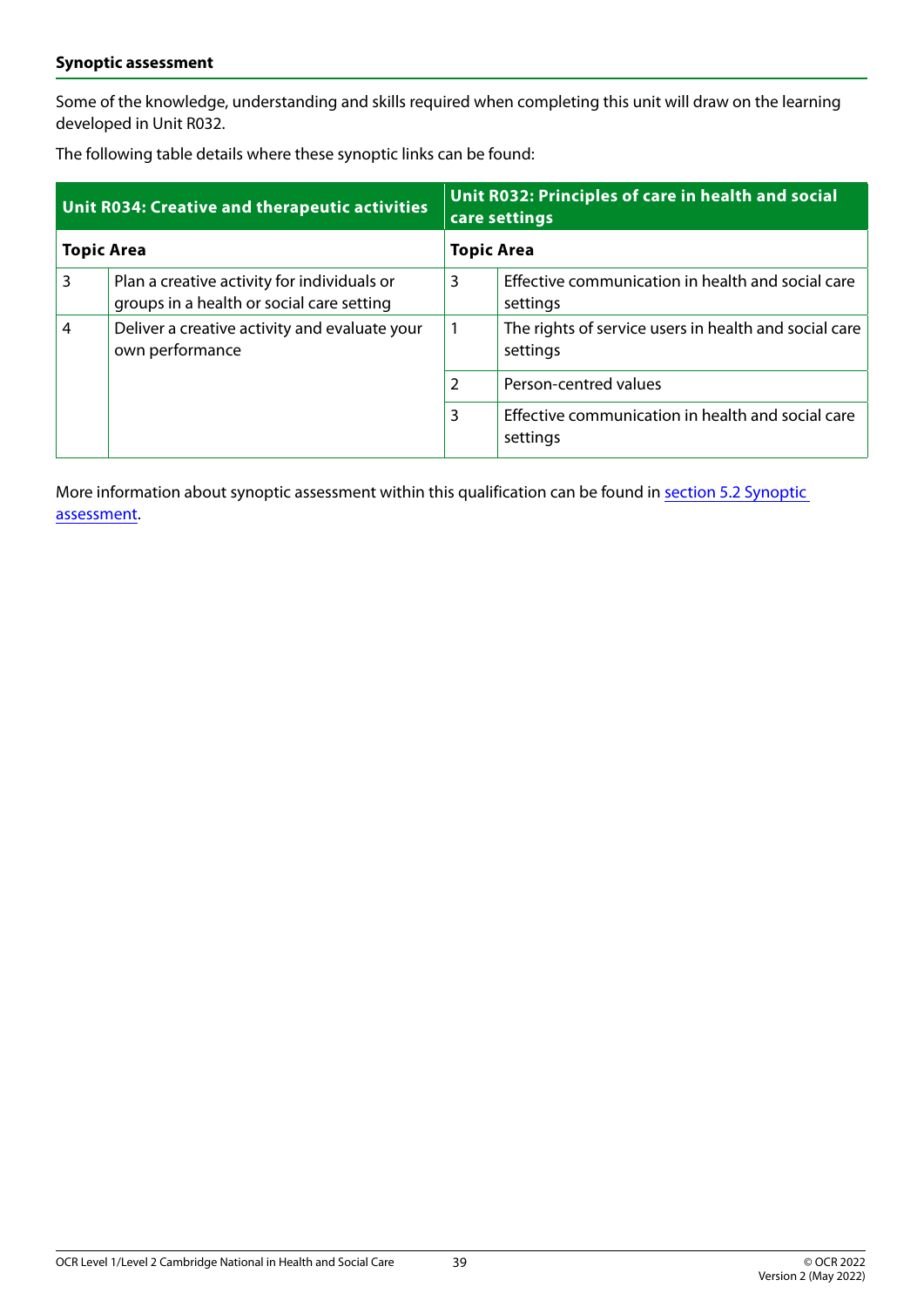**Synoptic assessment**

Some of the knowledge, understanding and skills required when completing this unit will draw on the learning developed in Unit R032.

The following table details where these synoptic links can be found:

| **Unit R034: Creative and therapeutic activities** | | **Unit R032: Principles of care in health and social care settings** | |
|---|---|---|---|
| **Topic Area** | | **Topic Area** | |
| 3 | Plan a creative activity for individuals or groups in a health or social care setting | 3 | Effective communication in health and social care settings |
| 4 | Deliver a creative activity and evaluate your own performance | 1 | The rights of service users in health and social care settings |
| | | 2 | Person-centred values |
| | | 3 | Effective communication in health and social care settings |

More information about synoptic assessment within this qualification can be found in section 5.2 Synoptic assessment.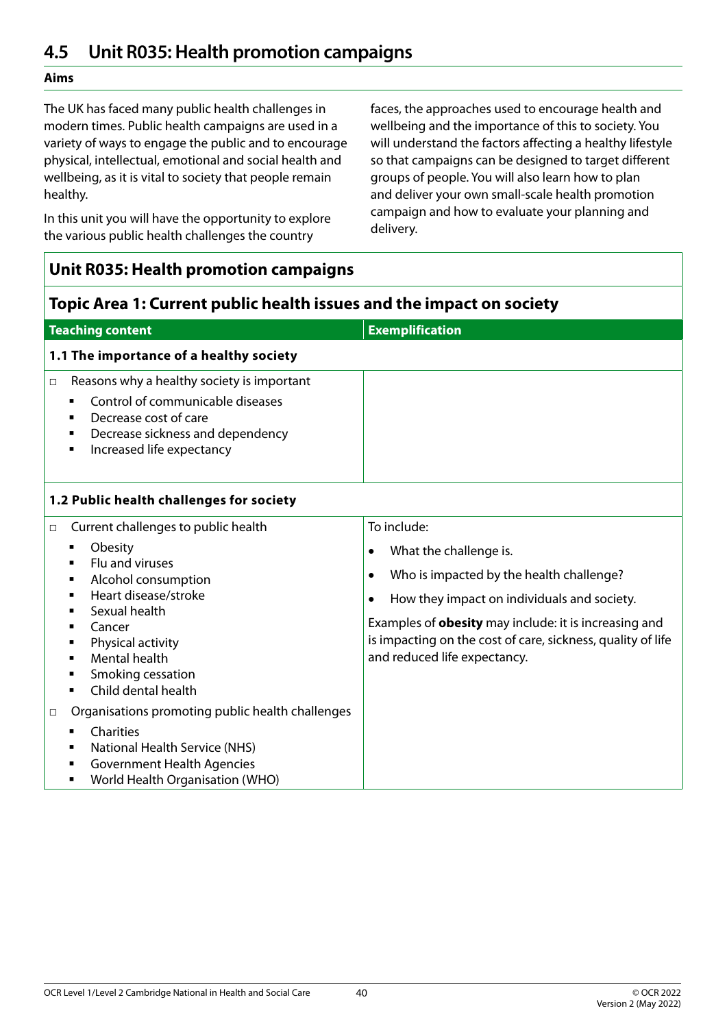## 4.5 Unit R035: Health promotion campaigns

**Aims**

The UK has faced many public health challenges in modern times. Public health campaigns are used in a variety of ways to engage the public and to encourage physical, intellectual, emotional and social health and wellbeing, as it is vital to society that people remain healthy.

In this unit you will have the opportunity to explore the various public health challenges the country faces, the approaches used to encourage health and wellbeing and the importance of this to society. You will understand the factors affecting a healthy lifestyle so that campaigns can be designed to target different groups of people. You will also learn how to plan and deliver your own small-scale health promotion campaign and how to evaluate your planning and delivery.

### Unit R035: Health promotion campaigns

#### Topic Area 1: Current public health issues and the impact on society

| Teaching content | Exemplification |
|---|---|
| **1.1 The importance of a healthy society** | |
| □ Reasons why a healthy society is important<br>▪ Control of communicable diseases<br>▪ Decrease cost of care<br>▪ Decrease sickness and dependency<br>▪ Increased life expectancy | |
| **1.2 Public health challenges for society** | |
| □ Current challenges to public health<br>▪ Obesity<br>▪ Flu and viruses<br>▪ Alcohol consumption<br>▪ Heart disease/stroke<br>▪ Sexual health<br>▪ Cancer<br>▪ Physical activity<br>▪ Mental health<br>▪ Smoking cessation<br>▪ Child dental health<br>□ Organisations promoting public health challenges<br>▪ Charities<br>▪ National Health Service (NHS)<br>▪ Government Health Agencies<br>▪ World Health Organisation (WHO) | To include:<br>• What the challenge is.<br>• Who is impacted by the health challenge?<br>• How they impact on individuals and society.<br>Examples of **obesity** may include: it is increasing and is impacting on the cost of care, sickness, quality of life and reduced life expectancy. |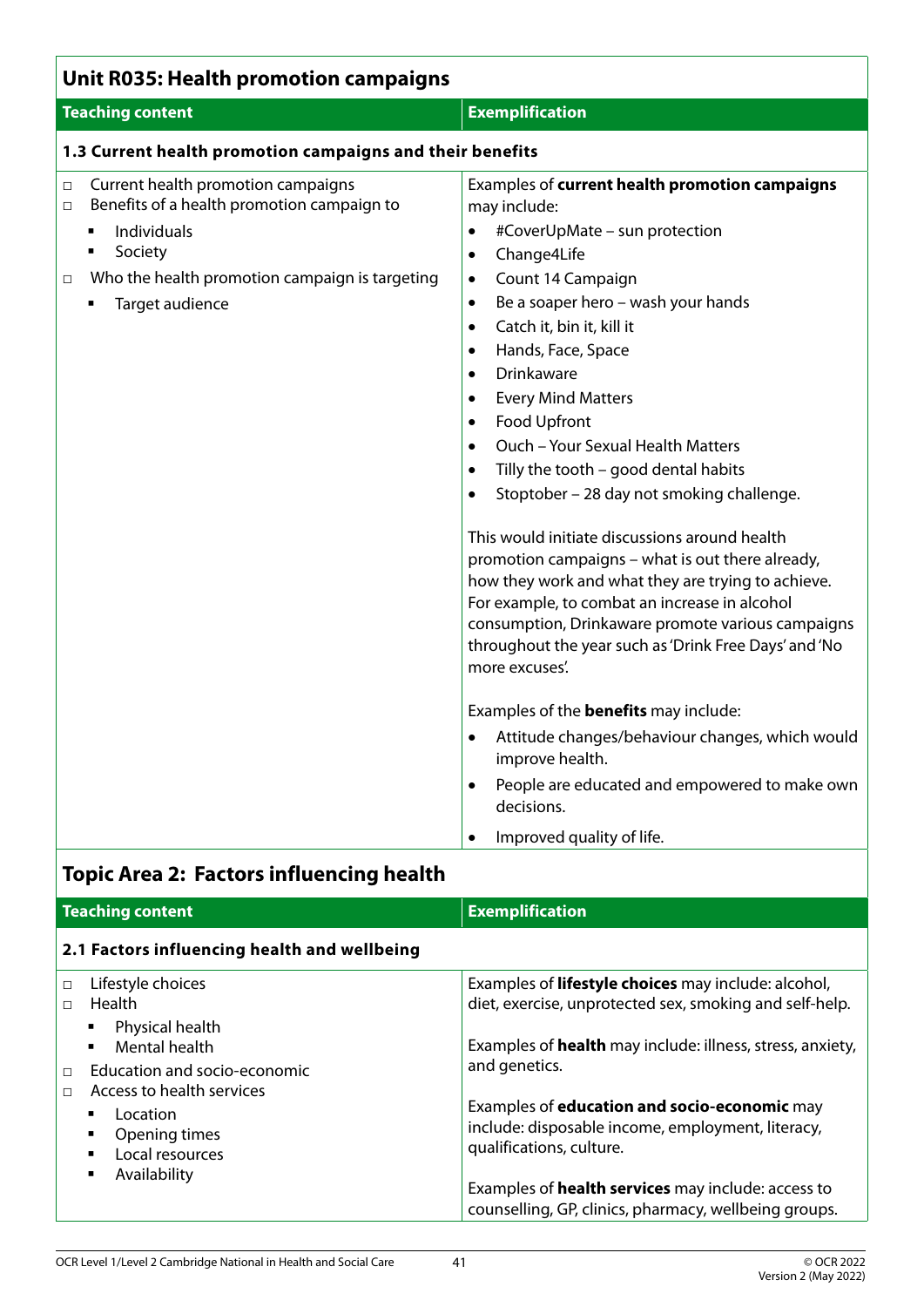## Unit R035: Health promotion campaigns

| Teaching content | Exemplification |
|---|---|
| **1.3 Current health promotion campaigns and their benefits** | |
| □ Current health promotion campaigns<br>□ Benefits of a health promotion campaign to<br>▪ Individuals<br>▪ Society<br>□ Who the health promotion campaign is targeting<br>▪ Target audience | Examples of **current health promotion campaigns** may include:<br>• #CoverUpMate – sun protection<br>• Change4Life<br>• Count 14 Campaign<br>• Be a soaper hero – wash your hands<br>• Catch it, bin it, kill it<br>• Hands, Face, Space<br>• Drinkaware<br>• Every Mind Matters<br>• Food Upfront<br>• Ouch – Your Sexual Health Matters<br>• Tilly the tooth – good dental habits<br>• Stoptober – 28 day not smoking challenge.<br><br>This would initiate discussions around health promotion campaigns – what is out there already, how they work and what they are trying to achieve. For example, to combat an increase in alcohol consumption, Drinkaware promote various campaigns throughout the year such as 'Drink Free Days' and 'No more excuses'.<br><br>Examples of the **benefits** may include:<br>• Attitude changes/behaviour changes, which would improve health.<br>• People are educated and empowered to make own decisions.<br>• Improved quality of life. |

## Topic Area 2: Factors influencing health

| Teaching content | Exemplification |
|---|---|
| **2.1 Factors influencing health and wellbeing** | |
| □ Lifestyle choices<br>□ Health<br>▪ Physical health<br>▪ Mental health<br>□ Education and socio-economic<br>□ Access to health services<br>▪ Location<br>▪ Opening times<br>▪ Local resources<br>▪ Availability | Examples of **lifestyle choices** may include: alcohol, diet, exercise, unprotected sex, smoking and self-help.<br><br>Examples of **health** may include: illness, stress, anxiety, and genetics.<br><br>Examples of **education and socio-economic** may include: disposable income, employment, literacy, qualifications, culture.<br><br>Examples of **health services** may include: access to counselling, GP, clinics, pharmacy, wellbeing groups. |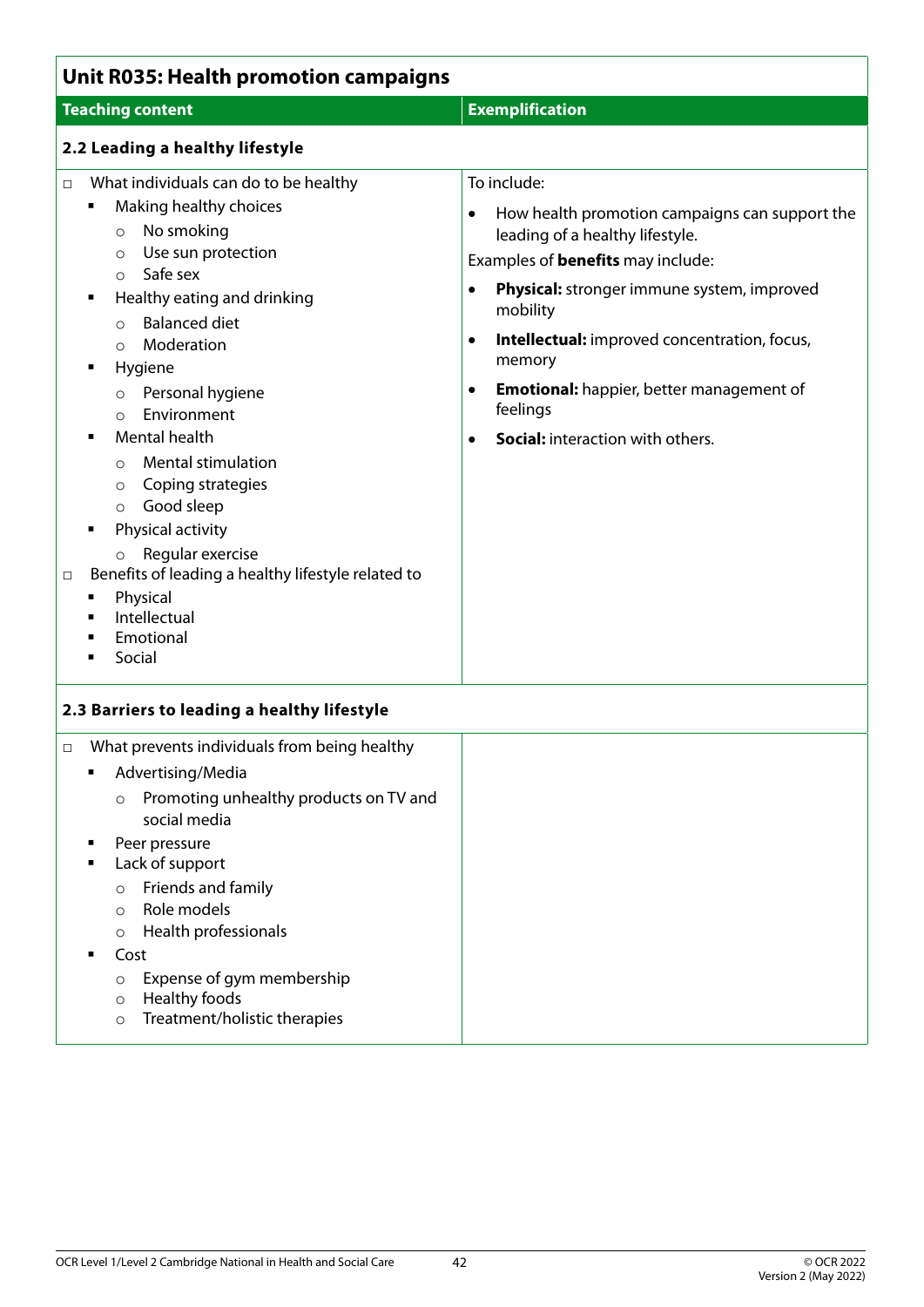## Unit R035: Health promotion campaigns

| Teaching content | Exemplification |
|---|---|
| **2.2 Leading a healthy lifestyle** | |
| □ What individuals can do to be healthy<br>▪ Making healthy choices<br>○ No smoking<br>○ Use sun protection<br>○ Safe sex<br>▪ Healthy eating and drinking<br>○ Balanced diet<br>○ Moderation<br>▪ Hygiene<br>○ Personal hygiene<br>○ Environment<br>▪ Mental health<br>○ Mental stimulation<br>○ Coping strategies<br>○ Good sleep<br>▪ Physical activity<br>○ Regular exercise<br>□ Benefits of leading a healthy lifestyle related to<br>▪ Physical<br>▪ Intellectual<br>▪ Emotional<br>▪ Social | To include:<br>• How health promotion campaigns can support the leading of a healthy lifestyle.<br>Examples of **benefits** may include:<br>• **Physical:** stronger immune system, improved mobility<br>• **Intellectual:** improved concentration, focus, memory<br>• **Emotional:** happier, better management of feelings<br>• **Social:** interaction with others. |
| **2.3 Barriers to leading a healthy lifestyle** | |
| □ What prevents individuals from being healthy<br>▪ Advertising/Media<br>○ Promoting unhealthy products on TV and social media<br>▪ Peer pressure<br>▪ Lack of support<br>○ Friends and family<br>○ Role models<br>○ Health professionals<br>▪ Cost<br>○ Expense of gym membership<br>○ Healthy foods<br>○ Treatment/holistic therapies | |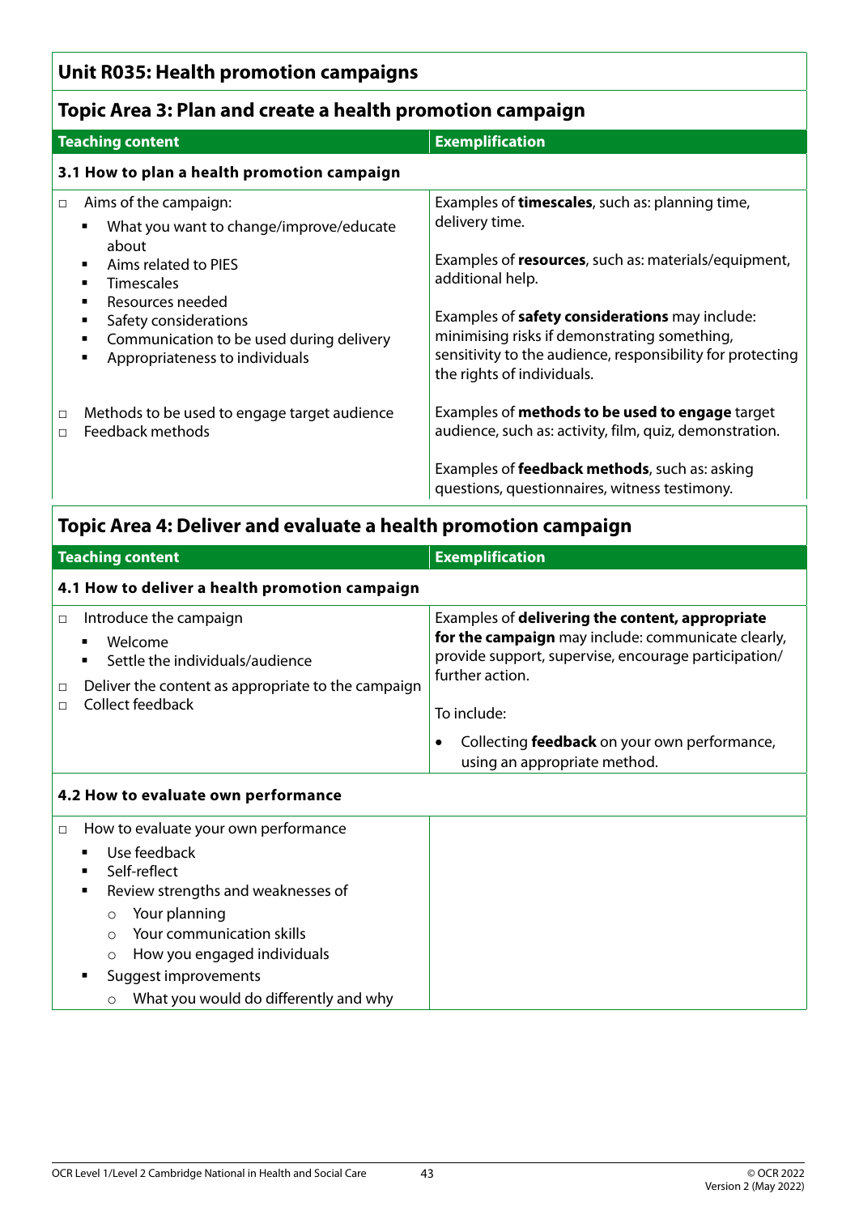## Unit R035: Health promotion campaigns

### Topic Area 3: Plan and create a health promotion campaign

| Teaching content | Exemplification |
|---|---|
| **3.1 How to plan a health promotion campaign** | |
| □ Aims of the campaign:<br>▪ What you want to change/improve/educate about<br>▪ Aims related to PIES<br>▪ Timescales<br>▪ Resources needed<br>▪ Safety considerations<br>▪ Communication to be used during delivery<br>▪ Appropriateness to individuals<br><br>□ Methods to be used to engage target audience<br>□ Feedback methods | Examples of **timescales**, such as: planning time, delivery time.<br><br>Examples of **resources**, such as: materials/equipment, additional help.<br><br>Examples of **safety considerations** may include: minimising risks if demonstrating something, sensitivity to the audience, responsibility for protecting the rights of individuals.<br><br>Examples of **methods to be used to engage** target audience, such as: activity, film, quiz, demonstration.<br><br>Examples of **feedback methods**, such as: asking questions, questionnaires, witness testimony. |

### Topic Area 4: Deliver and evaluate a health promotion campaign

| Teaching content | Exemplification |
|---|---|
| **4.1 How to deliver a health promotion campaign** | |
| □ Introduce the campaign<br>▪ Welcome<br>▪ Settle the individuals/audience<br>□ Deliver the content as appropriate to the campaign<br>□ Collect feedback | Examples of **delivering the content, appropriate for the campaign** may include: communicate clearly, provide support, supervise, encourage participation/further action.<br><br>To include:<br>• Collecting **feedback** on your own performance, using an appropriate method. |
| **4.2 How to evaluate own performance** | |
| □ How to evaluate your own performance<br>▪ Use feedback<br>▪ Self-reflect<br>▪ Review strengths and weaknesses of<br>○ Your planning<br>○ Your communication skills<br>○ How you engaged individuals<br>▪ Suggest improvements<br>○ What you would do differently and why | |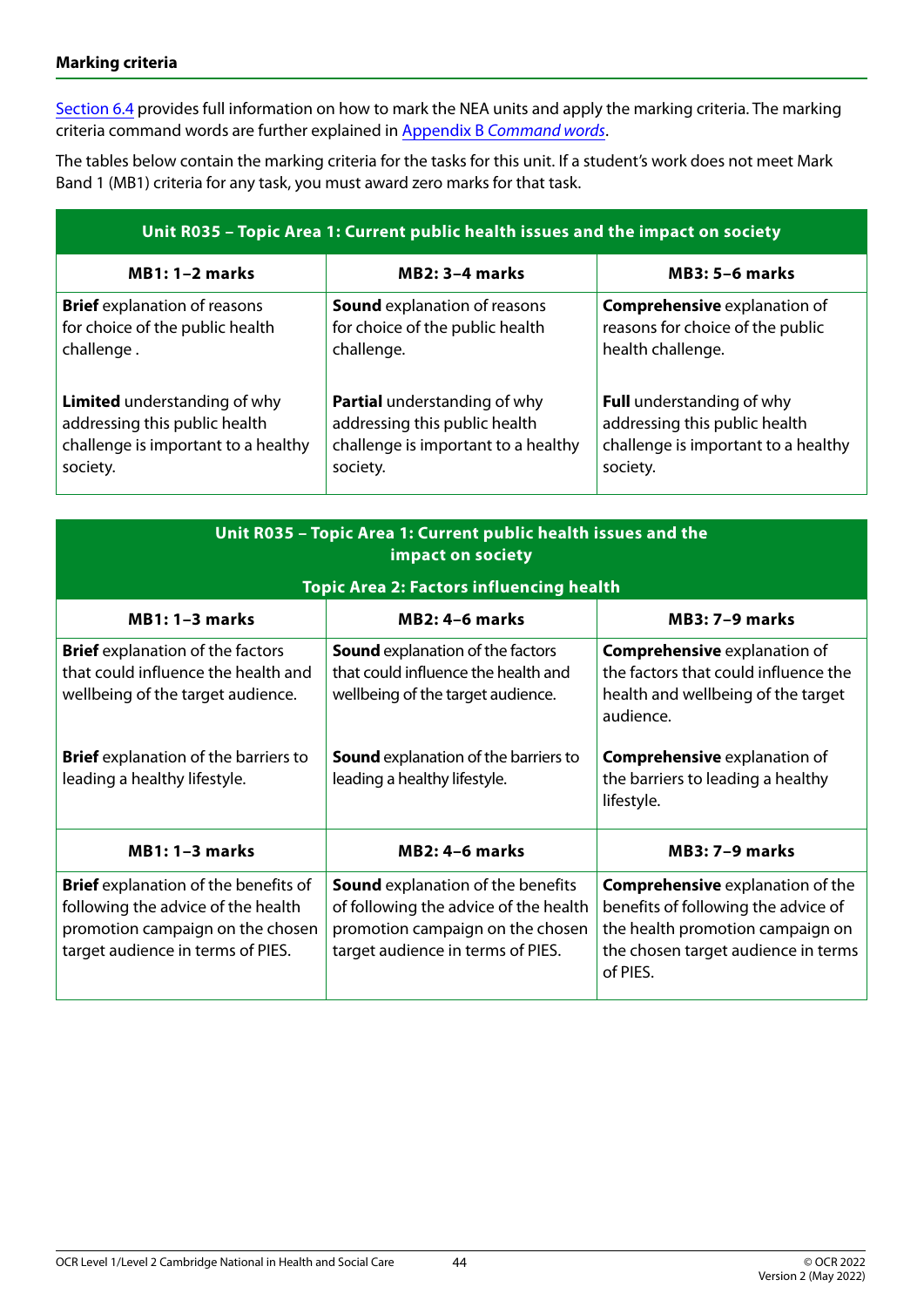#### Marking criteria

Section 6.4 provides full information on how to mark the NEA units and apply the marking criteria. The marking criteria command words are further explained in Appendix B *Command words*.

The tables below contain the marking criteria for the tasks for this unit. If a student's work does not meet Mark Band 1 (MB1) criteria for any task, you must award zero marks for that task.

| Unit R035 – Topic Area 1: Current public health issues and the impact on society | | |
|---|---|---|
| **MB1: 1–2 marks** | **MB2: 3–4 marks** | **MB3: 5–6 marks** |
| **Brief** explanation of reasons for choice of the public health challenge . | **Sound** explanation of reasons for choice of the public health challenge. | **Comprehensive** explanation of reasons for choice of the public health challenge. |
| **Limited** understanding of why addressing this public health challenge is important to a healthy society. | **Partial** understanding of why addressing this public health challenge is important to a healthy society. | **Full** understanding of why addressing this public health challenge is important to a healthy society. |

| Unit R035 – Topic Area 1: Current public health issues and the impact on society<br>Topic Area 2: Factors influencing health | | |
|---|---|---|
| **MB1: 1–3 marks** | **MB2: 4–6 marks** | **MB3: 7–9 marks** |
| **Brief** explanation of the factors that could influence the health and wellbeing of the target audience. | **Sound** explanation of the factors that could influence the health and wellbeing of the target audience. | **Comprehensive** explanation of the factors that could influence the health and wellbeing of the target audience. |
| **Brief** explanation of the barriers to leading a healthy lifestyle. | **Sound** explanation of the barriers to leading a healthy lifestyle. | **Comprehensive** explanation of the barriers to leading a healthy lifestyle. |
| **MB1: 1–3 marks** | **MB2: 4–6 marks** | **MB3: 7–9 marks** |
| **Brief** explanation of the benefits of following the advice of the health promotion campaign on the chosen target audience in terms of PIES. | **Sound** explanation of the benefits of following the advice of the health promotion campaign on the chosen target audience in terms of PIES. | **Comprehensive** explanation of the benefits of following the advice of the health promotion campaign on the chosen target audience in terms of PIES. |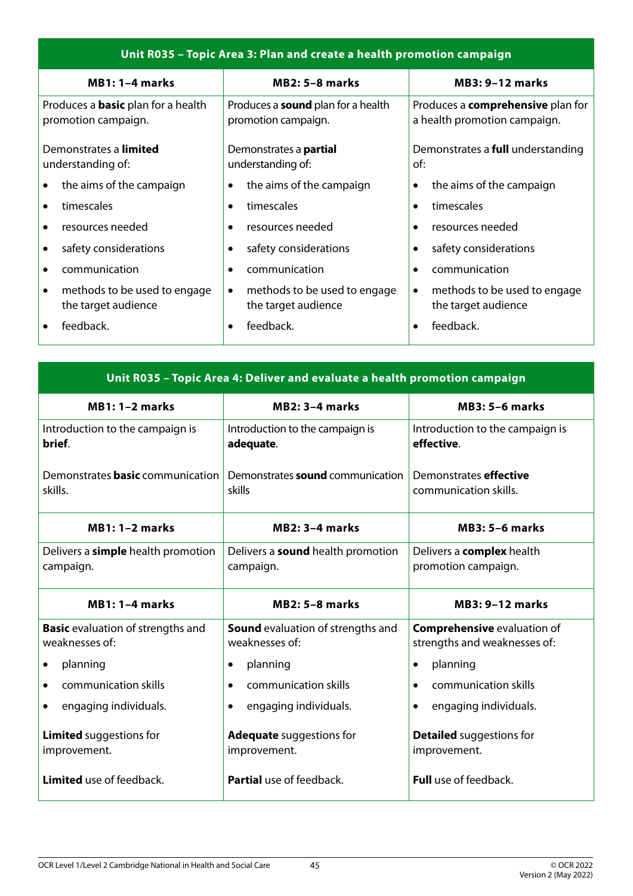| Unit R035 – Topic Area 3: Plan and create a health promotion campaign | | |
|---|---|---|
| **MB1: 1–4 marks** | **MB2: 5–8 marks** | **MB3: 9–12 marks** |
| Produces a **basic** plan for a health promotion campaign.<br><br>Demonstrates a **limited** understanding of:<br>• the aims of the campaign<br>• timescales<br>• resources needed<br>• safety considerations<br>• communication<br>• methods to be used to engage the target audience<br>• feedback. | Produces a **sound** plan for a health promotion campaign.<br><br>Demonstrates a **partial** understanding of:<br>• the aims of the campaign<br>• timescales<br>• resources needed<br>• safety considerations<br>• communication<br>• methods to be used to engage the target audience<br>• feedback. | Produces a **comprehensive** plan for a health promotion campaign.<br><br>Demonstrates a **full** understanding of:<br>• the aims of the campaign<br>• timescales<br>• resources needed<br>• safety considerations<br>• communication<br>• methods to be used to engage the target audience<br>• feedback. |

| Unit R035 – Topic Area 4: Deliver and evaluate a health promotion campaign | | |
|---|---|---|
| **MB1: 1–2 marks** | **MB2: 3–4 marks** | **MB3: 5–6 marks** |
| Introduction to the campaign is **brief**.<br><br>Demonstrates **basic** communication skills. | Introduction to the campaign is **adequate**.<br><br>Demonstrates **sound** communication skills | Introduction to the campaign is **effective**.<br><br>Demonstrates **effective** communication skills. |
| **MB1: 1–2 marks** | **MB2: 3–4 marks** | **MB3: 5–6 marks** |
| Delivers a **simple** health promotion campaign. | Delivers a **sound** health promotion campaign. | Delivers a **complex** health promotion campaign. |
| **MB1: 1–4 marks** | **MB2: 5–8 marks** | **MB3: 9–12 marks** |
| **Basic** evaluation of strengths and weaknesses of:<br>• planning<br>• communication skills<br>• engaging individuals.<br><br>**Limited** suggestions for improvement.<br><br>**Limited** use of feedback. | **Sound** evaluation of strengths and weaknesses of:<br>• planning<br>• communication skills<br>• engaging individuals.<br><br>**Adequate** suggestions for improvement.<br><br>**Partial** use of feedback. | **Comprehensive** evaluation of strengths and weaknesses of:<br>• planning<br>• communication skills<br>• engaging individuals.<br><br>**Detailed** suggestions for improvement.<br><br>**Full** use of feedback. |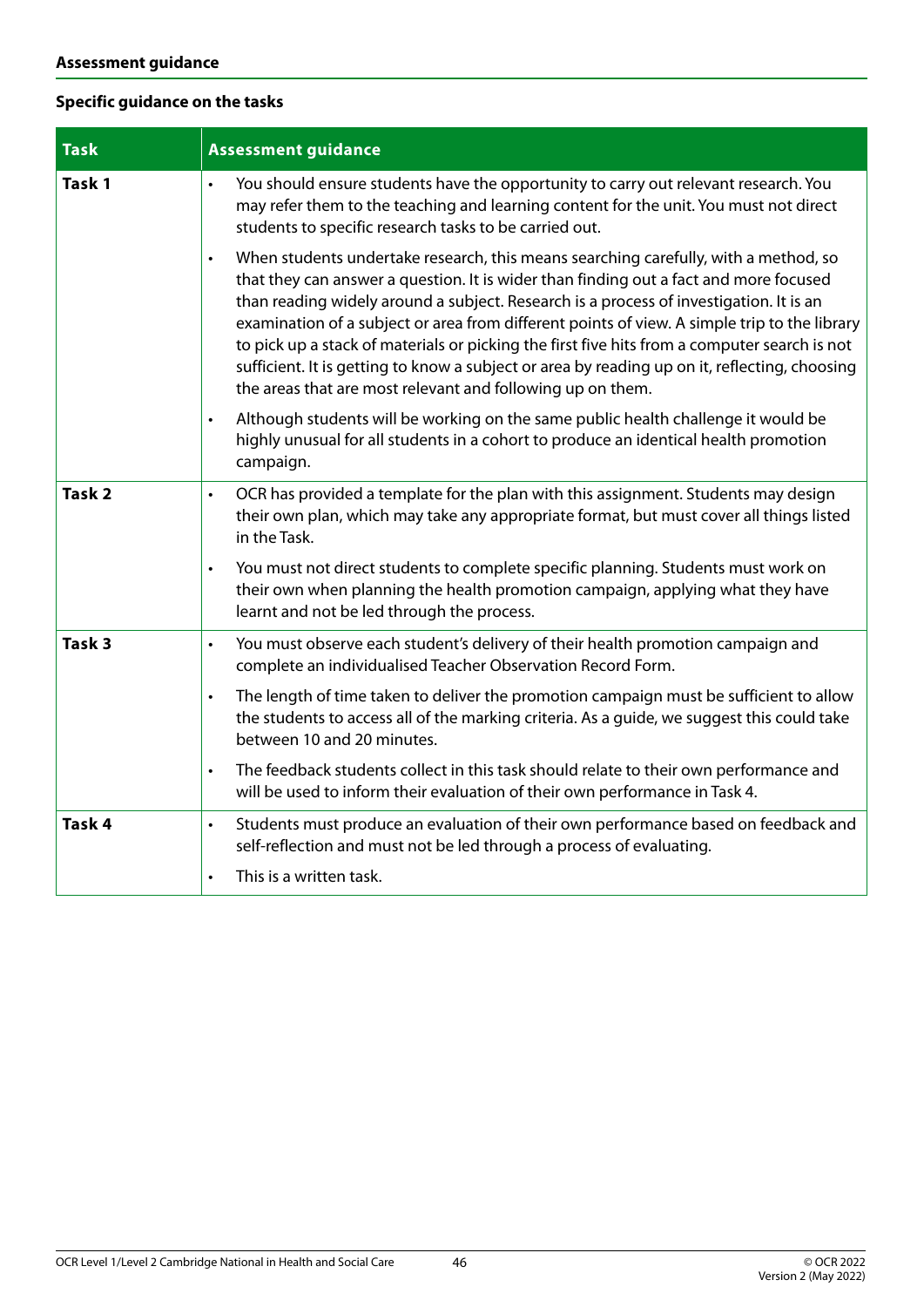**Assessment guidance**

**Specific guidance on the tasks**

| Task | Assessment guidance |
| --- | --- |
| **Task 1** | • You should ensure students have the opportunity to carry out relevant research. You may refer them to the teaching and learning content for the unit. You must not direct students to specific research tasks to be carried out.<br>• When students undertake research, this means searching carefully, with a method, so that they can answer a question. It is wider than finding out a fact and more focused than reading widely around a subject. Research is a process of investigation. It is an examination of a subject or area from different points of view. A simple trip to the library to pick up a stack of materials or picking the first five hits from a computer search is not sufficient. It is getting to know a subject or area by reading up on it, reflecting, choosing the areas that are most relevant and following up on them.<br>• Although students will be working on the same public health challenge it would be highly unusual for all students in a cohort to produce an identical health promotion campaign. |
| **Task 2** | • OCR has provided a template for the plan with this assignment. Students may design their own plan, which may take any appropriate format, but must cover all things listed in the Task.<br>• You must not direct students to complete specific planning. Students must work on their own when planning the health promotion campaign, applying what they have learnt and not be led through the process. |
| **Task 3** | • You must observe each student's delivery of their health promotion campaign and complete an individualised Teacher Observation Record Form.<br>• The length of time taken to deliver the promotion campaign must be sufficient to allow the students to access all of the marking criteria. As a guide, we suggest this could take between 10 and 20 minutes.<br>• The feedback students collect in this task should relate to their own performance and will be used to inform their evaluation of their own performance in Task 4. |
| **Task 4** | • Students must produce an evaluation of their own performance based on feedback and self-reflection and must not be led through a process of evaluating.<br>• This is a written task. |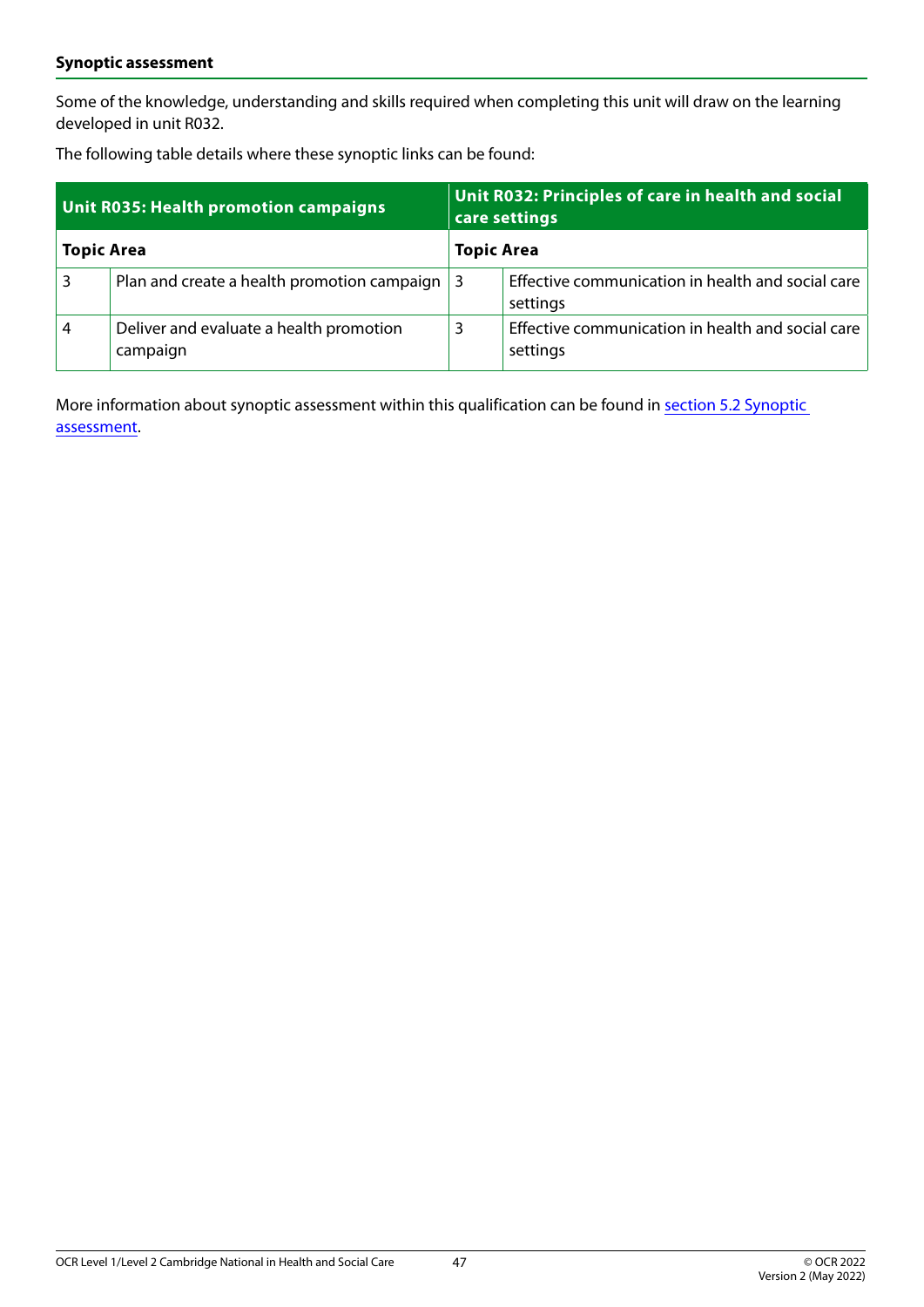**Synoptic assessment**

Some of the knowledge, understanding and skills required when completing this unit will draw on the learning developed in unit R032.

The following table details where these synoptic links can be found:

| **Unit R035: Health promotion campaigns** | | **Unit R032: Principles of care in health and social care settings** | |
|---|---|---|---|
| **Topic Area** | | **Topic Area** | |
| 3 | Plan and create a health promotion campaign | 3 | Effective communication in health and social care settings |
| 4 | Deliver and evaluate a health promotion campaign | 3 | Effective communication in health and social care settings |

More information about synoptic assessment within this qualification can be found in section 5.2 Synoptic assessment.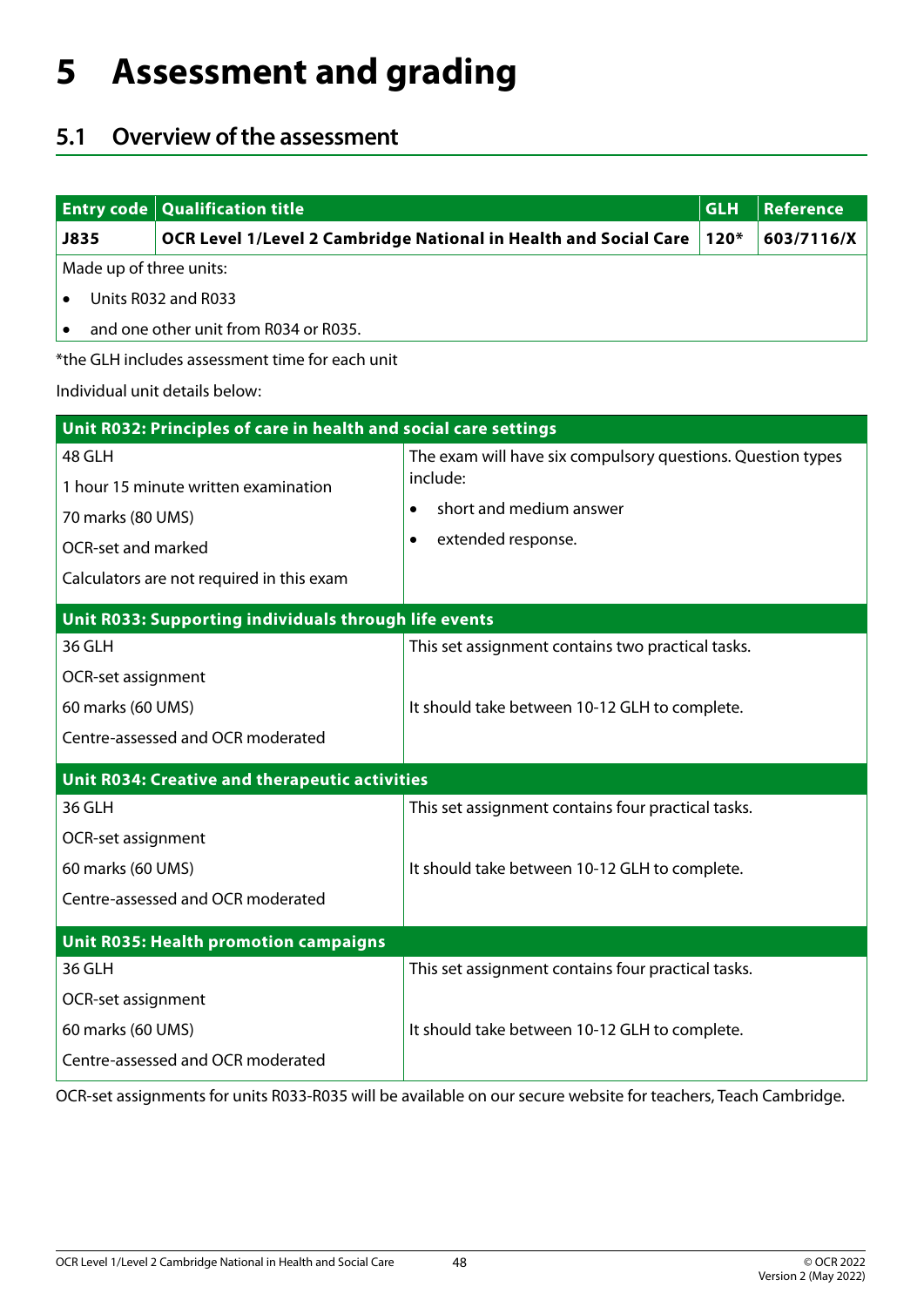# 5 Assessment and grading

## 5.1 Overview of the assessment

| Entry code | Qualification title | GLH | Reference |
|---|---|---|---|
| J835 | OCR Level 1/Level 2 Cambridge National in Health and Social Care | 120* | 603/7116/X |

Made up of three units:

- Units R032 and R033
- and one other unit from R034 or R035.

*the GLH includes assessment time for each unit

Individual unit details below:

| Unit R032: Principles of care in health and social care settings | |
|---|---|
| 48 GLH<br>1 hour 15 minute written examination<br>70 marks (80 UMS)<br>OCR-set and marked<br>Calculators are not required in this exam | The exam will have six compulsory questions. Question types include:<br>• short and medium answer<br>• extended response. |

| Unit R033: Supporting individuals through life events | |
|---|---|
| 36 GLH<br>OCR-set assignment<br>60 marks (60 UMS)<br>Centre-assessed and OCR moderated | This set assignment contains two practical tasks.<br><br>It should take between 10-12 GLH to complete. |

| Unit R034: Creative and therapeutic activities | |
|---|---|
| 36 GLH<br>OCR-set assignment<br>60 marks (60 UMS)<br>Centre-assessed and OCR moderated | This set assignment contains four practical tasks.<br><br>It should take between 10-12 GLH to complete. |

| Unit R035: Health promotion campaigns | |
|---|---|
| 36 GLH<br>OCR-set assignment<br>60 marks (60 UMS)<br>Centre-assessed and OCR moderated | This set assignment contains four practical tasks.<br><br>It should take between 10-12 GLH to complete. |

OCR-set assignments for units R033-R035 will be available on our secure website for teachers, Teach Cambridge.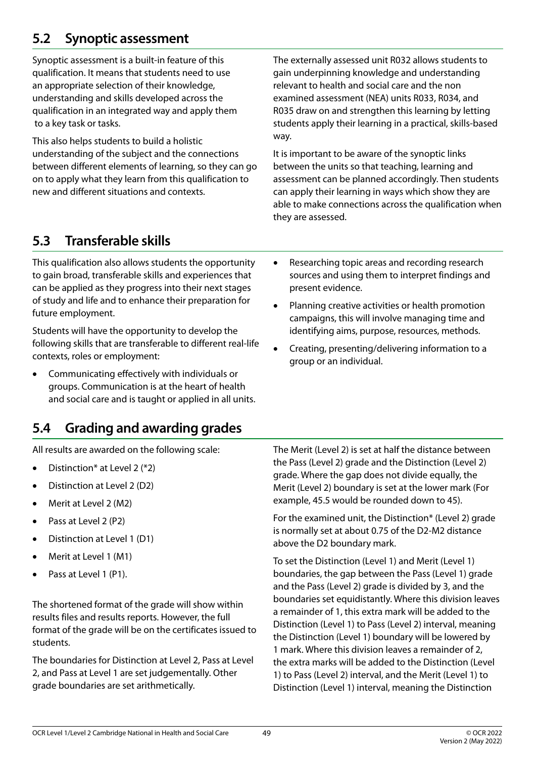## 5.2 Synoptic assessment

Synoptic assessment is a built-in feature of this qualification. It means that students need to use an appropriate selection of their knowledge, understanding and skills developed across the qualification in an integrated way and apply them to a key task or tasks.

This also helps students to build a holistic understanding of the subject and the connections between different elements of learning, so they can go on to apply what they learn from this qualification to new and different situations and contexts.

The externally assessed unit R032 allows students to gain underpinning knowledge and understanding relevant to health and social care and the non examined assessment (NEA) units R033, R034, and R035 draw on and strengthen this learning by letting students apply their learning in a practical, skills-based way.

It is important to be aware of the synoptic links between the units so that teaching, learning and assessment can be planned accordingly. Then students can apply their learning in ways which show they are able to make connections across the qualification when they are assessed.

## 5.3 Transferable skills

This qualification also allows students the opportunity to gain broad, transferable skills and experiences that can be applied as they progress into their next stages of study and life and to enhance their preparation for future employment.

Students will have the opportunity to develop the following skills that are transferable to different real-life contexts, roles or employment:

- Communicating effectively with individuals or groups. Communication is at the heart of health and social care and is taught or applied in all units.
- Researching topic areas and recording research sources and using them to interpret findings and present evidence.
- Planning creative activities or health promotion campaigns, this will involve managing time and identifying aims, purpose, resources, methods.
- Creating, presenting/delivering information to a group or an individual.

## 5.4 Grading and awarding grades

All results are awarded on the following scale:

- Distinction* at Level 2 (*2)
- Distinction at Level 2 (D2)
- Merit at Level 2 (M2)
- Pass at Level 2 (P2)
- Distinction at Level 1 (D1)
- Merit at Level 1 (M1)
- Pass at Level 1 (P1).

The shortened format of the grade will show within results files and results reports. However, the full format of the grade will be on the certificates issued to students.

The boundaries for Distinction at Level 2, Pass at Level 2, and Pass at Level 1 are set judgementally. Other grade boundaries are set arithmetically.

The Merit (Level 2) is set at half the distance between the Pass (Level 2) grade and the Distinction (Level 2) grade. Where the gap does not divide equally, the Merit (Level 2) boundary is set at the lower mark (For example, 45.5 would be rounded down to 45).

For the examined unit, the Distinction* (Level 2) grade is normally set at about 0.75 of the D2-M2 distance above the D2 boundary mark.

To set the Distinction (Level 1) and Merit (Level 1) boundaries, the gap between the Pass (Level 1) grade and the Pass (Level 2) grade is divided by 3, and the boundaries set equidistantly. Where this division leaves a remainder of 1, this extra mark will be added to the Distinction (Level 1) to Pass (Level 2) interval, meaning the Distinction (Level 1) boundary will be lowered by 1 mark. Where this division leaves a remainder of 2, the extra marks will be added to the Distinction (Level 1) to Pass (Level 2) interval, and the Merit (Level 1) to Distinction (Level 1) interval, meaning the Distinction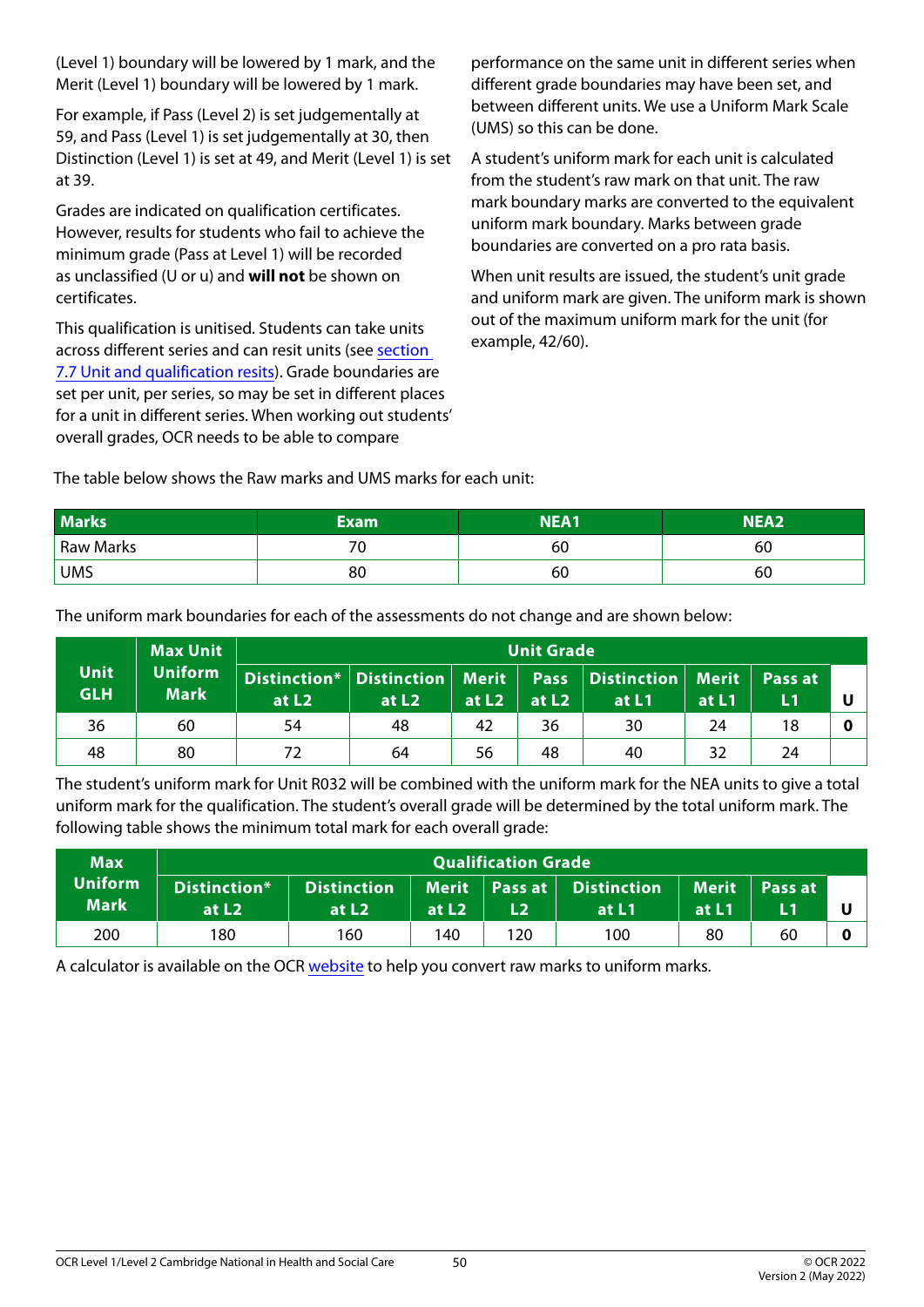(Level 1) boundary will be lowered by 1 mark, and the Merit (Level 1) boundary will be lowered by 1 mark.

For example, if Pass (Level 2) is set judgementally at 59, and Pass (Level 1) is set judgementally at 30, then Distinction (Level 1) is set at 49, and Merit (Level 1) is set at 39.

Grades are indicated on qualification certificates. However, results for students who fail to achieve the minimum grade (Pass at Level 1) will be recorded as unclassified (U or u) and **will not** be shown on certificates.

This qualification is unitised. Students can take units across different series and can resit units (see section 7.7 Unit and qualification resits). Grade boundaries are set per unit, per series, so may be set in different places for a unit in different series. When working out students' overall grades, OCR needs to be able to compare performance on the same unit in different series when different grade boundaries may have been set, and between different units. We use a Uniform Mark Scale (UMS) so this can be done.

A student's uniform mark for each unit is calculated from the student's raw mark on that unit. The raw mark boundary marks are converted to the equivalent uniform mark boundary. Marks between grade boundaries are converted on a pro rata basis.

When unit results are issued, the student's unit grade and uniform mark are given. The uniform mark is shown out of the maximum uniform mark for the unit (for example, 42/60).

The table below shows the Raw marks and UMS marks for each unit:

| Marks | Exam | NEA1 | NEA2 |
|---|---|---|---|
| Raw Marks | 70 | 60 | 60 |
| UMS | 80 | 60 | 60 |

The uniform mark boundaries for each of the assessments do not change and are shown below:

| Unit GLH | Max Unit Uniform Mark | Unit Grade | | | | | | | |
|---|---|---|---|---|---|---|---|---|---|
| | | Distinction* at L2 | Distinction at L2 | Merit at L2 | Pass at L2 | Distinction at L1 | Merit at L1 | Pass at L1 | U |
| 36 | 60 | 54 | 48 | 42 | 36 | 30 | 24 | 18 | **0** |
| 48 | 80 | 72 | 64 | 56 | 48 | 40 | 32 | 24 | |

The student's uniform mark for Unit R032 will be combined with the uniform mark for the NEA units to give a total uniform mark for the qualification. The student's overall grade will be determined by the total uniform mark. The following table shows the minimum total mark for each overall grade:

| Max Uniform Mark | Qualification Grade | | | | | | | |
|---|---|---|---|---|---|---|---|---|
| | Distinction* at L2 | Distinction at L2 | Merit at L2 | Pass at L2 | Distinction at L1 | Merit at L1 | Pass at L1 | U |
| 200 | 180 | 160 | 140 | 120 | 100 | 80 | 60 | **0** |

A calculator is available on the OCR website to help you convert raw marks to uniform marks.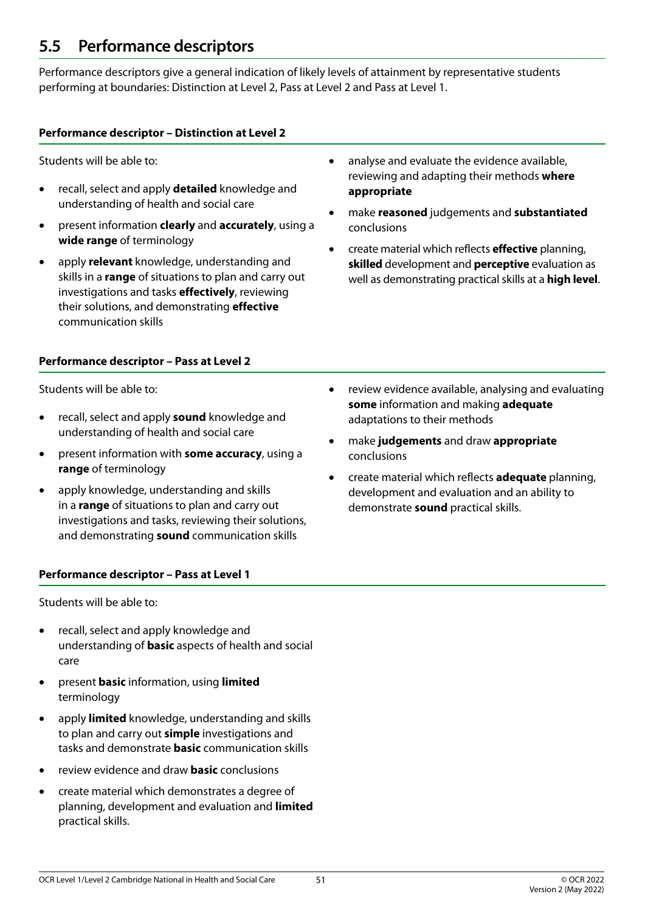## 5.5 Performance descriptors

Performance descriptors give a general indication of likely levels of attainment by representative students performing at boundaries: Distinction at Level 2, Pass at Level 2 and Pass at Level 1.

### Performance descriptor – Distinction at Level 2

Students will be able to:

- recall, select and apply **detailed** knowledge and understanding of health and social care
- present information **clearly** and **accurately**, using a **wide range** of terminology
- apply **relevant** knowledge, understanding and skills in a **range** of situations to plan and carry out investigations and tasks **effectively**, reviewing their solutions, and demonstrating **effective** communication skills
- analyse and evaluate the evidence available, reviewing and adapting their methods **where appropriate**
- make **reasoned** judgements and **substantiated** conclusions
- create material which reflects **effective** planning, **skilled** development and **perceptive** evaluation as well as demonstrating practical skills at a **high level**.

### Performance descriptor – Pass at Level 2

Students will be able to:

- recall, select and apply **sound** knowledge and understanding of health and social care
- present information with **some accuracy**, using a **range** of terminology
- apply knowledge, understanding and skills in a **range** of situations to plan and carry out investigations and tasks, reviewing their solutions, and demonstrating **sound** communication skills
- review evidence available, analysing and evaluating **some** information and making **adequate** adaptations to their methods
- make **judgements** and draw **appropriate** conclusions
- create material which reflects **adequate** planning, development and evaluation and an ability to demonstrate **sound** practical skills.

### Performance descriptor – Pass at Level 1

Students will be able to:

- recall, select and apply knowledge and understanding of **basic** aspects of health and social care
- present **basic** information, using **limited** terminology
- apply **limited** knowledge, understanding and skills to plan and carry out **simple** investigations and tasks and demonstrate **basic** communication skills
- review evidence and draw **basic** conclusions
- create material which demonstrates a degree of planning, development and evaluation and **limited** practical skills.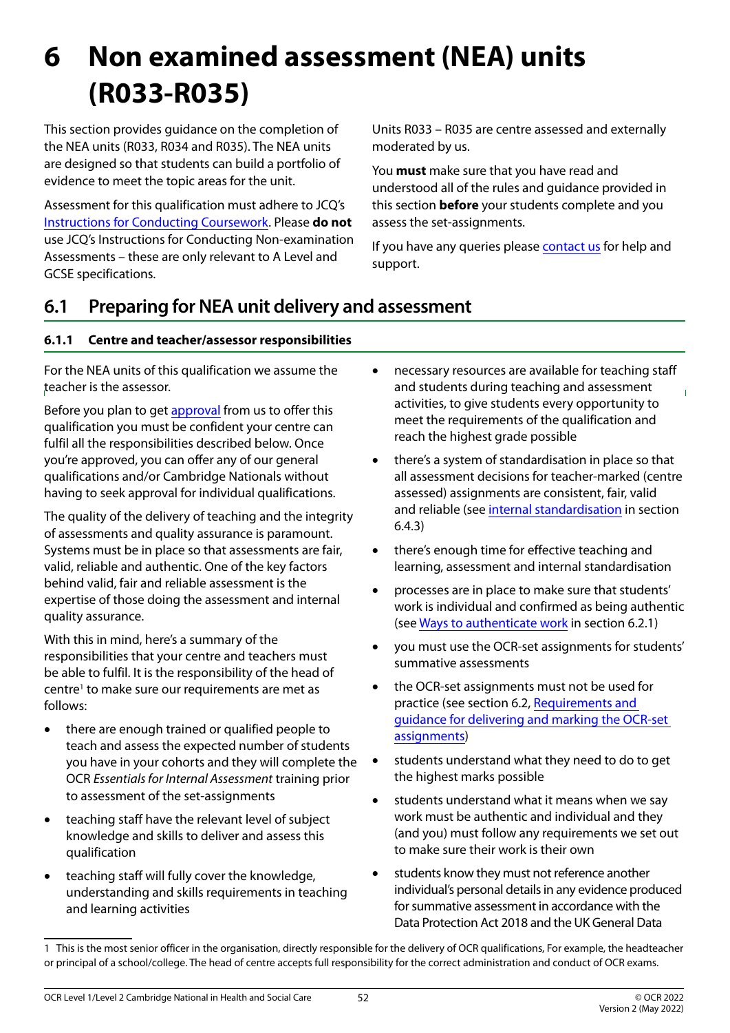# 6 Non examined assessment (NEA) units (R033-R035)

This section provides guidance on the completion of the NEA units (R033, R034 and R035). The NEA units are designed so that students can build a portfolio of evidence to meet the topic areas for the unit.

Assessment for this qualification must adhere to JCQ's Instructions for Conducting Coursework. Please **do not** use JCQ's Instructions for Conducting Non-examination Assessments – these are only relevant to A Level and GCSE specifications.

Units R033 – R035 are centre assessed and externally moderated by us.

You **must** make sure that you have read and understood all of the rules and guidance provided in this section **before** your students complete and you assess the set-assignments.

If you have any queries please contact us for help and support.

## 6.1 Preparing for NEA unit delivery and assessment

### 6.1.1 Centre and teacher/assessor responsibilities

For the NEA units of this qualification we assume the teacher is the assessor.

Before you plan to get approval from us to offer this qualification you must be confident your centre can fulfil all the responsibilities described below. Once you're approved, you can offer any of our general qualifications and/or Cambridge Nationals without having to seek approval for individual qualifications.

The quality of the delivery of teaching and the integrity of assessments and quality assurance is paramount. Systems must be in place so that assessments are fair, valid, reliable and authentic. One of the key factors behind valid, fair and reliable assessment is the expertise of those doing the assessment and internal quality assurance.

With this in mind, here's a summary of the responsibilities that your centre and teachers must be able to fulfil. It is the responsibility of the head of centre[1] to make sure our requirements are met as follows:

- there are enough trained or qualified people to teach and assess the expected number of students you have in your cohorts and they will complete the OCR *Essentials for Internal Assessment* training prior to assessment of the set-assignments
- teaching staff have the relevant level of subject knowledge and skills to deliver and assess this qualification
- teaching staff will fully cover the knowledge, understanding and skills requirements in teaching and learning activities
- necessary resources are available for teaching staff and students during teaching and assessment activities, to give students every opportunity to meet the requirements of the qualification and reach the highest grade possible
- there's a system of standardisation in place so that all assessment decisions for teacher-marked (centre assessed) assignments are consistent, fair, valid and reliable (see internal standardisation in section 6.4.3)
- there's enough time for effective teaching and learning, assessment and internal standardisation
- processes are in place to make sure that students' work is individual and confirmed as being authentic (see Ways to authenticate work in section 6.2.1)
- you must use the OCR-set assignments for students' summative assessments
- the OCR-set assignments must not be used for practice (see section 6.2, Requirements and guidance for delivering and marking the OCR-set assignments)
- students understand what they need to do to get the highest marks possible
- students understand what it means when we say work must be authentic and individual and they (and you) must follow any requirements we set out to make sure their work is their own
- students know they must not reference another individual's personal details in any evidence produced for summative assessment in accordance with the Data Protection Act 2018 and the UK General Data

[1] This is the most senior officer in the organisation, directly responsible for the delivery of OCR qualifications, For example, the headteacher or principal of a school/college. The head of centre accepts full responsibility for the correct administration and conduct of OCR exams.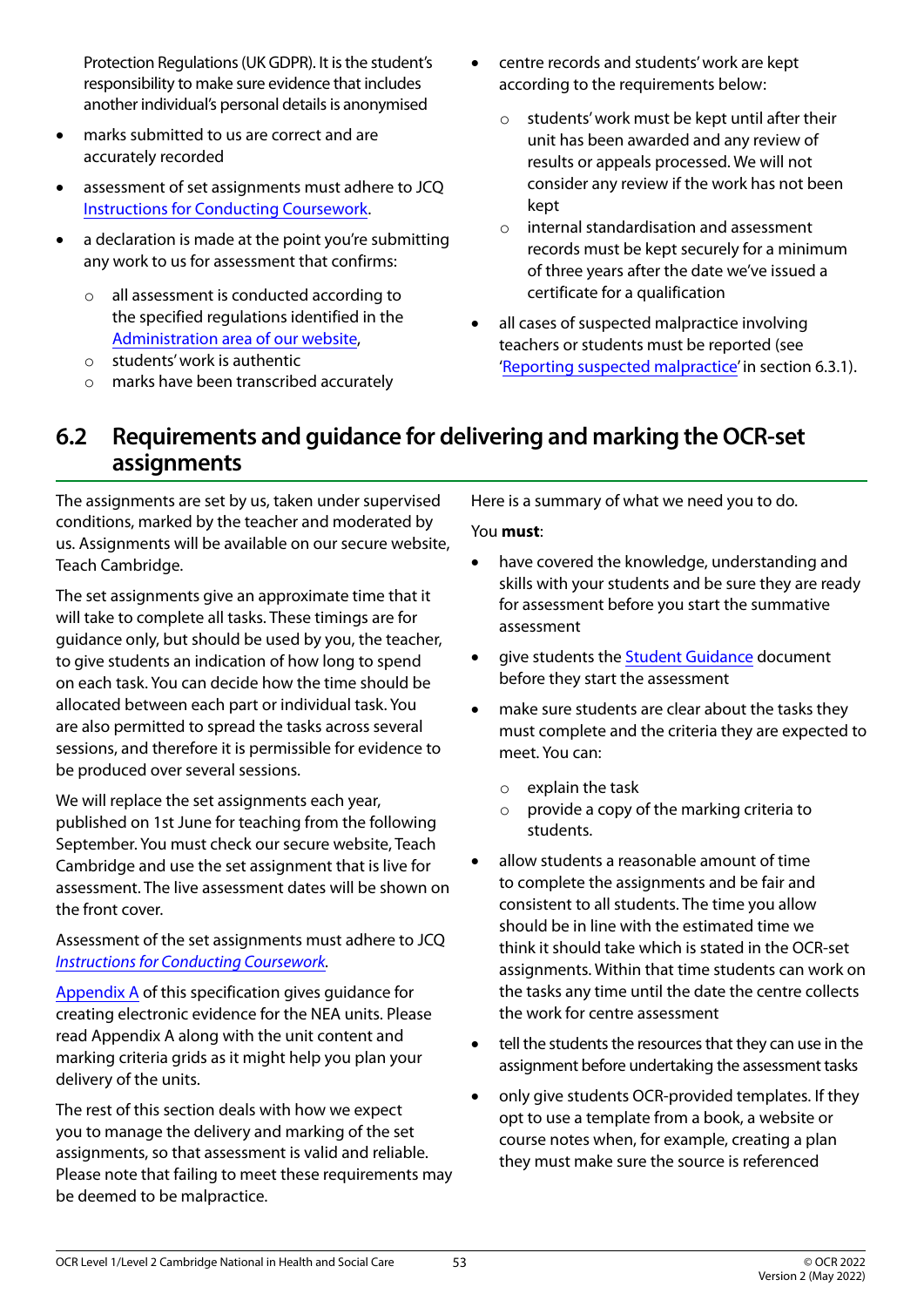Protection Regulations (UK GDPR). It is the student's responsibility to make sure evidence that includes another individual's personal details is anonymised

- marks submitted to us are correct and are accurately recorded
- assessment of set assignments must adhere to JCQ Instructions for Conducting Coursework.
- a declaration is made at the point you're submitting any work to us for assessment that confirms:
  - all assessment is conducted according to the specified regulations identified in the Administration area of our website,
  - students' work is authentic
  - marks have been transcribed accurately
- centre records and students' work are kept according to the requirements below:
  - students' work must be kept until after their unit has been awarded and any review of results or appeals processed. We will not consider any review if the work has not been kept
  - internal standardisation and assessment records must be kept securely for a minimum of three years after the date we've issued a certificate for a qualification
- all cases of suspected malpractice involving teachers or students must be reported (see 'Reporting suspected malpractice' in section 6.3.1).

## 6.2 Requirements and guidance for delivering and marking the OCR-set assignments

The assignments are set by us, taken under supervised conditions, marked by the teacher and moderated by us. Assignments will be available on our secure website, Teach Cambridge.

The set assignments give an approximate time that it will take to complete all tasks. These timings are for guidance only, but should be used by you, the teacher, to give students an indication of how long to spend on each task. You can decide how the time should be allocated between each part or individual task. You are also permitted to spread the tasks across several sessions, and therefore it is permissible for evidence to be produced over several sessions.

We will replace the set assignments each year, published on 1st June for teaching from the following September. You must check our secure website, Teach Cambridge and use the set assignment that is live for assessment. The live assessment dates will be shown on the front cover.

Assessment of the set assignments must adhere to JCQ *Instructions for Conducting Coursework*.

Appendix A of this specification gives guidance for creating electronic evidence for the NEA units. Please read Appendix A along with the unit content and marking criteria grids as it might help you plan your delivery of the units.

The rest of this section deals with how we expect you to manage the delivery and marking of the set assignments, so that assessment is valid and reliable. Please note that failing to meet these requirements may be deemed to be malpractice.

Here is a summary of what we need you to do.

You **must**:

- have covered the knowledge, understanding and skills with your students and be sure they are ready for assessment before you start the summative assessment
- give students the Student Guidance document before they start the assessment
- make sure students are clear about the tasks they must complete and the criteria they are expected to meet. You can:
  - explain the task
  - provide a copy of the marking criteria to students.
- allow students a reasonable amount of time to complete the assignments and be fair and consistent to all students. The time you allow should be in line with the estimated time we think it should take which is stated in the OCR-set assignments. Within that time students can work on the tasks any time until the date the centre collects the work for centre assessment
- tell the students the resources that they can use in the assignment before undertaking the assessment tasks
- only give students OCR-provided templates. If they opt to use a template from a book, a website or course notes when, for example, creating a plan they must make sure the source is referenced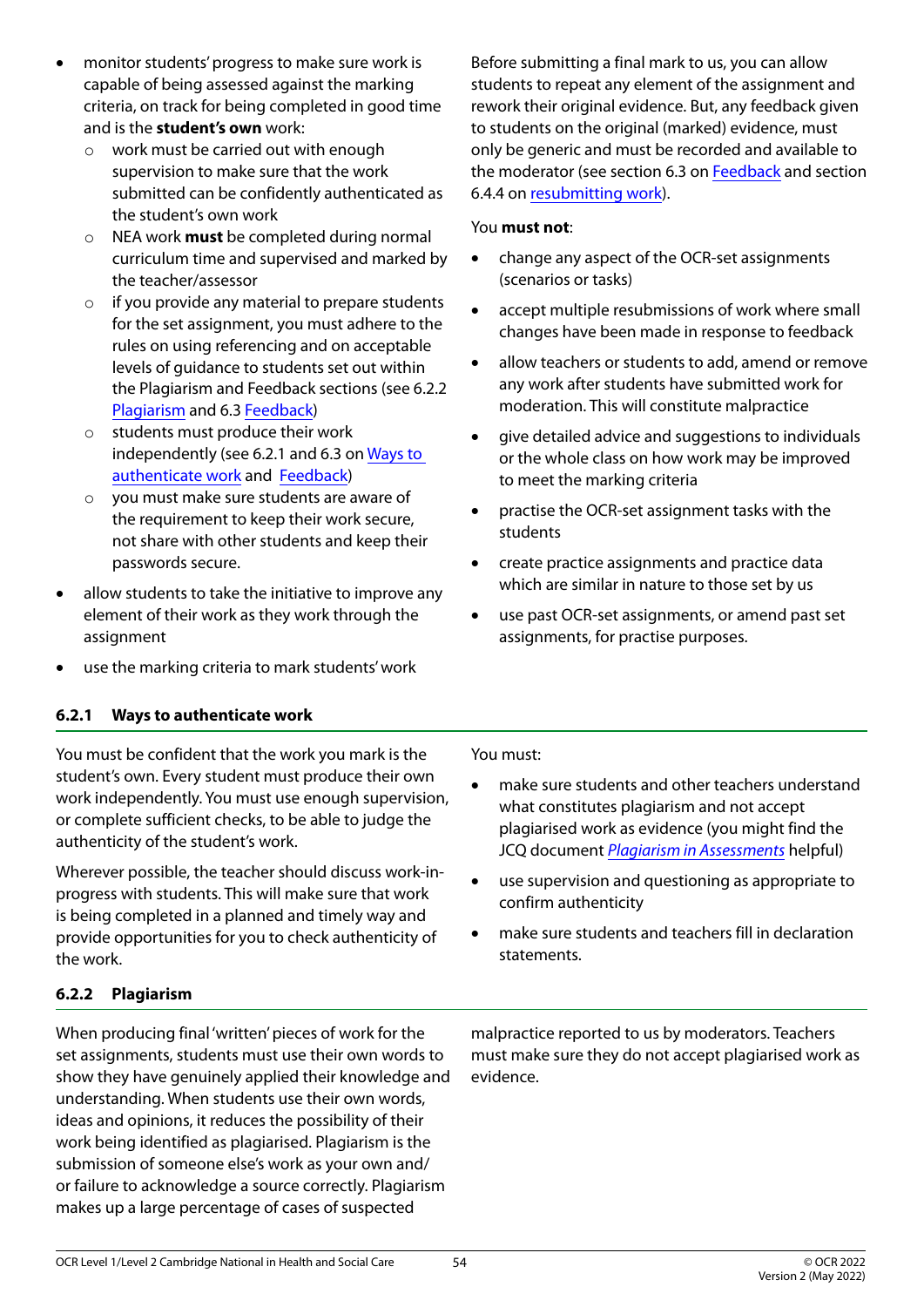- monitor students' progress to make sure work is capable of being assessed against the marking criteria, on track for being completed in good time and is the **student's own** work:
  - work must be carried out with enough supervision to make sure that the work submitted can be confidently authenticated as the student's own work
  - NEA work **must** be completed during normal curriculum time and supervised and marked by the teacher/assessor
  - if you provide any material to prepare students for the set assignment, you must adhere to the rules on using referencing and on acceptable levels of guidance to students set out within the Plagiarism and Feedback sections (see 6.2.2 Plagiarism and 6.3 Feedback)
  - students must produce their work independently (see 6.2.1 and 6.3 on Ways to authenticate work and Feedback)
  - you must make sure students are aware of the requirement to keep their work secure, not share with other students and keep their passwords secure.
- allow students to take the initiative to improve any element of their work as they work through the assignment
- use the marking criteria to mark students' work

Before submitting a final mark to us, you can allow students to repeat any element of the assignment and rework their original evidence. But, any feedback given to students on the original (marked) evidence, must only be generic and must be recorded and available to the moderator (see section 6.3 on Feedback and section 6.4.4 on resubmitting work).

You **must not**:

- change any aspect of the OCR-set assignments (scenarios or tasks)
- accept multiple resubmissions of work where small changes have been made in response to feedback
- allow teachers or students to add, amend or remove any work after students have submitted work for moderation. This will constitute malpractice
- give detailed advice and suggestions to individuals or the whole class on how work may be improved to meet the marking criteria
- practise the OCR-set assignment tasks with the students
- create practice assignments and practice data which are similar in nature to those set by us
- use past OCR-set assignments, or amend past set assignments, for practise purposes.

### 6.2.1 Ways to authenticate work

You must be confident that the work you mark is the student's own. Every student must produce their own work independently. You must use enough supervision, or complete sufficient checks, to be able to judge the authenticity of the student's work.

Wherever possible, the teacher should discuss work-in-progress with students. This will make sure that work is being completed in a planned and timely way and provide opportunities for you to check authenticity of the work.

You must:

- make sure students and other teachers understand what constitutes plagiarism and not accept plagiarised work as evidence (you might find the JCQ document *Plagiarism in Assessments* helpful)
- use supervision and questioning as appropriate to confirm authenticity
- make sure students and teachers fill in declaration statements.

### 6.2.2 Plagiarism

When producing final 'written' pieces of work for the set assignments, students must use their own words to show they have genuinely applied their knowledge and understanding. When students use their own words, ideas and opinions, it reduces the possibility of their work being identified as plagiarised. Plagiarism is the submission of someone else's work as your own and/or failure to acknowledge a source correctly. Plagiarism makes up a large percentage of cases of suspected malpractice reported to us by moderators. Teachers must make sure they do not accept plagiarised work as evidence.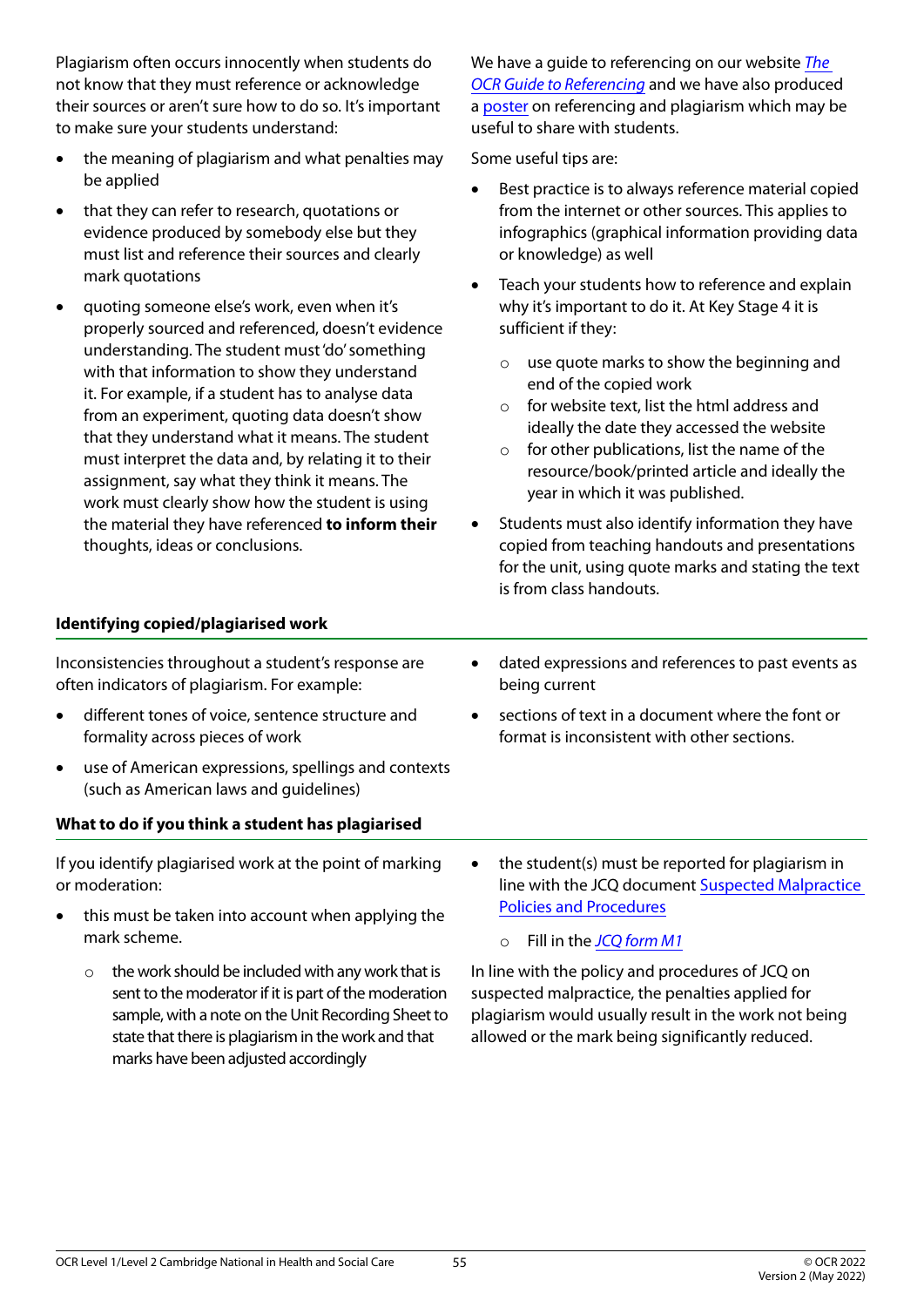Plagiarism often occurs innocently when students do not know that they must reference or acknowledge their sources or aren't sure how to do so. It's important to make sure your students understand:

- the meaning of plagiarism and what penalties may be applied
- that they can refer to research, quotations or evidence produced by somebody else but they must list and reference their sources and clearly mark quotations
- quoting someone else's work, even when it's properly sourced and referenced, doesn't evidence understanding. The student must 'do' something with that information to show they understand it. For example, if a student has to analyse data from an experiment, quoting data doesn't show that they understand what it means. The student must interpret the data and, by relating it to their assignment, say what they think it means. The work must clearly show how the student is using the material they have referenced **to inform their** thoughts, ideas or conclusions.

We have a guide to referencing on our website *The OCR Guide to Referencing* and we have also produced a poster on referencing and plagiarism which may be useful to share with students.

Some useful tips are:

- Best practice is to always reference material copied from the internet or other sources. This applies to infographics (graphical information providing data or knowledge) as well
- Teach your students how to reference and explain why it's important to do it. At Key Stage 4 it is sufficient if they:
  - use quote marks to show the beginning and end of the copied work
  - for website text, list the html address and ideally the date they accessed the website
  - for other publications, list the name of the resource/book/printed article and ideally the year in which it was published.
- Students must also identify information they have copied from teaching handouts and presentations for the unit, using quote marks and stating the text is from class handouts.

**Identifying copied/plagiarised work**

Inconsistencies throughout a student's response are often indicators of plagiarism. For example:

- different tones of voice, sentence structure and formality across pieces of work
- use of American expressions, spellings and contexts (such as American laws and guidelines)
- dated expressions and references to past events as being current
- sections of text in a document where the font or format is inconsistent with other sections.

**What to do if you think a student has plagiarised**

If you identify plagiarised work at the point of marking or moderation:

- this must be taken into account when applying the mark scheme.
  - the work should be included with any work that is sent to the moderator if it is part of the moderation sample, with a note on the Unit Recording Sheet to state that there is plagiarism in the work and that marks have been adjusted accordingly
- the student(s) must be reported for plagiarism in line with the JCQ document Suspected Malpractice Policies and Procedures
  - Fill in the *JCQ form M1*

In line with the policy and procedures of JCQ on suspected malpractice, the penalties applied for plagiarism would usually result in the work not being allowed or the mark being significantly reduced.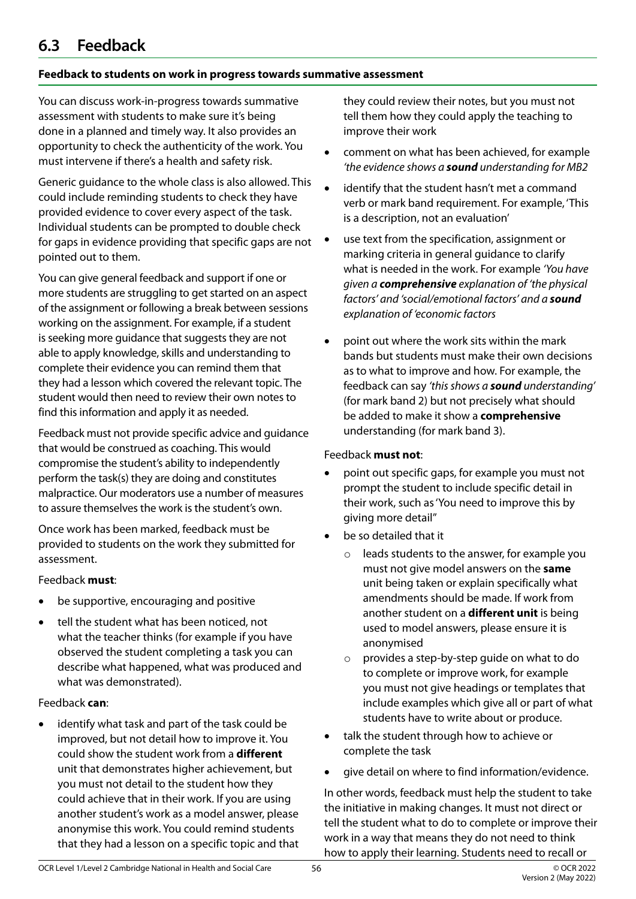## 6.3 Feedback

**Feedback to students on work in progress towards summative assessment**

You can discuss work-in-progress towards summative assessment with students to make sure it's being done in a planned and timely way. It also provides an opportunity to check the authenticity of the work. You must intervene if there's a health and safety risk.

Generic guidance to the whole class is also allowed. This could include reminding students to check they have provided evidence to cover every aspect of the task. Individual students can be prompted to double check for gaps in evidence providing that specific gaps are not pointed out to them.

You can give general feedback and support if one or more students are struggling to get started on an aspect of the assignment or following a break between sessions working on the assignment. For example, if a student is seeking more guidance that suggests they are not able to apply knowledge, skills and understanding to complete their evidence you can remind them that they had a lesson which covered the relevant topic. The student would then need to review their own notes to find this information and apply it as needed.

Feedback must not provide specific advice and guidance that would be construed as coaching. This would compromise the student's ability to independently perform the task(s) they are doing and constitutes malpractice. Our moderators use a number of measures to assure themselves the work is the student's own.

Once work has been marked, feedback must be provided to students on the work they submitted for assessment.

Feedback **must**:

- be supportive, encouraging and positive
- tell the student what has been noticed, not what the teacher thinks (for example if you have observed the student completing a task you can describe what happened, what was produced and what was demonstrated).

Feedback **can**:

- identify what task and part of the task could be improved, but not detail how to improve it. You could show the student work from a **different** unit that demonstrates higher achievement, but you must not detail to the student how they could achieve that in their work. If you are using another student's work as a model answer, please anonymise this work. You could remind students that they had a lesson on a specific topic and that they could review their notes, but you must not tell them how they could apply the teaching to improve their work
- comment on what has been achieved, for example *'the evidence shows a **sound** understanding for MB2*
- identify that the student hasn't met a command verb or mark band requirement. For example, 'This is a description, not an evaluation'
- use text from the specification, assignment or marking criteria in general guidance to clarify what is needed in the work. For example *'You have given a **comprehensive** explanation of 'the physical factors' and 'social/emotional factors' and a **sound** explanation of 'economic factors*
- point out where the work sits within the mark bands but students must make their own decisions as to what to improve and how. For example, the feedback can say *'this shows a **sound** understanding'* (for mark band 2) but not precisely what should be added to make it show a **comprehensive** understanding (for mark band 3).

Feedback **must not**:

- point out specific gaps, for example you must not prompt the student to include specific detail in their work, such as 'You need to improve this by giving more detail"
- be so detailed that it
  - leads students to the answer, for example you must not give model answers on the **same** unit being taken or explain specifically what amendments should be made. If work from another student on a **different unit** is being used to model answers, please ensure it is anonymised
  - provides a step-by-step guide on what to do to complete or improve work, for example you must not give headings or templates that include examples which give all or part of what students have to write about or produce.
- talk the student through how to achieve or complete the task
- give detail on where to find information/evidence.

In other words, feedback must help the student to take the initiative in making changes. It must not direct or tell the student what to do to complete or improve their work in a way that means they do not need to think how to apply their learning. Students need to recall or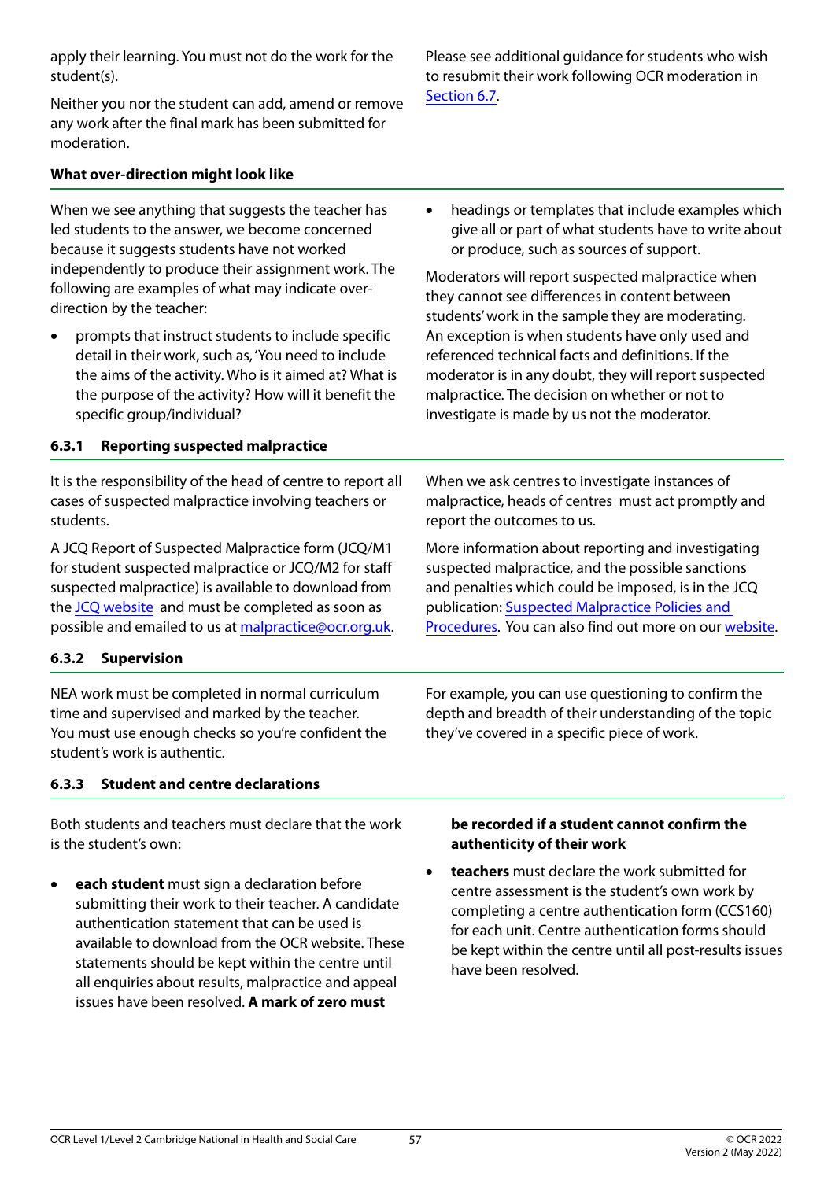apply their learning. You must not do the work for the student(s).

Neither you nor the student can add, amend or remove any work after the final mark has been submitted for moderation.

Please see additional guidance for students who wish to resubmit their work following OCR moderation in [Section 6.7](#).

**What over-direction might look like**

When we see anything that suggests the teacher has led students to the answer, we become concerned because it suggests students have not worked independently to produce their assignment work. The following are examples of what may indicate over-direction by the teacher:

- prompts that instruct students to include specific detail in their work, such as, 'You need to include the aims of the activity. Who is it aimed at? What is the purpose of the activity? How will it benefit the specific group/individual?
- headings or templates that include examples which give all or part of what students have to write about or produce, such as sources of support.

Moderators will report suspected malpractice when they cannot see differences in content between students' work in the sample they are moderating. An exception is when students have only used and referenced technical facts and definitions. If the moderator is in any doubt, they will report suspected malpractice. The decision on whether or not to investigate is made by us not the moderator.

### 6.3.1 Reporting suspected malpractice

It is the responsibility of the head of centre to report all cases of suspected malpractice involving teachers or students.

A JCQ Report of Suspected Malpractice form (JCQ/M1 for student suspected malpractice or JCQ/M2 for staff suspected malpractice) is available to download from the [JCQ website](#) and must be completed as soon as possible and emailed to us at [malpractice@ocr.org.uk](mailto:malpractice@ocr.org.uk).

When we ask centres to investigate instances of malpractice, heads of centres must act promptly and report the outcomes to us.

More information about reporting and investigating suspected malpractice, and the possible sanctions and penalties which could be imposed, is in the JCQ publication: [Suspected Malpractice Policies and Procedures](#). You can also find out more on our [website](#).

### 6.3.2 Supervision

NEA work must be completed in normal curriculum time and supervised and marked by the teacher. You must use enough checks so you're confident the student's work is authentic.

For example, you can use questioning to confirm the depth and breadth of their understanding of the topic they've covered in a specific piece of work.

### 6.3.3 Student and centre declarations

Both students and teachers must declare that the work is the student's own:

- **each student** must sign a declaration before submitting their work to their teacher. A candidate authentication statement that can be used is available to download from the OCR website. These statements should be kept within the centre until all enquiries about results, malpractice and appeal issues have been resolved. **A mark of zero must be recorded if a student cannot confirm the authenticity of their work**
- **teachers** must declare the work submitted for centre assessment is the student's own work by completing a centre authentication form (CCS160) for each unit. Centre authentication forms should be kept within the centre until all post-results issues have been resolved.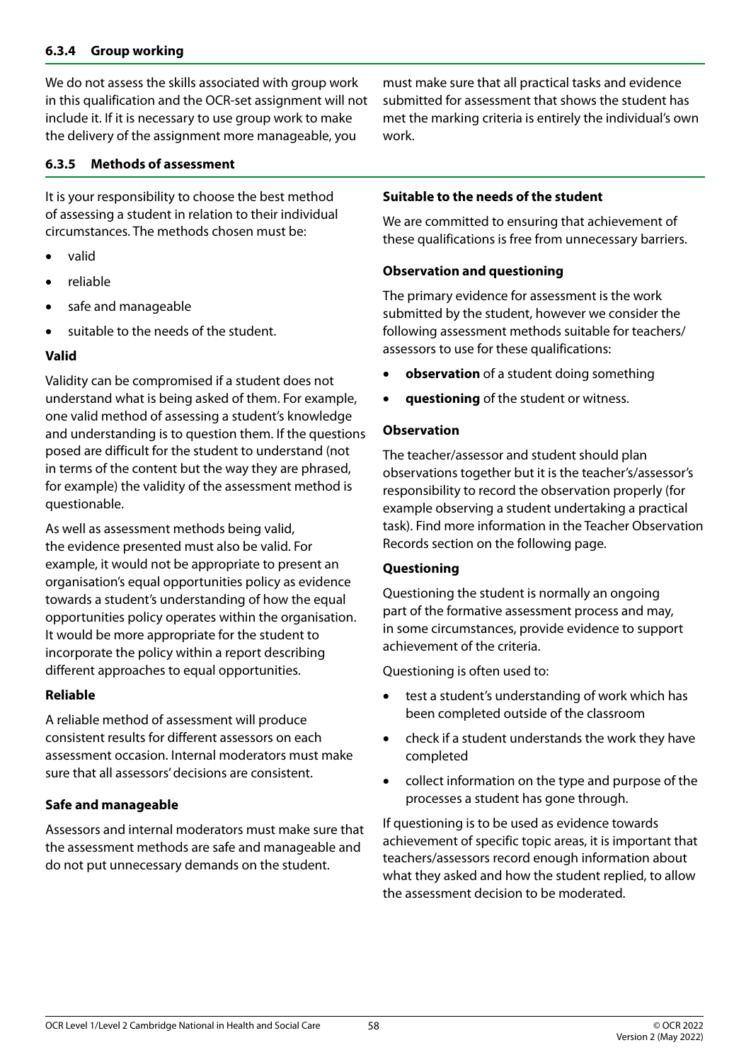### 6.3.4 Group working

We do not assess the skills associated with group work in this qualification and the OCR-set assignment will not include it. If it is necessary to use group work to make the delivery of the assignment more manageable, you must make sure that all practical tasks and evidence submitted for assessment that shows the student has met the marking criteria is entirely the individual's own work.

### 6.3.5 Methods of assessment

It is your responsibility to choose the best method of assessing a student in relation to their individual circumstances. The methods chosen must be:

- valid
- reliable
- safe and manageable
- suitable to the needs of the student.

**Valid**

Validity can be compromised if a student does not understand what is being asked of them. For example, one valid method of assessing a student's knowledge and understanding is to question them. If the questions posed are difficult for the student to understand (not in terms of the content but the way they are phrased, for example) the validity of the assessment method is questionable.

As well as assessment methods being valid, the evidence presented must also be valid. For example, it would not be appropriate to present an organisation's equal opportunities policy as evidence towards a student's understanding of how the equal opportunities policy operates within the organisation. It would be more appropriate for the student to incorporate the policy within a report describing different approaches to equal opportunities.

**Reliable**

A reliable method of assessment will produce consistent results for different assessors on each assessment occasion. Internal moderators must make sure that all assessors' decisions are consistent.

**Safe and manageable**

Assessors and internal moderators must make sure that the assessment methods are safe and manageable and do not put unnecessary demands on the student.

**Suitable to the needs of the student**

We are committed to ensuring that achievement of these qualifications is free from unnecessary barriers.

**Observation and questioning**

The primary evidence for assessment is the work submitted by the student, however we consider the following assessment methods suitable for teachers/assessors to use for these qualifications:

- **observation** of a student doing something
- **questioning** of the student or witness.

**Observation**

The teacher/assessor and student should plan observations together but it is the teacher's/assessor's responsibility to record the observation properly (for example observing a student undertaking a practical task). Find more information in the Teacher Observation Records section on the following page.

**Questioning**

Questioning the student is normally an ongoing part of the formative assessment process and may, in some circumstances, provide evidence to support achievement of the criteria.

Questioning is often used to:

- test a student's understanding of work which has been completed outside of the classroom
- check if a student understands the work they have completed
- collect information on the type and purpose of the processes a student has gone through.

If questioning is to be used as evidence towards achievement of specific topic areas, it is important that teachers/assessors record enough information about what they asked and how the student replied, to allow the assessment decision to be moderated.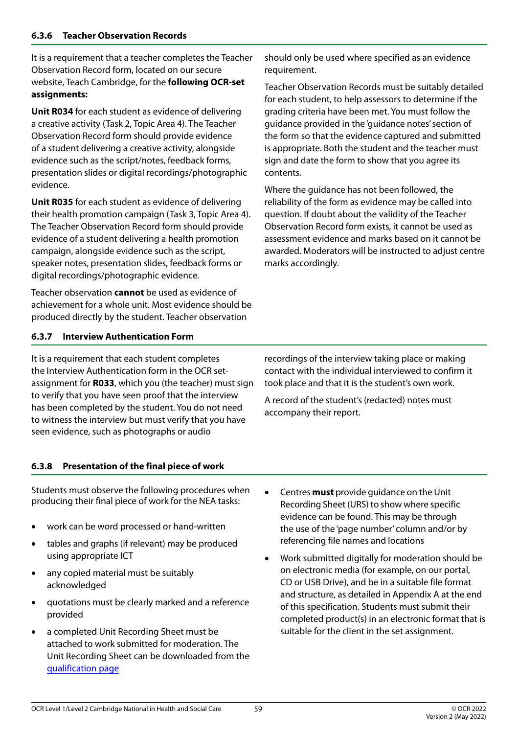### 6.3.6 Teacher Observation Records

It is a requirement that a teacher completes the Teacher Observation Record form, located on our secure website, Teach Cambridge, for the **following OCR-set assignments:**

**Unit R034** for each student as evidence of delivering a creative activity (Task 2, Topic Area 4). The Teacher Observation Record form should provide evidence of a student delivering a creative activity, alongside evidence such as the script/notes, feedback forms, presentation slides or digital recordings/photographic evidence.

**Unit R035** for each student as evidence of delivering their health promotion campaign (Task 3, Topic Area 4). The Teacher Observation Record form should provide evidence of a student delivering a health promotion campaign, alongside evidence such as the script, speaker notes, presentation slides, feedback forms or digital recordings/photographic evidence.

Teacher observation **cannot** be used as evidence of achievement for a whole unit. Most evidence should be produced directly by the student. Teacher observation should only be used where specified as an evidence requirement.

Teacher Observation Records must be suitably detailed for each student, to help assessors to determine if the grading criteria have been met. You must follow the guidance provided in the 'guidance notes' section of the form so that the evidence captured and submitted is appropriate. Both the student and the teacher must sign and date the form to show that you agree its contents.

Where the guidance has not been followed, the reliability of the form as evidence may be called into question. If doubt about the validity of the Teacher Observation Record form exists, it cannot be used as assessment evidence and marks based on it cannot be awarded. Moderators will be instructed to adjust centre marks accordingly.

### 6.3.7 Interview Authentication Form

It is a requirement that each student completes the Interview Authentication form in the OCR set-assignment for **R033**, which you (the teacher) must sign to verify that you have seen proof that the interview has been completed by the student. You do not need to witness the interview but must verify that you have seen evidence, such as photographs or audio recordings of the interview taking place or making contact with the individual interviewed to confirm it took place and that it is the student's own work.

A record of the student's (redacted) notes must accompany their report.

### 6.3.8 Presentation of the final piece of work

Students must observe the following procedures when producing their final piece of work for the NEA tasks:

- work can be word processed or hand-written
- tables and graphs (if relevant) may be produced using appropriate ICT
- any copied material must be suitably acknowledged
- quotations must be clearly marked and a reference provided
- a completed Unit Recording Sheet must be attached to work submitted for moderation. The Unit Recording Sheet can be downloaded from the qualification page
- Centres **must** provide guidance on the Unit Recording Sheet (URS) to show where specific evidence can be found. This may be through the use of the 'page number' column and/or by referencing file names and locations
- Work submitted digitally for moderation should be on electronic media (for example, on our portal, CD or USB Drive), and be in a suitable file format and structure, as detailed in Appendix A at the end of this specification. Students must submit their completed product(s) in an electronic format that is suitable for the client in the set assignment.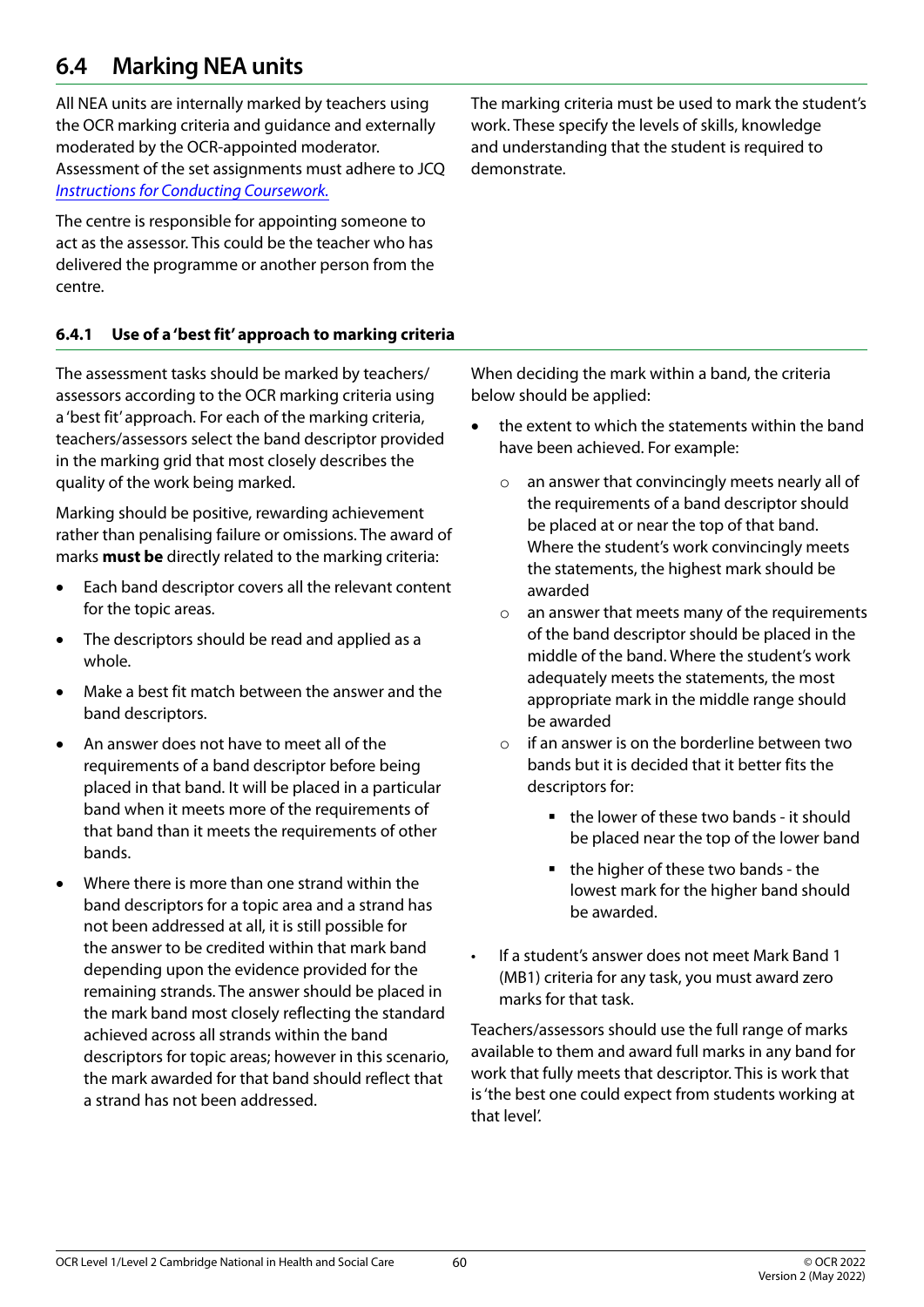## 6.4 Marking NEA units

All NEA units are internally marked by teachers using the OCR marking criteria and guidance and externally moderated by the OCR-appointed moderator. Assessment of the set assignments must adhere to JCQ *Instructions for Conducting Coursework.*

The centre is responsible for appointing someone to act as the assessor. This could be the teacher who has delivered the programme or another person from the centre.

The marking criteria must be used to mark the student's work. These specify the levels of skills, knowledge and understanding that the student is required to demonstrate.

### 6.4.1 Use of a 'best fit' approach to marking criteria

The assessment tasks should be marked by teachers/assessors according to the OCR marking criteria using a 'best fit' approach. For each of the marking criteria, teachers/assessors select the band descriptor provided in the marking grid that most closely describes the quality of the work being marked.

Marking should be positive, rewarding achievement rather than penalising failure or omissions. The award of marks **must be** directly related to the marking criteria:

- Each band descriptor covers all the relevant content for the topic areas.
- The descriptors should be read and applied as a whole.
- Make a best fit match between the answer and the band descriptors.
- An answer does not have to meet all of the requirements of a band descriptor before being placed in that band. It will be placed in a particular band when it meets more of the requirements of that band than it meets the requirements of other bands.
- Where there is more than one strand within the band descriptors for a topic area and a strand has not been addressed at all, it is still possible for the answer to be credited within that mark band depending upon the evidence provided for the remaining strands. The answer should be placed in the mark band most closely reflecting the standard achieved across all strands within the band descriptors for topic areas; however in this scenario, the mark awarded for that band should reflect that a strand has not been addressed.

When deciding the mark within a band, the criteria below should be applied:

- the extent to which the statements within the band have been achieved. For example:
    - an answer that convincingly meets nearly all of the requirements of a band descriptor should be placed at or near the top of that band. Where the student's work convincingly meets the statements, the highest mark should be awarded
    - an answer that meets many of the requirements of the band descriptor should be placed in the middle of the band. Where the student's work adequately meets the statements, the most appropriate mark in the middle range should be awarded
    - if an answer is on the borderline between two bands but it is decided that it better fits the descriptors for:
        - the lower of these two bands - it should be placed near the top of the lower band
        - the higher of these two bands - the lowest mark for the higher band should be awarded.
- If a student's answer does not meet Mark Band 1 (MB1) criteria for any task, you must award zero marks for that task.

Teachers/assessors should use the full range of marks available to them and award full marks in any band for work that fully meets that descriptor. This is work that is 'the best one could expect from students working at that level'.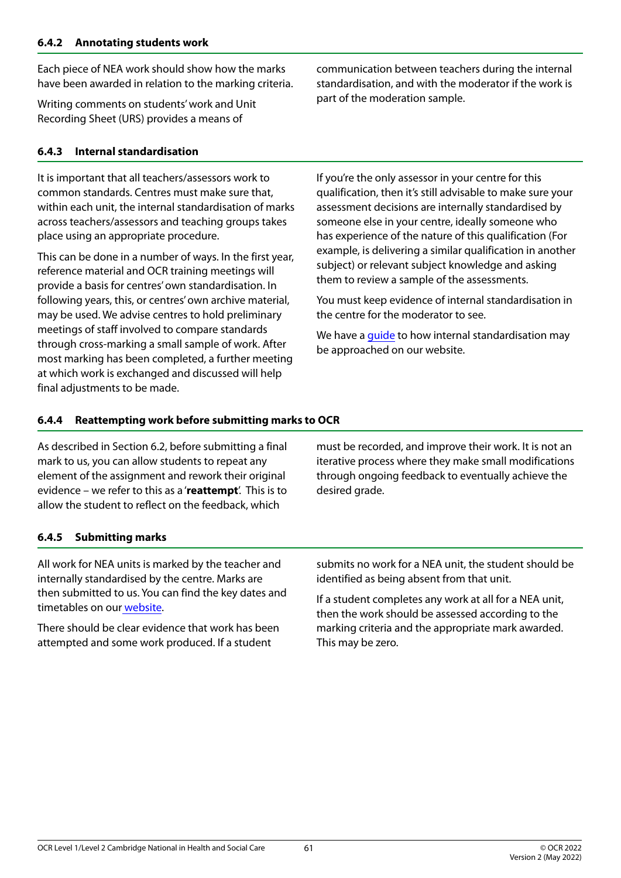### 6.4.2 Annotating students work

Each piece of NEA work should show how the marks have been awarded in relation to the marking criteria.

Writing comments on students' work and Unit Recording Sheet (URS) provides a means of communication between teachers during the internal standardisation, and with the moderator if the work is part of the moderation sample.

### 6.4.3 Internal standardisation

It is important that all teachers/assessors work to common standards. Centres must make sure that, within each unit, the internal standardisation of marks across teachers/assessors and teaching groups takes place using an appropriate procedure.

This can be done in a number of ways. In the first year, reference material and OCR training meetings will provide a basis for centres' own standardisation. In following years, this, or centres' own archive material, may be used. We advise centres to hold preliminary meetings of staff involved to compare standards through cross-marking a small sample of work. After most marking has been completed, a further meeting at which work is exchanged and discussed will help final adjustments to be made.

If you're the only assessor in your centre for this qualification, then it's still advisable to make sure your assessment decisions are internally standardised by someone else in your centre, ideally someone who has experience of the nature of this qualification (For example, is delivering a similar qualification in another subject) or relevant subject knowledge and asking them to review a sample of the assessments.

You must keep evidence of internal standardisation in the centre for the moderator to see.

We have a guide to how internal standardisation may be approached on our website.

### 6.4.4 Reattempting work before submitting marks to OCR

As described in Section 6.2, before submitting a final mark to us, you can allow students to repeat any element of the assignment and rework their original evidence – we refer to this as a '**reattempt**'. This is to allow the student to reflect on the feedback, which must be recorded, and improve their work. It is not an iterative process where they make small modifications through ongoing feedback to eventually achieve the desired grade.

### 6.4.5 Submitting marks

All work for NEA units is marked by the teacher and internally standardised by the centre. Marks are then submitted to us. You can find the key dates and timetables on our website.

There should be clear evidence that work has been attempted and some work produced. If a student submits no work for a NEA unit, the student should be identified as being absent from that unit.

If a student completes any work at all for a NEA unit, then the work should be assessed according to the marking criteria and the appropriate mark awarded. This may be zero.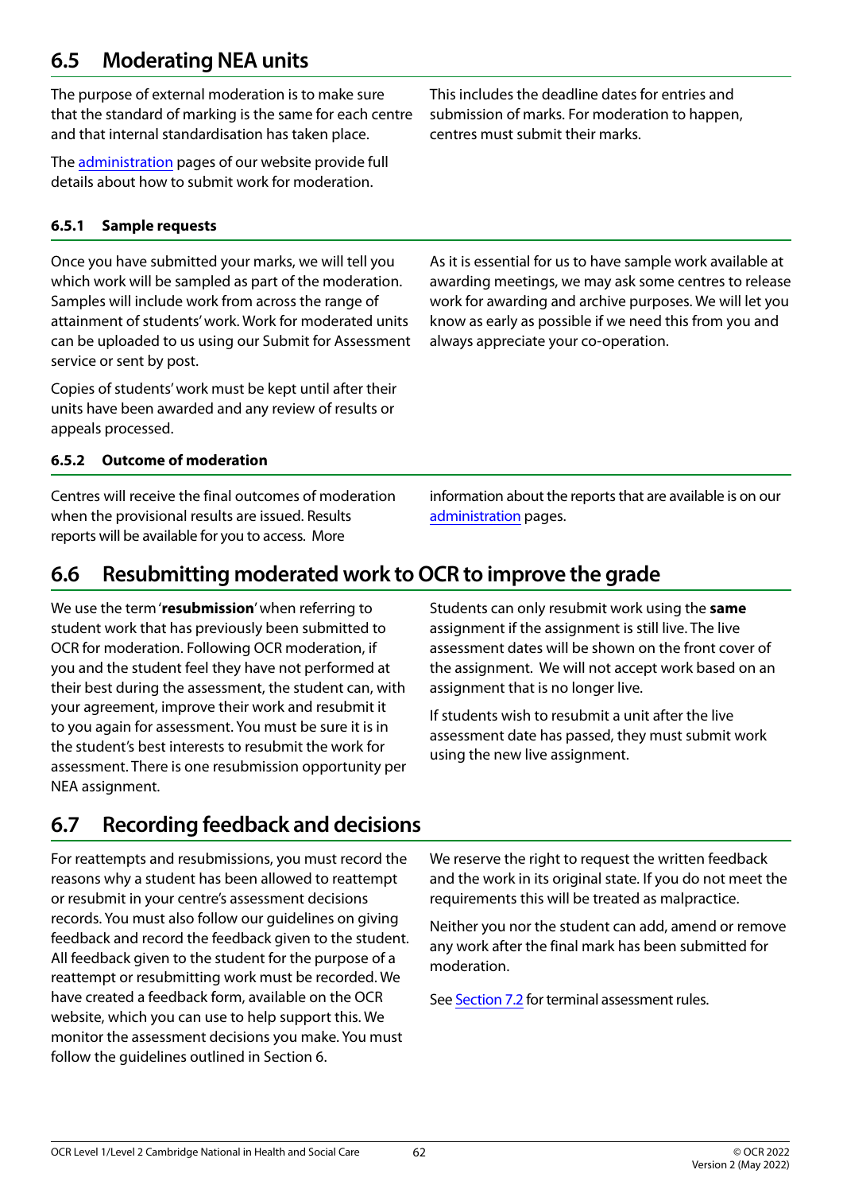## 6.5 Moderating NEA units

The purpose of external moderation is to make sure that the standard of marking is the same for each centre and that internal standardisation has taken place.

The administration pages of our website provide full details about how to submit work for moderation.

This includes the deadline dates for entries and submission of marks. For moderation to happen, centres must submit their marks.

### 6.5.1 Sample requests

Once you have submitted your marks, we will tell you which work will be sampled as part of the moderation. Samples will include work from across the range of attainment of students' work. Work for moderated units can be uploaded to us using our Submit for Assessment service or sent by post.

Copies of students' work must be kept until after their units have been awarded and any review of results or appeals processed.

As it is essential for us to have sample work available at awarding meetings, we may ask some centres to release work for awarding and archive purposes. We will let you know as early as possible if we need this from you and always appreciate your co-operation.

### 6.5.2 Outcome of moderation

Centres will receive the final outcomes of moderation when the provisional results are issued. Results reports will be available for you to access. More information about the reports that are available is on our administration pages.

## 6.6 Resubmitting moderated work to OCR to improve the grade

We use the term '**resubmission**' when referring to student work that has previously been submitted to OCR for moderation. Following OCR moderation, if you and the student feel they have not performed at their best during the assessment, the student can, with your agreement, improve their work and resubmit it to you again for assessment. You must be sure it is in the student's best interests to resubmit the work for assessment. There is one resubmission opportunity per NEA assignment.

Students can only resubmit work using the **same** assignment if the assignment is still live. The live assessment dates will be shown on the front cover of the assignment. We will not accept work based on an assignment that is no longer live.

If students wish to resubmit a unit after the live assessment date has passed, they must submit work using the new live assignment.

## 6.7 Recording feedback and decisions

For reattempts and resubmissions, you must record the reasons why a student has been allowed to reattempt or resubmit in your centre's assessment decisions records. You must also follow our guidelines on giving feedback and record the feedback given to the student. All feedback given to the student for the purpose of a reattempt or resubmitting work must be recorded. We have created a feedback form, available on the OCR website, which you can use to help support this. We monitor the assessment decisions you make. You must follow the guidelines outlined in Section 6.

We reserve the right to request the written feedback and the work in its original state. If you do not meet the requirements this will be treated as malpractice.

Neither you nor the student can add, amend or remove any work after the final mark has been submitted for moderation.

See Section 7.2 for terminal assessment rules.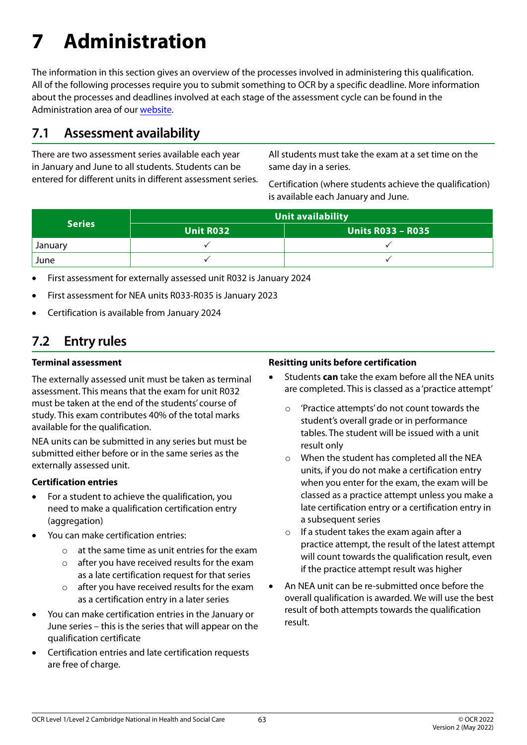# 7 Administration

The information in this section gives an overview of the processes involved in administering this qualification. All of the following processes require you to submit something to OCR by a specific deadline. More information about the processes and deadlines involved at each stage of the assessment cycle can be found in the Administration area of our website.

## 7.1 Assessment availability

There are two assessment series available each year in January and June to all students. Students can be entered for different units in different assessment series.

All students must take the exam at a set time on the same day in a series.

Certification (where students achieve the qualification) is available each January and June.

| Series | Unit availability | |
|---|---|---|
| | Unit R032 | Units R033 – R035 |
| January | ✓ | ✓ |
| June | ✓ | ✓ |

- First assessment for externally assessed unit R032 is January 2024
- First assessment for NEA units R033-R035 is January 2023
- Certification is available from January 2024

## 7.2 Entry rules

### Terminal assessment

The externally assessed unit must be taken as terminal assessment. This means that the exam for unit R032 must be taken at the end of the students' course of study. This exam contributes 40% of the total marks available for the qualification.

NEA units can be submitted in any series but must be submitted either before or in the same series as the externally assessed unit.

### Certification entries

- For a student to achieve the qualification, you need to make a qualification certification entry (aggregation)
- You can make certification entries:
  - at the same time as unit entries for the exam
  - after you have received results for the exam as a late certification request for that series
  - after you have received results for the exam as a certification entry in a later series
- You can make certification entries in the January or June series – this is the series that will appear on the qualification certificate
- Certification entries and late certification requests are free of charge.

### Resitting units before certification

- Students **can** take the exam before all the NEA units are completed. This is classed as a 'practice attempt'
  - 'Practice attempts' do not count towards the student's overall grade or in performance tables. The student will be issued with a unit result only
  - When the student has completed all the NEA units, if you do not make a certification entry when you enter for the exam, the exam will be classed as a practice attempt unless you make a late certification entry or a certification entry in a subsequent series
  - If a student takes the exam again after a practice attempt, the result of the latest attempt will count towards the qualification result, even if the practice attempt result was higher
- An NEA unit can be re-submitted once before the overall qualification is awarded. We will use the best result of both attempts towards the qualification result.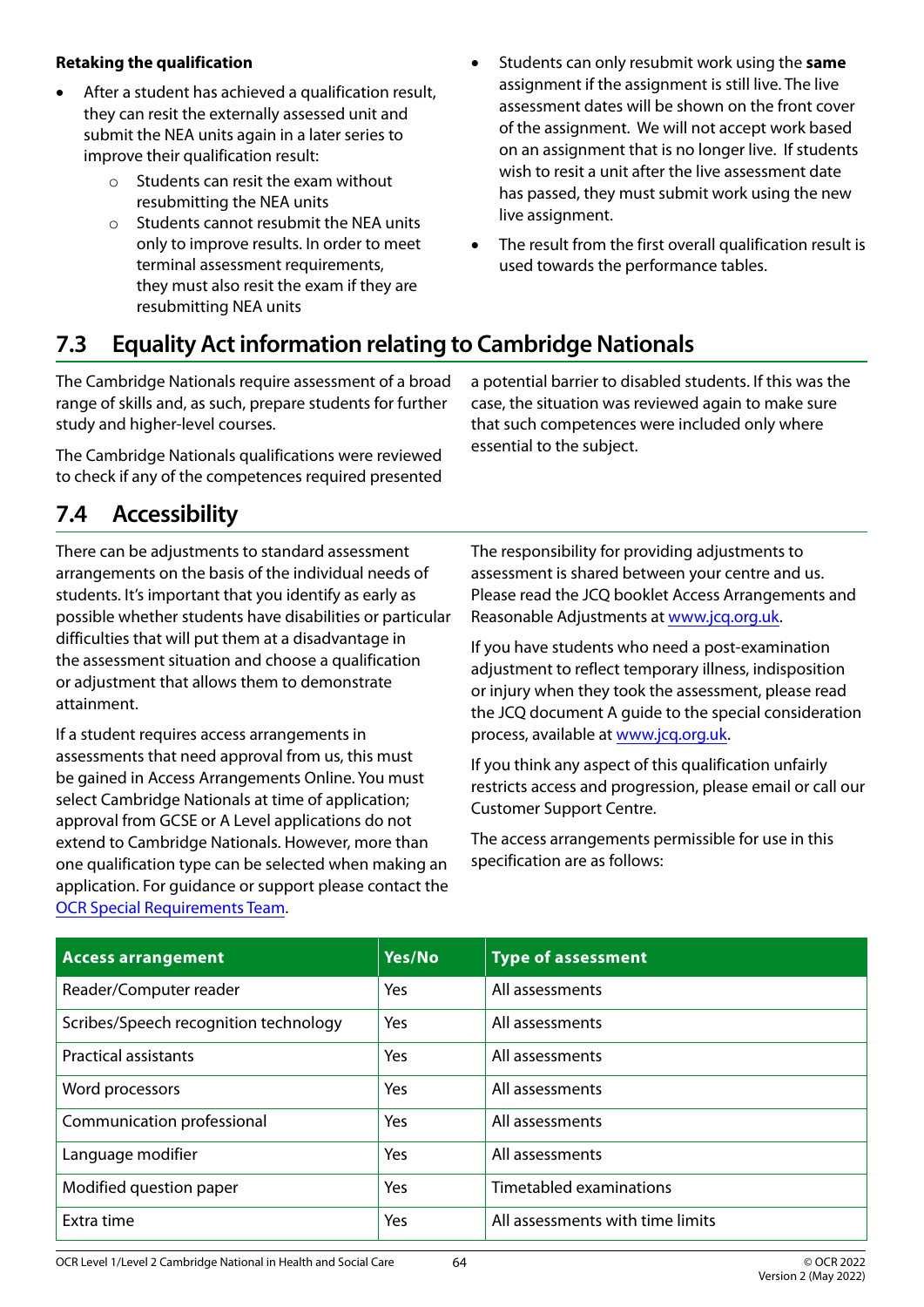**Retaking the qualification**

- After a student has achieved a qualification result, they can resit the externally assessed unit and submit the NEA units again in a later series to improve their qualification result:
    - Students can resit the exam without resubmitting the NEA units
    - Students cannot resubmit the NEA units only to improve results. In order to meet terminal assessment requirements, they must also resit the exam if they are resubmitting NEA units
- Students can only resubmit work using the **same** assignment if the assignment is still live. The live assessment dates will be shown on the front cover of the assignment. We will not accept work based on an assignment that is no longer live. If students wish to resit a unit after the live assessment date has passed, they must submit work using the new live assignment.
- The result from the first overall qualification result is used towards the performance tables.

## 7.3 Equality Act information relating to Cambridge Nationals

The Cambridge Nationals require assessment of a broad range of skills and, as such, prepare students for further study and higher-level courses.

The Cambridge Nationals qualifications were reviewed to check if any of the competences required presented a potential barrier to disabled students. If this was the case, the situation was reviewed again to make sure that such competences were included only where essential to the subject.

## 7.4 Accessibility

There can be adjustments to standard assessment arrangements on the basis of the individual needs of students. It's important that you identify as early as possible whether students have disabilities or particular difficulties that will put them at a disadvantage in the assessment situation and choose a qualification or adjustment that allows them to demonstrate attainment.

If a student requires access arrangements in assessments that need approval from us, this must be gained in Access Arrangements Online. You must select Cambridge Nationals at time of application; approval from GCSE or A Level applications do not extend to Cambridge Nationals. However, more than one qualification type can be selected when making an application. For guidance or support please contact the OCR Special Requirements Team.

The responsibility for providing adjustments to assessment is shared between your centre and us. Please read the JCQ booklet Access Arrangements and Reasonable Adjustments at www.jcq.org.uk.

If you have students who need a post-examination adjustment to reflect temporary illness, indisposition or injury when they took the assessment, please read the JCQ document A guide to the special consideration process, available at www.jcq.org.uk.

If you think any aspect of this qualification unfairly restricts access and progression, please email or call our Customer Support Centre.

The access arrangements permissible for use in this specification are as follows:

| Access arrangement | Yes/No | Type of assessment |
|---|---|---|
| Reader/Computer reader | Yes | All assessments |
| Scribes/Speech recognition technology | Yes | All assessments |
| Practical assistants | Yes | All assessments |
| Word processors | Yes | All assessments |
| Communication professional | Yes | All assessments |
| Language modifier | Yes | All assessments |
| Modified question paper | Yes | Timetabled examinations |
| Extra time | Yes | All assessments with time limits |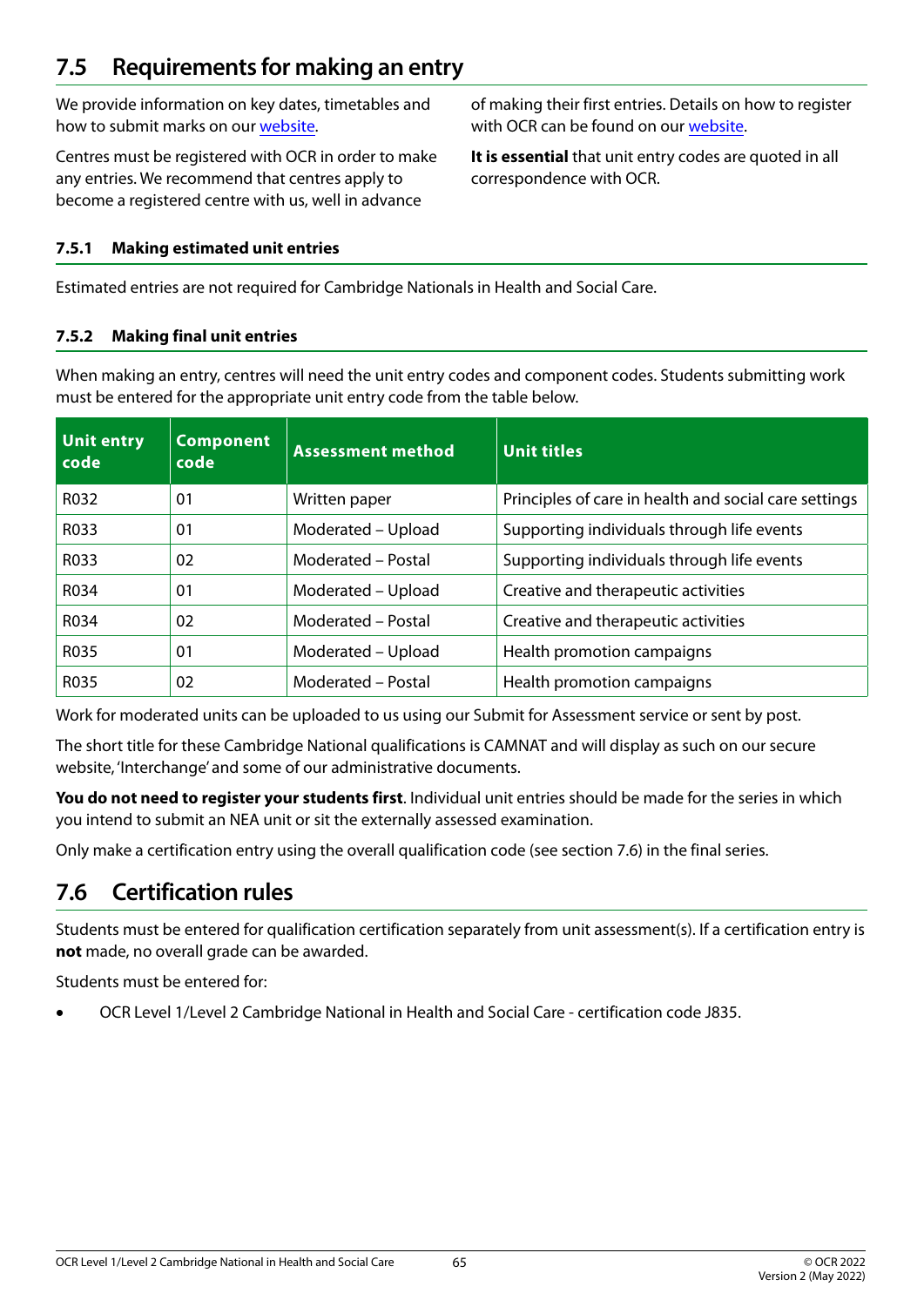## 7.5 Requirements for making an entry

We provide information on key dates, timetables and how to submit marks on our [website](#).

Centres must be registered with OCR in order to make any entries. We recommend that centres apply to become a registered centre with us, well in advance of making their first entries. Details on how to register with OCR can be found on our [website](#).

**It is essential** that unit entry codes are quoted in all correspondence with OCR.

### 7.5.1 Making estimated unit entries

Estimated entries are not required for Cambridge Nationals in Health and Social Care.

### 7.5.2 Making final unit entries

When making an entry, centres will need the unit entry codes and component codes. Students submitting work must be entered for the appropriate unit entry code from the table below.

| Unit entry code | Component code | Assessment method | Unit titles |
|---|---|---|---|
| R032 | 01 | Written paper | Principles of care in health and social care settings |
| R033 | 01 | Moderated – Upload | Supporting individuals through life events |
| R033 | 02 | Moderated – Postal | Supporting individuals through life events |
| R034 | 01 | Moderated – Upload | Creative and therapeutic activities |
| R034 | 02 | Moderated – Postal | Creative and therapeutic activities |
| R035 | 01 | Moderated – Upload | Health promotion campaigns |
| R035 | 02 | Moderated – Postal | Health promotion campaigns |

Work for moderated units can be uploaded to us using our Submit for Assessment service or sent by post.

The short title for these Cambridge National qualifications is CAMNAT and will display as such on our secure website, 'Interchange' and some of our administrative documents.

**You do not need to register your students first**. Individual unit entries should be made for the series in which you intend to submit an NEA unit or sit the externally assessed examination.

Only make a certification entry using the overall qualification code (see section 7.6) in the final series.

## 7.6 Certification rules

Students must be entered for qualification certification separately from unit assessment(s). If a certification entry is **not** made, no overall grade can be awarded.

Students must be entered for:

- OCR Level 1/Level 2 Cambridge National in Health and Social Care - certification code J835.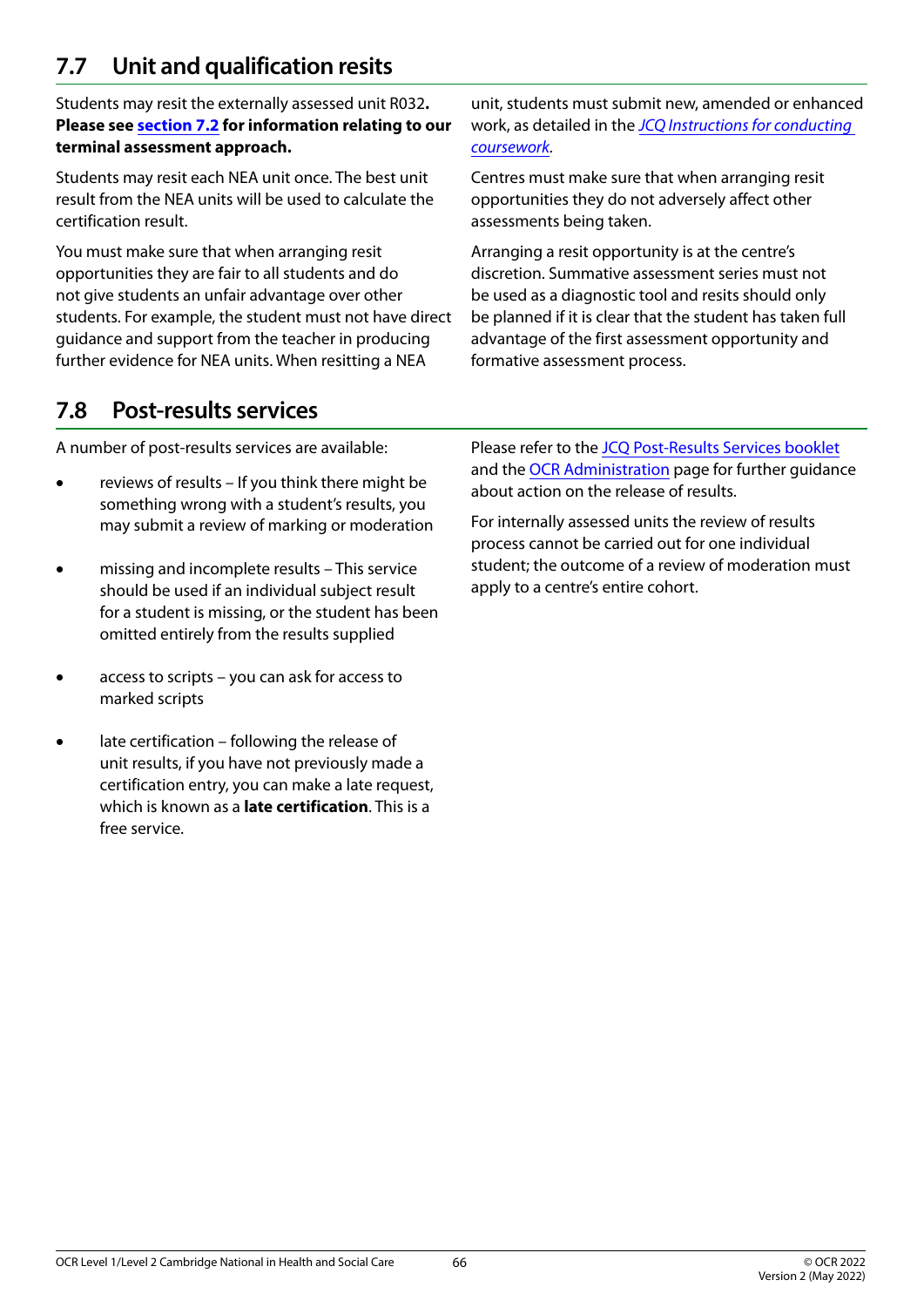## 7.7 Unit and qualification resits

Students may resit the externally assessed unit R032. **Please see section 7.2 for information relating to our terminal assessment approach.**

Students may resit each NEA unit once. The best unit result from the NEA units will be used to calculate the certification result.

You must make sure that when arranging resit opportunities they are fair to all students and do not give students an unfair advantage over other students. For example, the student must not have direct guidance and support from the teacher in producing further evidence for NEA units. When resitting a NEA unit, students must submit new, amended or enhanced work, as detailed in the *JCQ Instructions for conducting coursework*.

Centres must make sure that when arranging resit opportunities they do not adversely affect other assessments being taken.

Arranging a resit opportunity is at the centre's discretion. Summative assessment series must not be used as a diagnostic tool and resits should only be planned if it is clear that the student has taken full advantage of the first assessment opportunity and formative assessment process.

## 7.8 Post-results services

A number of post-results services are available:

- reviews of results – If you think there might be something wrong with a student's results, you may submit a review of marking or moderation
- missing and incomplete results – This service should be used if an individual subject result for a student is missing, or the student has been omitted entirely from the results supplied
- access to scripts – you can ask for access to marked scripts
- late certification – following the release of unit results, if you have not previously made a certification entry, you can make a late request, which is known as a **late certification**. This is a free service.

Please refer to the JCQ Post-Results Services booklet and the OCR Administration page for further guidance about action on the release of results.

For internally assessed units the review of results process cannot be carried out for one individual student; the outcome of a review of moderation must apply to a centre's entire cohort.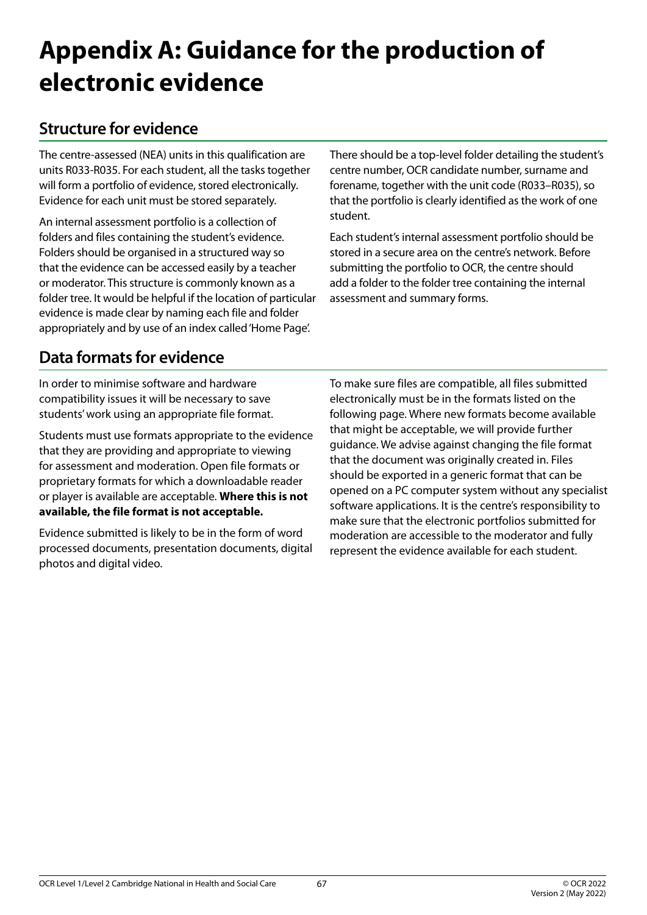# Appendix A: Guidance for the production of electronic evidence

## Structure for evidence

The centre-assessed (NEA) units in this qualification are units R033-R035. For each student, all the tasks together will form a portfolio of evidence, stored electronically. Evidence for each unit must be stored separately.

An internal assessment portfolio is a collection of folders and files containing the student's evidence. Folders should be organised in a structured way so that the evidence can be accessed easily by a teacher or moderator. This structure is commonly known as a folder tree. It would be helpful if the location of particular evidence is made clear by naming each file and folder appropriately and by use of an index called 'Home Page'.

There should be a top-level folder detailing the student's centre number, OCR candidate number, surname and forename, together with the unit code (R033–R035), so that the portfolio is clearly identified as the work of one student.

Each student's internal assessment portfolio should be stored in a secure area on the centre's network. Before submitting the portfolio to OCR, the centre should add a folder to the folder tree containing the internal assessment and summary forms.

## Data formats for evidence

In order to minimise software and hardware compatibility issues it will be necessary to save students' work using an appropriate file format.

Students must use formats appropriate to the evidence that they are providing and appropriate to viewing for assessment and moderation. Open file formats or proprietary formats for which a downloadable reader or player is available are acceptable. **Where this is not available, the file format is not acceptable.**

Evidence submitted is likely to be in the form of word processed documents, presentation documents, digital photos and digital video.

To make sure files are compatible, all files submitted electronically must be in the formats listed on the following page. Where new formats become available that might be acceptable, we will provide further guidance. We advise against changing the file format that the document was originally created in. Files should be exported in a generic format that can be opened on a PC computer system without any specialist software applications. It is the centre's responsibility to make sure that the electronic portfolios submitted for moderation are accessible to the moderator and fully represent the evidence available for each student.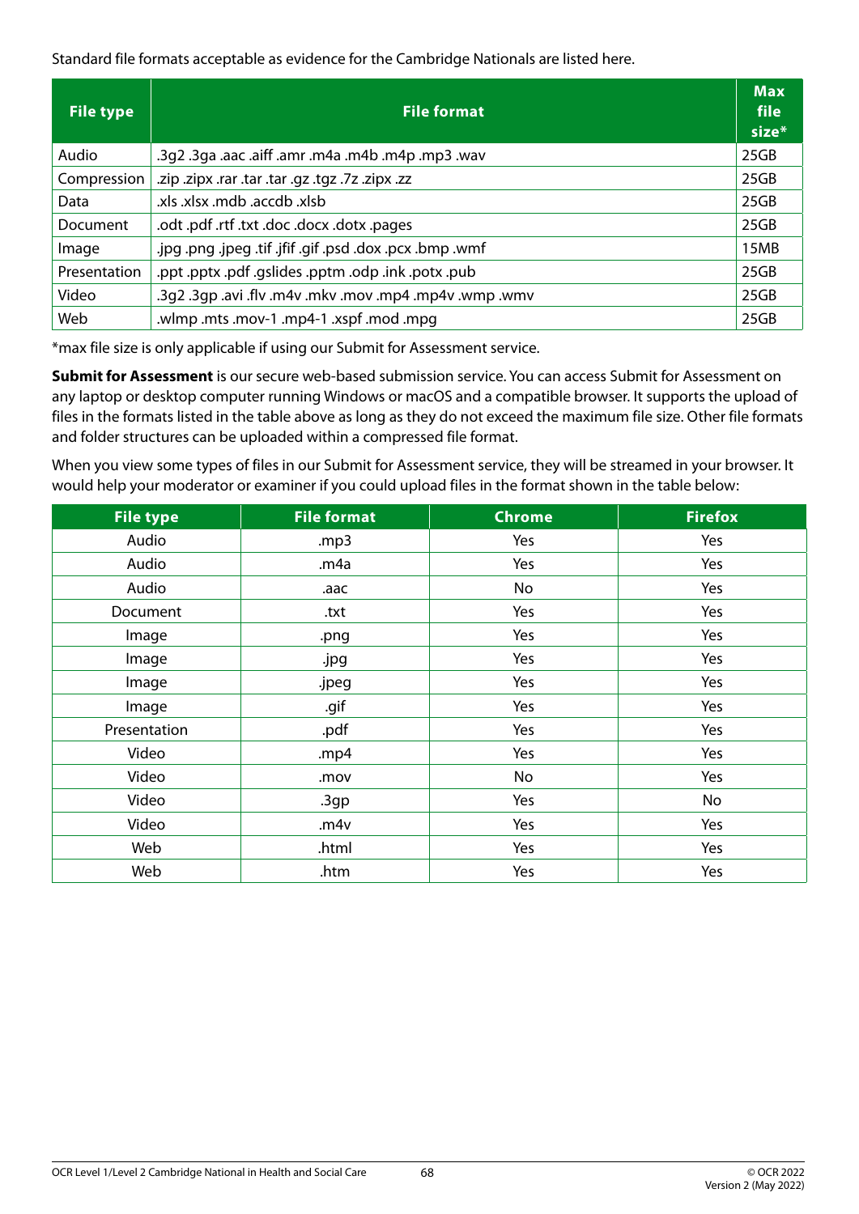Standard file formats acceptable as evidence for the Cambridge Nationals are listed here.

| File type | File format | Max file size* |
|---|---|---|
| Audio | .3g2 .3ga .aac .aiff .amr .m4a .m4b .m4p .mp3 .wav | 25GB |
| Compression | .zip .zipx .rar .tar .tar .gz .tgz .7z .zipx .zz | 25GB |
| Data | .xls .xlsx .mdb .accdb .xlsb | 25GB |
| Document | .odt .pdf .rtf .txt .doc .docx .dotx .pages | 25GB |
| Image | .jpg .png .jpeg .tif .jfif .gif .psd .dox .pcx .bmp .wmf | 15MB |
| Presentation | .ppt .pptx .pdf .gslides .pptm .odp .ink .potx .pub | 25GB |
| Video | .3g2 .3gp .avi .flv .m4v .mkv .mov .mp4 .mp4v .wmp .wmv | 25GB |
| Web | .wlmp .mts .mov-1 .mp4-1 .xspf .mod .mpg | 25GB |

*max file size is only applicable if using our Submit for Assessment service.

**Submit for Assessment** is our secure web-based submission service. You can access Submit for Assessment on any laptop or desktop computer running Windows or macOS and a compatible browser. It supports the upload of files in the formats listed in the table above as long as they do not exceed the maximum file size. Other file formats and folder structures can be uploaded within a compressed file format.

When you view some types of files in our Submit for Assessment service, they will be streamed in your browser. It would help your moderator or examiner if you could upload files in the format shown in the table below:

| File type | File format | Chrome | Firefox |
|---|---|---|---|
| Audio | .mp3 | Yes | Yes |
| Audio | .m4a | Yes | Yes |
| Audio | .aac | No | Yes |
| Document | .txt | Yes | Yes |
| Image | .png | Yes | Yes |
| Image | .jpg | Yes | Yes |
| Image | .jpeg | Yes | Yes |
| Image | .gif | Yes | Yes |
| Presentation | .pdf | Yes | Yes |
| Video | .mp4 | Yes | Yes |
| Video | .mov | No | Yes |
| Video | .3gp | Yes | No |
| Video | .m4v | Yes | Yes |
| Web | .html | Yes | Yes |
| Web | .htm | Yes | Yes |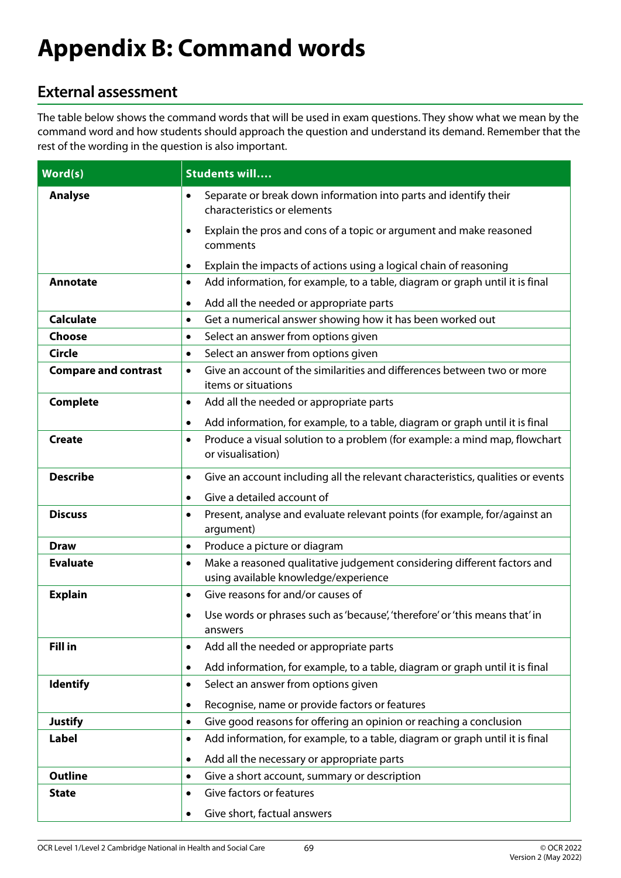# Appendix B: Command words

## External assessment

The table below shows the command words that will be used in exam questions. They show what we mean by the command word and how students should approach the question and understand its demand. Remember that the rest of the wording in the question is also important.

| Word(s) | Students will.... |
|---|---|
| **Analyse** | • Separate or break down information into parts and identify their characteristics or elements<br>• Explain the pros and cons of a topic or argument and make reasoned comments<br>• Explain the impacts of actions using a logical chain of reasoning |
| **Annotate** | • Add information, for example, to a table, diagram or graph until it is final<br>• Add all the needed or appropriate parts |
| **Calculate** | • Get a numerical answer showing how it has been worked out |
| **Choose** | • Select an answer from options given |
| **Circle** | • Select an answer from options given |
| **Compare and contrast** | • Give an account of the similarities and differences between two or more items or situations |
| **Complete** | • Add all the needed or appropriate parts<br>• Add information, for example, to a table, diagram or graph until it is final |
| **Create** | • Produce a visual solution to a problem (for example: a mind map, flowchart or visualisation) |
| **Describe** | • Give an account including all the relevant characteristics, qualities or events<br>• Give a detailed account of |
| **Discuss** | • Present, analyse and evaluate relevant points (for example, for/against an argument) |
| **Draw** | • Produce a picture or diagram |
| **Evaluate** | • Make a reasoned qualitative judgement considering different factors and using available knowledge/experience |
| **Explain** | • Give reasons for and/or causes of<br>• Use words or phrases such as 'because', 'therefore' or 'this means that' in answers |
| **Fill in** | • Add all the needed or appropriate parts<br>• Add information, for example, to a table, diagram or graph until it is final |
| **Identify** | • Select an answer from options given<br>• Recognise, name or provide factors or features |
| **Justify** | • Give good reasons for offering an opinion or reaching a conclusion |
| **Label** | • Add information, for example, to a table, diagram or graph until it is final<br>• Add all the necessary or appropriate parts |
| **Outline** | • Give a short account, summary or description |
| **State** | • Give factors or features<br>• Give short, factual answers |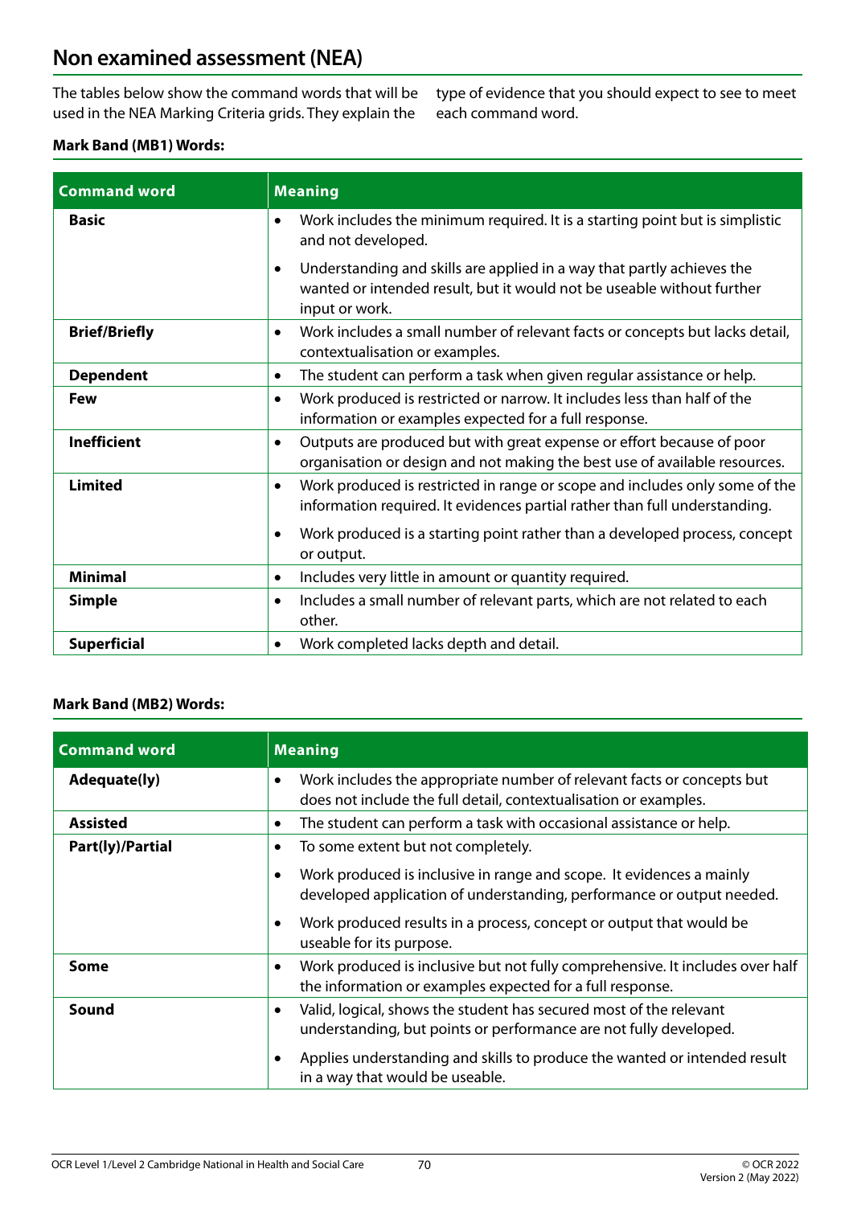## Non examined assessment (NEA)

The tables below show the command words that will be used in the NEA Marking Criteria grids. They explain the type of evidence that you should expect to see to meet each command word.

**Mark Band (MB1) Words:**

| Command word | Meaning |
|---|---|
| **Basic** | • Work includes the minimum required. It is a starting point but is simplistic and not developed.<br>• Understanding and skills are applied in a way that partly achieves the wanted or intended result, but it would not be useable without further input or work. |
| **Brief/Briefly** | • Work includes a small number of relevant facts or concepts but lacks detail, contextualisation or examples. |
| **Dependent** | • The student can perform a task when given regular assistance or help. |
| **Few** | • Work produced is restricted or narrow. It includes less than half of the information or examples expected for a full response. |
| **Inefficient** | • Outputs are produced but with great expense or effort because of poor organisation or design and not making the best use of available resources. |
| **Limited** | • Work produced is restricted in range or scope and includes only some of the information required. It evidences partial rather than full understanding.<br>• Work produced is a starting point rather than a developed process, concept or output. |
| **Minimal** | • Includes very little in amount or quantity required. |
| **Simple** | • Includes a small number of relevant parts, which are not related to each other. |
| **Superficial** | • Work completed lacks depth and detail. |

**Mark Band (MB2) Words:**

| Command word | Meaning |
|---|---|
| **Adequate(ly)** | • Work includes the appropriate number of relevant facts or concepts but does not include the full detail, contextualisation or examples. |
| **Assisted** | • The student can perform a task with occasional assistance or help. |
| **Part(ly)/Partial** | • To some extent but not completely.<br>• Work produced is inclusive in range and scope. It evidences a mainly developed application of understanding, performance or output needed.<br>• Work produced results in a process, concept or output that would be useable for its purpose. |
| **Some** | • Work produced is inclusive but not fully comprehensive. It includes over half the information or examples expected for a full response. |
| **Sound** | • Valid, logical, shows the student has secured most of the relevant understanding, but points or performance are not fully developed.<br>• Applies understanding and skills to produce the wanted or intended result in a way that would be useable. |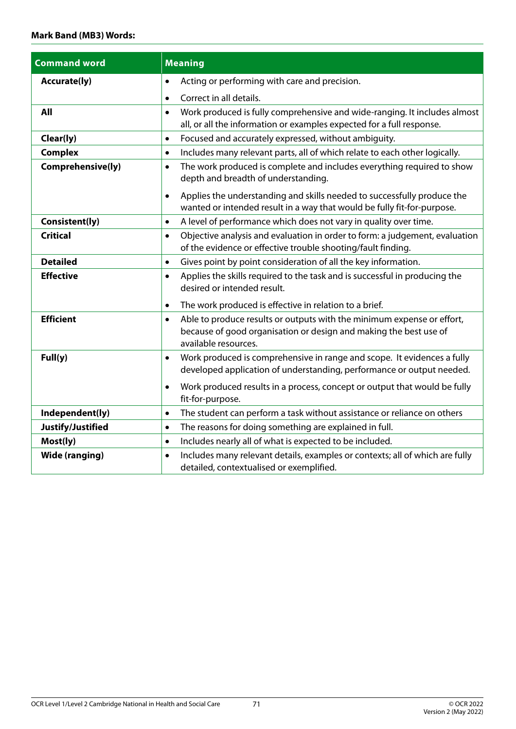**Mark Band (MB3) Words:**

| Command word | Meaning |
|---|---|
| **Accurate(ly)** | • Acting or performing with care and precision.<br>• Correct in all details. |
| **All** | • Work produced is fully comprehensive and wide-ranging. It includes almost all, or all the information or examples expected for a full response. |
| **Clear(ly)** | • Focused and accurately expressed, without ambiguity. |
| **Complex** | • Includes many relevant parts, all of which relate to each other logically. |
| **Comprehensive(ly)** | • The work produced is complete and includes everything required to show depth and breadth of understanding.<br>• Applies the understanding and skills needed to successfully produce the wanted or intended result in a way that would be fully fit-for-purpose. |
| **Consistent(ly)** | • A level of performance which does not vary in quality over time. |
| **Critical** | • Objective analysis and evaluation in order to form: a judgement, evaluation of the evidence or effective trouble shooting/fault finding. |
| **Detailed** | • Gives point by point consideration of all the key information. |
| **Effective** | • Applies the skills required to the task and is successful in producing the desired or intended result.<br>• The work produced is effective in relation to a brief. |
| **Efficient** | • Able to produce results or outputs with the minimum expense or effort, because of good organisation or design and making the best use of available resources. |
| **Full(y)** | • Work produced is comprehensive in range and scope. It evidences a fully developed application of understanding, performance or output needed.<br>• Work produced results in a process, concept or output that would be fully fit-for-purpose. |
| **Independent(ly)** | • The student can perform a task without assistance or reliance on others |
| **Justify/Justified** | • The reasons for doing something are explained in full. |
| **Most(ly)** | • Includes nearly all of what is expected to be included. |
| **Wide (ranging)** | • Includes many relevant details, examples or contexts; all of which are fully detailed, contextualised or exemplified. |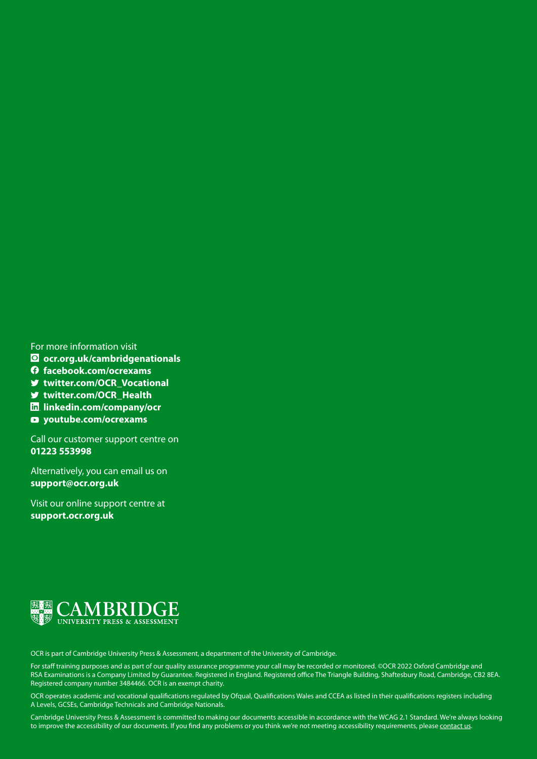For more information visit

**ocr.org.uk/cambridgenationals**
**facebook.com/ocrexams**
**twitter.com/OCR_Vocational**
**twitter.com/OCR_Health**
**linkedin.com/company/ocr**
**youtube.com/ocrexams**

Call our customer support centre on
**01223 553998**

Alternatively, you can email us on
**support@ocr.org.uk**

Visit our online support centre at
**support.ocr.org.uk**

CAMBRIDGE
UNIVERSITY PRESS & ASSESSMENT

OCR is part of Cambridge University Press & Assessment, a department of the University of Cambridge.

For staff training purposes and as part of our quality assurance programme your call may be recorded or monitored. ©OCR 2022 Oxford Cambridge and RSA Examinations is a Company Limited by Guarantee. Registered in England. Registered office The Triangle Building, Shaftesbury Road, Cambridge, CB2 8EA. Registered company number 3484466. OCR is an exempt charity.

OCR operates academic and vocational qualifications regulated by Ofqual, Qualifications Wales and CCEA as listed in their qualifications registers including A Levels, GCSEs, Cambridge Technicals and Cambridge Nationals.

Cambridge University Press & Assessment is committed to making our documents accessible in accordance with the WCAG 2.1 Standard. We're always looking to improve the accessibility of our documents. If you find any problems or you think we're not meeting accessibility requirements, please contact us.